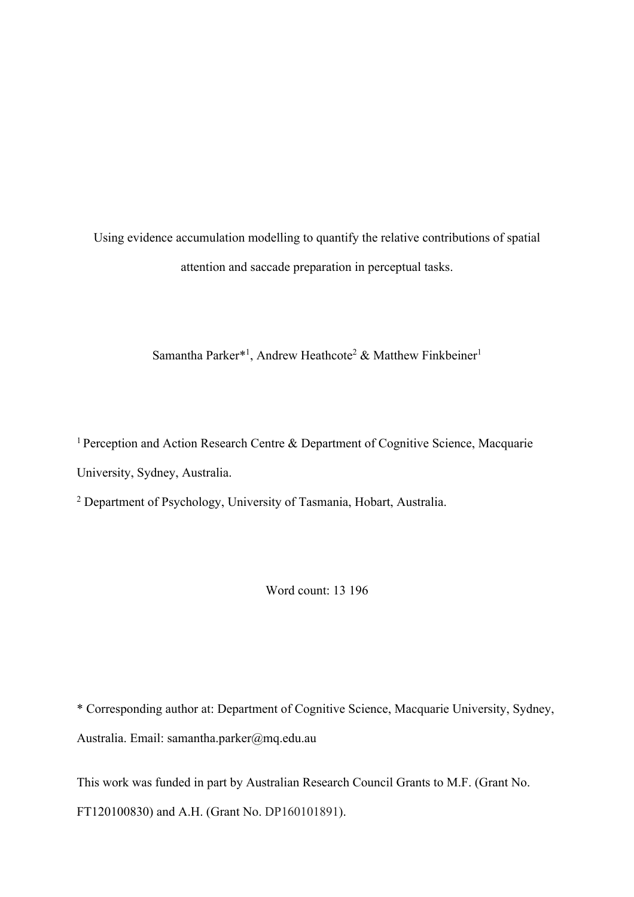# Using evidence accumulation modelling to quantify the relative contributions of spatial attention and saccade preparation in perceptual tasks.

Samantha Parker*[1], Andrew Heathcote[2] & Matthew Finkbeiner[1]

[1] Perception and Action Research Centre & Department of Cognitive Science, Macquarie University, Sydney, Australia.

[2] Department of Psychology, University of Tasmania, Hobart, Australia.

Word count: 13 196

\* Corresponding author at: Department of Cognitive Science, Macquarie University, Sydney, Australia. Email: samantha.parker@mq.edu.au

This work was funded in part by Australian Research Council Grants to M.F. (Grant No. FT120100830) and A.H. (Grant No. DP160101891).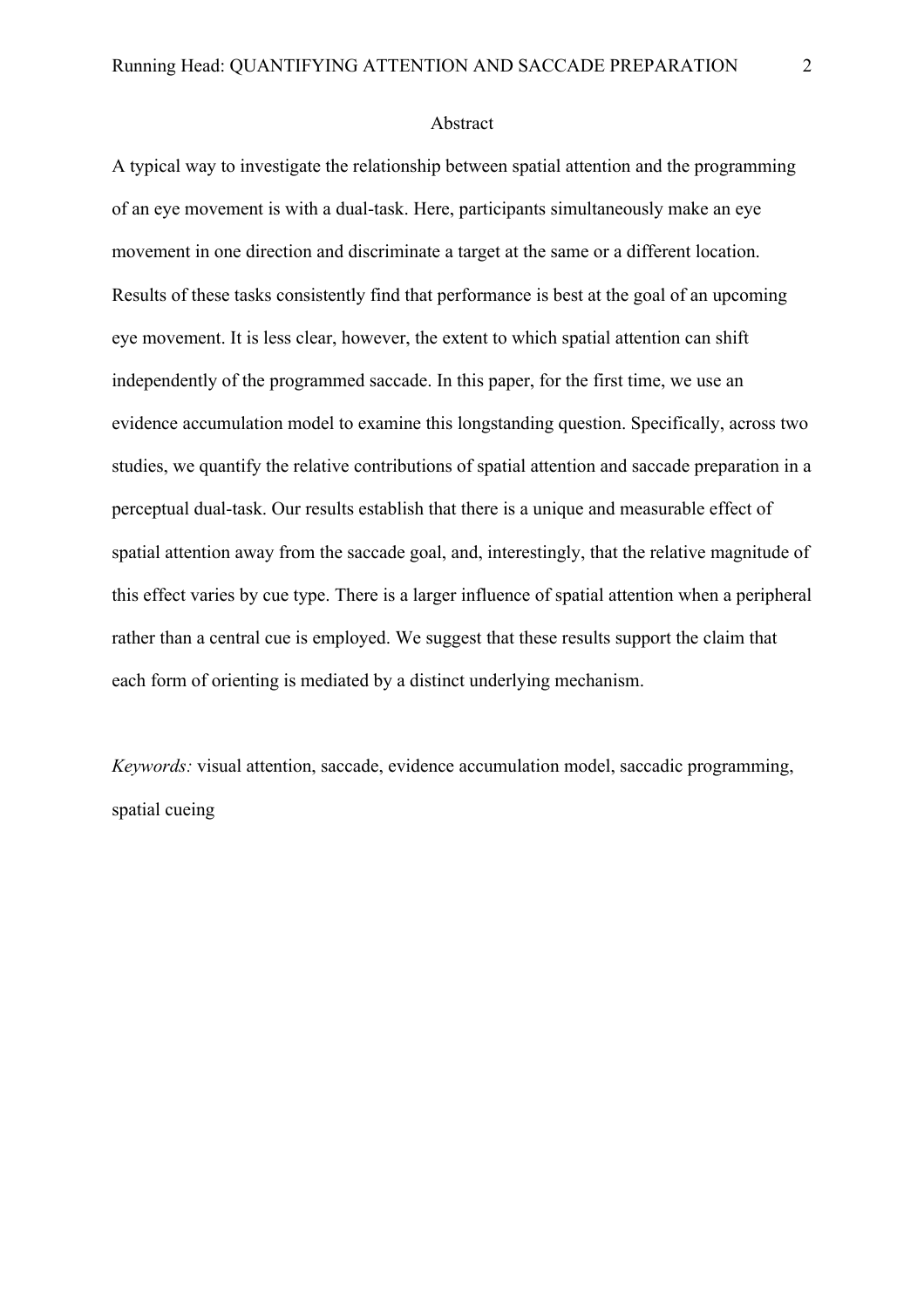# Abstract

A typical way to investigate the relationship between spatial attention and the programming of an eye movement is with a dual-task. Here, participants simultaneously make an eye movement in one direction and discriminate a target at the same or a different location. Results of these tasks consistently find that performance is best at the goal of an upcoming eye movement. It is less clear, however, the extent to which spatial attention can shift independently of the programmed saccade. In this paper, for the first time, we use an evidence accumulation model to examine this longstanding question. Specifically, across two studies, we quantify the relative contributions of spatial attention and saccade preparation in a perceptual dual-task. Our results establish that there is a unique and measurable effect of spatial attention away from the saccade goal, and, interestingly, that the relative magnitude of this effect varies by cue type. There is a larger influence of spatial attention when a peripheral rather than a central cue is employed. We suggest that these results support the claim that each form of orienting is mediated by a distinct underlying mechanism.

*Keywords:* visual attention, saccade, evidence accumulation model, saccadic programming, spatial cueing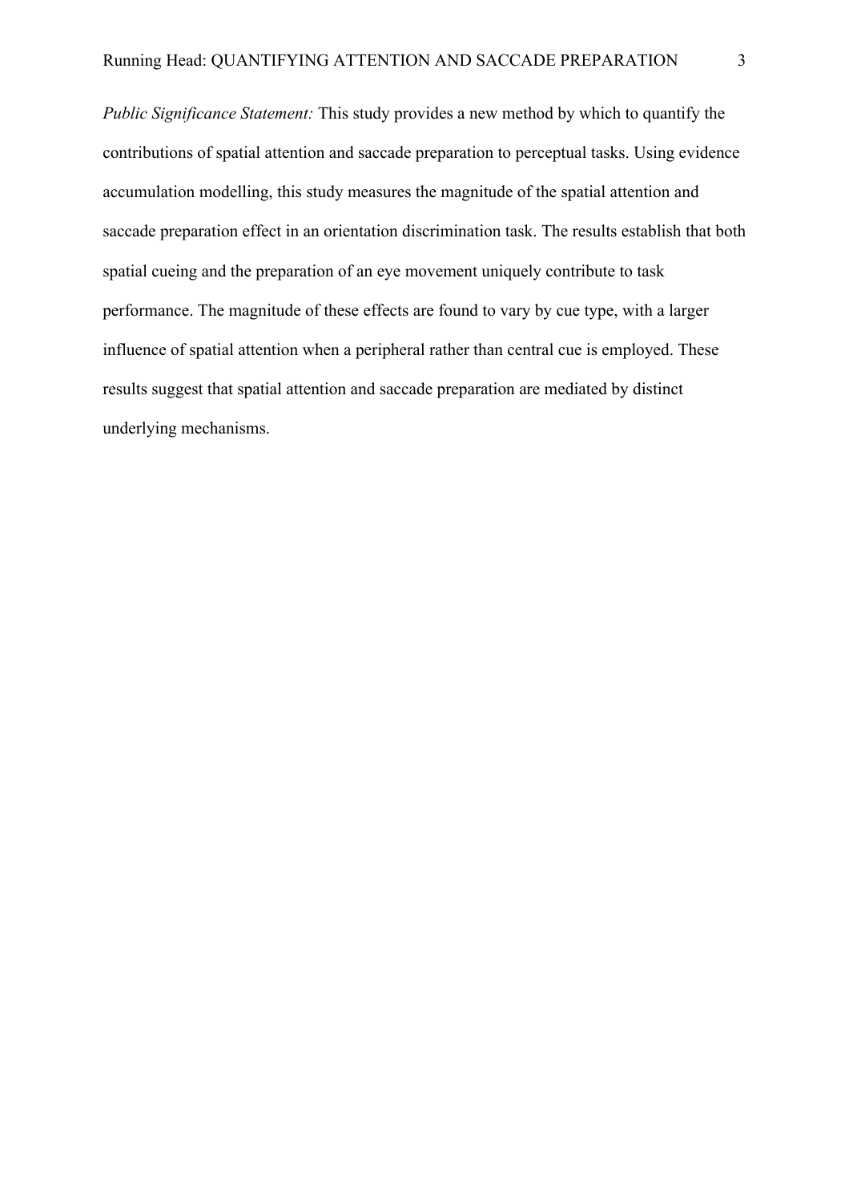*Public Significance Statement:* This study provides a new method by which to quantify the contributions of spatial attention and saccade preparation to perceptual tasks. Using evidence accumulation modelling, this study measures the magnitude of the spatial attention and saccade preparation effect in an orientation discrimination task. The results establish that both spatial cueing and the preparation of an eye movement uniquely contribute to task performance. The magnitude of these effects are found to vary by cue type, with a larger influence of spatial attention when a peripheral rather than central cue is employed. These results suggest that spatial attention and saccade preparation are mediated by distinct underlying mechanisms.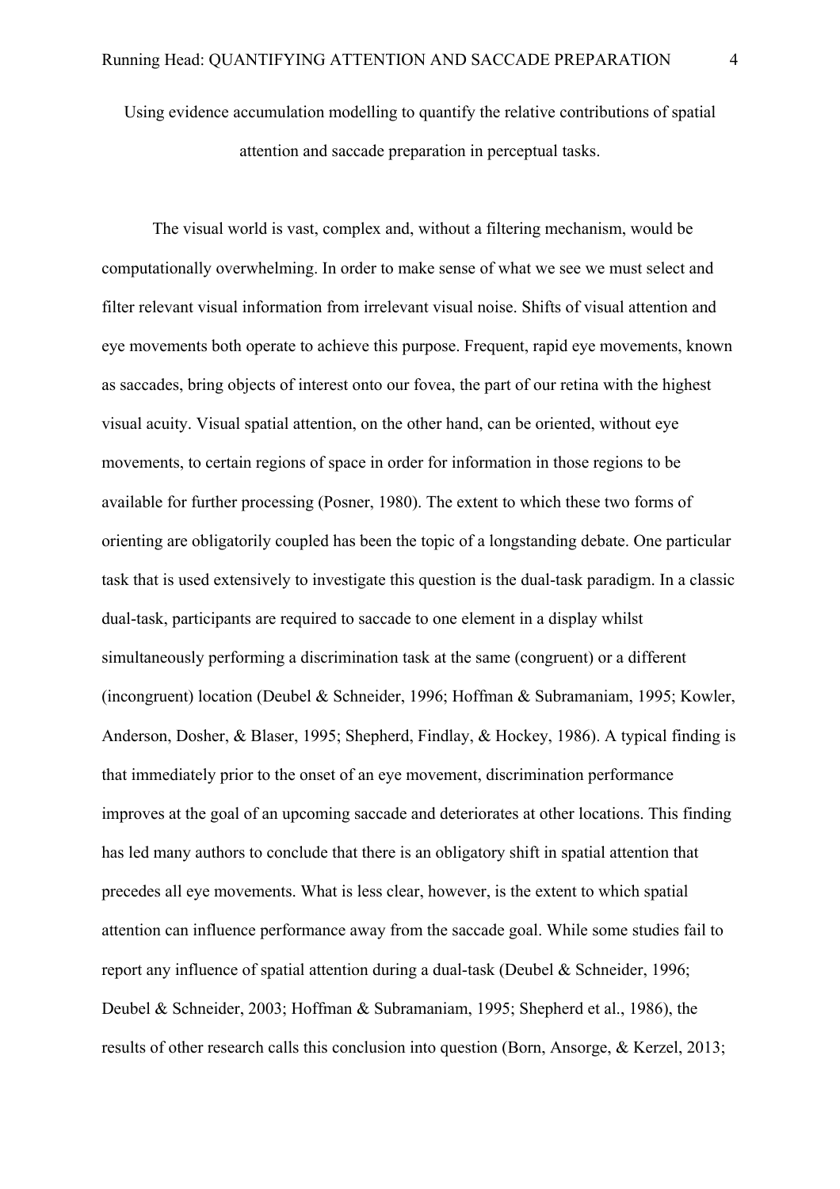# Using evidence accumulation modelling to quantify the relative contributions of spatial attention and saccade preparation in perceptual tasks.

The visual world is vast, complex and, without a filtering mechanism, would be computationally overwhelming. In order to make sense of what we see we must select and filter relevant visual information from irrelevant visual noise. Shifts of visual attention and eye movements both operate to achieve this purpose. Frequent, rapid eye movements, known as saccades, bring objects of interest onto our fovea, the part of our retina with the highest visual acuity. Visual spatial attention, on the other hand, can be oriented, without eye movements, to certain regions of space in order for information in those regions to be available for further processing (Posner, 1980). The extent to which these two forms of orienting are obligatorily coupled has been the topic of a longstanding debate. One particular task that is used extensively to investigate this question is the dual-task paradigm. In a classic dual-task, participants are required to saccade to one element in a display whilst simultaneously performing a discrimination task at the same (congruent) or a different (incongruent) location (Deubel & Schneider, 1996; Hoffman & Subramaniam, 1995; Kowler, Anderson, Dosher, & Blaser, 1995; Shepherd, Findlay, & Hockey, 1986). A typical finding is that immediately prior to the onset of an eye movement, discrimination performance improves at the goal of an upcoming saccade and deteriorates at other locations. This finding has led many authors to conclude that there is an obligatory shift in spatial attention that precedes all eye movements. What is less clear, however, is the extent to which spatial attention can influence performance away from the saccade goal. While some studies fail to report any influence of spatial attention during a dual-task (Deubel & Schneider, 1996; Deubel & Schneider, 2003; Hoffman & Subramaniam, 1995; Shepherd et al., 1986), the results of other research calls this conclusion into question (Born, Ansorge, & Kerzel, 2013;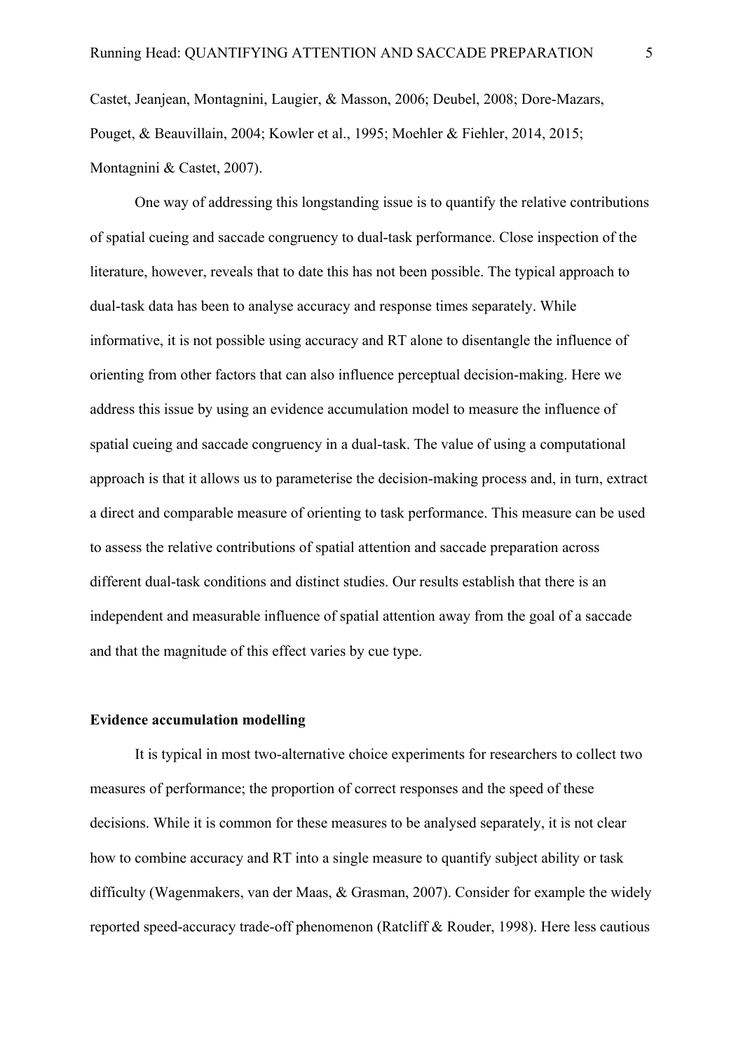Castet, Jeanjean, Montagnini, Laugier, & Masson, 2006; Deubel, 2008; Dore-Mazars, Pouget, & Beauvillain, 2004; Kowler et al., 1995; Moehler & Fiehler, 2014, 2015; Montagnini & Castet, 2007).

One way of addressing this longstanding issue is to quantify the relative contributions of spatial cueing and saccade congruency to dual-task performance. Close inspection of the literature, however, reveals that to date this has not been possible. The typical approach to dual-task data has been to analyse accuracy and response times separately. While informative, it is not possible using accuracy and RT alone to disentangle the influence of orienting from other factors that can also influence perceptual decision-making. Here we address this issue by using an evidence accumulation model to measure the influence of spatial cueing and saccade congruency in a dual-task. The value of using a computational approach is that it allows us to parameterise the decision-making process and, in turn, extract a direct and comparable measure of orienting to task performance. This measure can be used to assess the relative contributions of spatial attention and saccade preparation across different dual-task conditions and distinct studies. Our results establish that there is an independent and measurable influence of spatial attention away from the goal of a saccade and that the magnitude of this effect varies by cue type.

## Evidence accumulation modelling

It is typical in most two-alternative choice experiments for researchers to collect two measures of performance; the proportion of correct responses and the speed of these decisions. While it is common for these measures to be analysed separately, it is not clear how to combine accuracy and RT into a single measure to quantify subject ability or task difficulty (Wagenmakers, van der Maas, & Grasman, 2007). Consider for example the widely reported speed-accuracy trade-off phenomenon (Ratcliff & Rouder, 1998). Here less cautious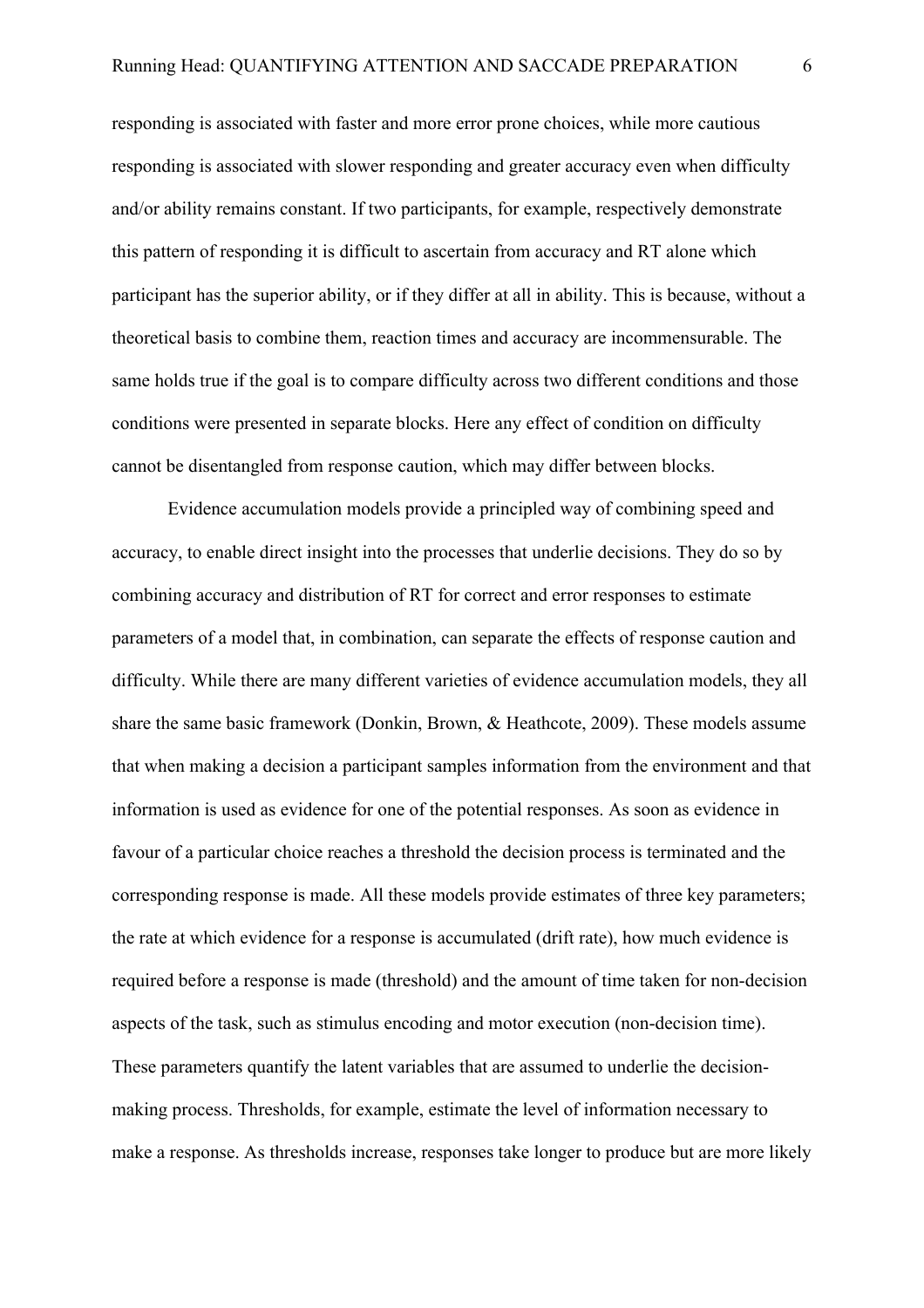responding is associated with faster and more error prone choices, while more cautious responding is associated with slower responding and greater accuracy even when difficulty and/or ability remains constant. If two participants, for example, respectively demonstrate this pattern of responding it is difficult to ascertain from accuracy and RT alone which participant has the superior ability, or if they differ at all in ability. This is because, without a theoretical basis to combine them, reaction times and accuracy are incommensurable. The same holds true if the goal is to compare difficulty across two different conditions and those conditions were presented in separate blocks. Here any effect of condition on difficulty cannot be disentangled from response caution, which may differ between blocks.

Evidence accumulation models provide a principled way of combining speed and accuracy, to enable direct insight into the processes that underlie decisions. They do so by combining accuracy and distribution of RT for correct and error responses to estimate parameters of a model that, in combination, can separate the effects of response caution and difficulty. While there are many different varieties of evidence accumulation models, they all share the same basic framework (Donkin, Brown, & Heathcote, 2009). These models assume that when making a decision a participant samples information from the environment and that information is used as evidence for one of the potential responses. As soon as evidence in favour of a particular choice reaches a threshold the decision process is terminated and the corresponding response is made. All these models provide estimates of three key parameters; the rate at which evidence for a response is accumulated (drift rate), how much evidence is required before a response is made (threshold) and the amount of time taken for non-decision aspects of the task, such as stimulus encoding and motor execution (non-decision time). These parameters quantify the latent variables that are assumed to underlie the decision-making process. Thresholds, for example, estimate the level of information necessary to make a response. As thresholds increase, responses take longer to produce but are more likely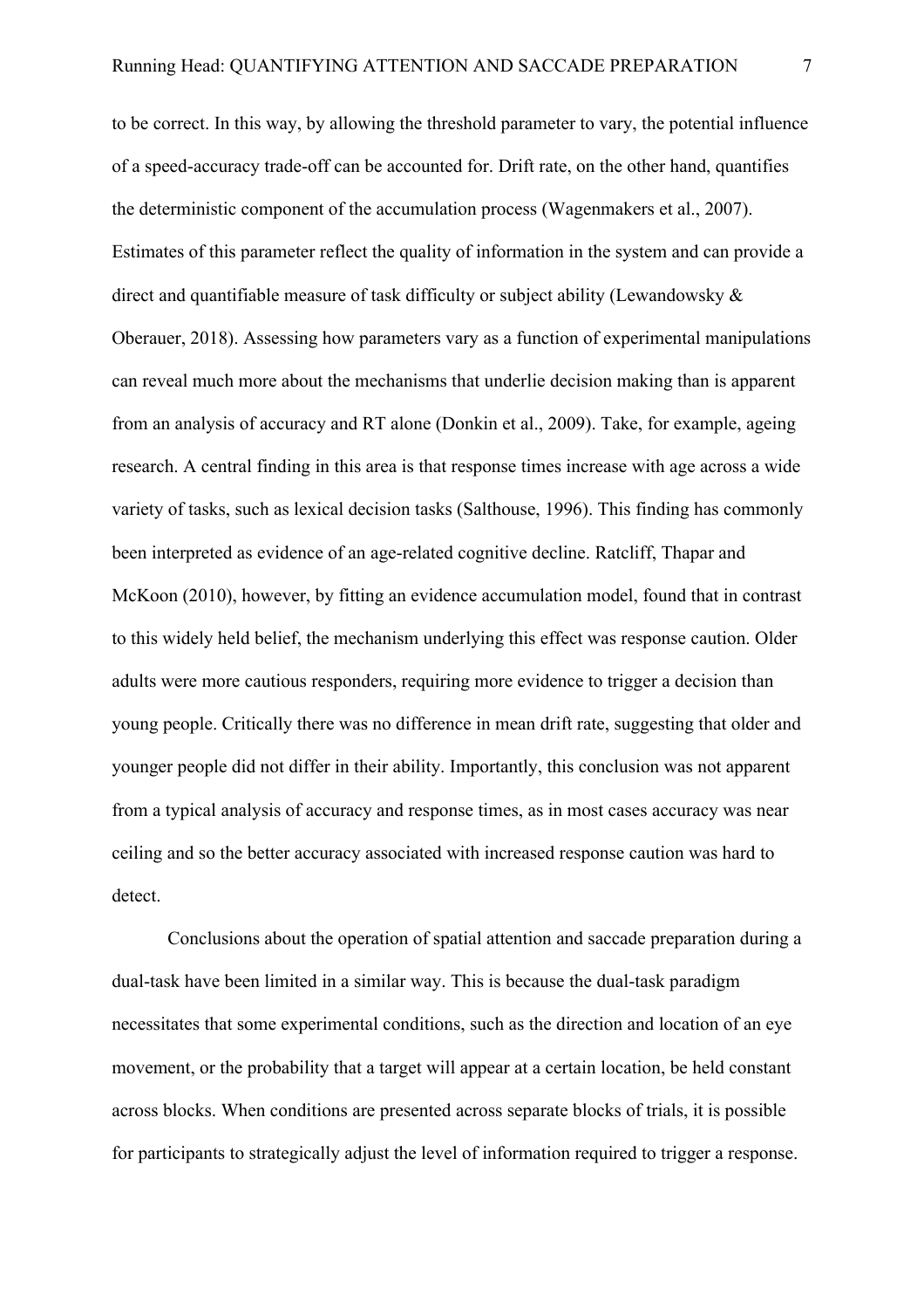to be correct. In this way, by allowing the threshold parameter to vary, the potential influence of a speed-accuracy trade-off can be accounted for. Drift rate, on the other hand, quantifies the deterministic component of the accumulation process (Wagenmakers et al., 2007). Estimates of this parameter reflect the quality of information in the system and can provide a direct and quantifiable measure of task difficulty or subject ability (Lewandowsky & Oberauer, 2018). Assessing how parameters vary as a function of experimental manipulations can reveal much more about the mechanisms that underlie decision making than is apparent from an analysis of accuracy and RT alone (Donkin et al., 2009). Take, for example, ageing research. A central finding in this area is that response times increase with age across a wide variety of tasks, such as lexical decision tasks (Salthouse, 1996). This finding has commonly been interpreted as evidence of an age-related cognitive decline. Ratcliff, Thapar and McKoon (2010), however, by fitting an evidence accumulation model, found that in contrast to this widely held belief, the mechanism underlying this effect was response caution. Older adults were more cautious responders, requiring more evidence to trigger a decision than young people. Critically there was no difference in mean drift rate, suggesting that older and younger people did not differ in their ability. Importantly, this conclusion was not apparent from a typical analysis of accuracy and response times, as in most cases accuracy was near ceiling and so the better accuracy associated with increased response caution was hard to detect.

Conclusions about the operation of spatial attention and saccade preparation during a dual-task have been limited in a similar way. This is because the dual-task paradigm necessitates that some experimental conditions, such as the direction and location of an eye movement, or the probability that a target will appear at a certain location, be held constant across blocks. When conditions are presented across separate blocks of trials, it is possible for participants to strategically adjust the level of information required to trigger a response.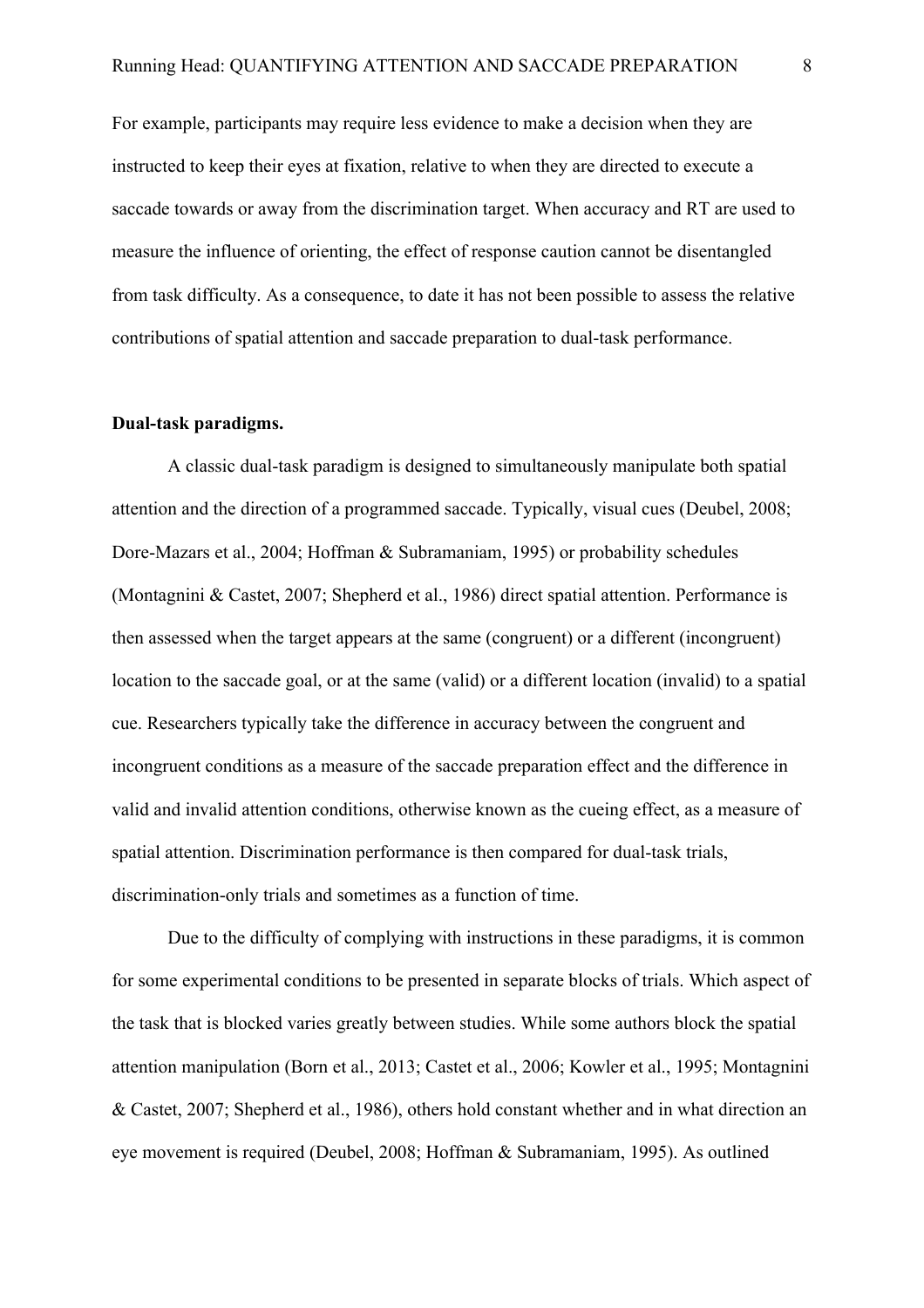For example, participants may require less evidence to make a decision when they are instructed to keep their eyes at fixation, relative to when they are directed to execute a saccade towards or away from the discrimination target. When accuracy and RT are used to measure the influence of orienting, the effect of response caution cannot be disentangled from task difficulty. As a consequence, to date it has not been possible to assess the relative contributions of spatial attention and saccade preparation to dual-task performance.

**Dual-task paradigms.**

A classic dual-task paradigm is designed to simultaneously manipulate both spatial attention and the direction of a programmed saccade. Typically, visual cues (Deubel, 2008; Dore-Mazars et al., 2004; Hoffman & Subramaniam, 1995) or probability schedules (Montagnini & Castet, 2007; Shepherd et al., 1986) direct spatial attention. Performance is then assessed when the target appears at the same (congruent) or a different (incongruent) location to the saccade goal, or at the same (valid) or a different location (invalid) to a spatial cue. Researchers typically take the difference in accuracy between the congruent and incongruent conditions as a measure of the saccade preparation effect and the difference in valid and invalid attention conditions, otherwise known as the cueing effect, as a measure of spatial attention. Discrimination performance is then compared for dual-task trials, discrimination-only trials and sometimes as a function of time.

Due to the difficulty of complying with instructions in these paradigms, it is common for some experimental conditions to be presented in separate blocks of trials. Which aspect of the task that is blocked varies greatly between studies. While some authors block the spatial attention manipulation (Born et al., 2013; Castet et al., 2006; Kowler et al., 1995; Montagnini & Castet, 2007; Shepherd et al., 1986), others hold constant whether and in what direction an eye movement is required (Deubel, 2008; Hoffman & Subramaniam, 1995). As outlined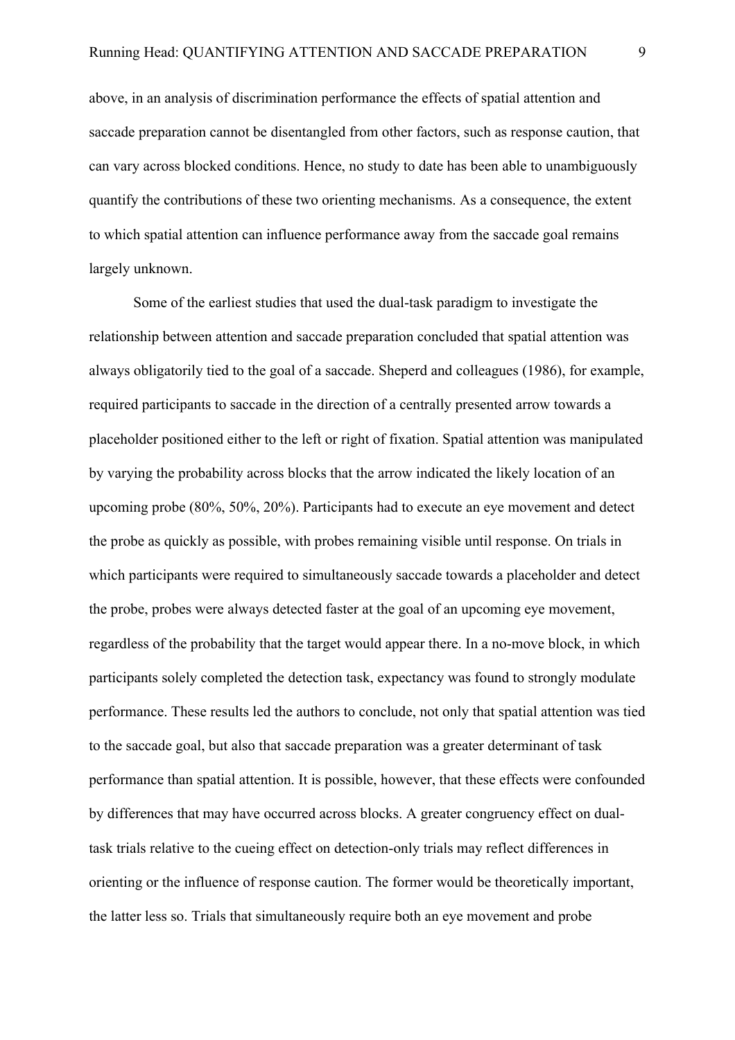above, in an analysis of discrimination performance the effects of spatial attention and saccade preparation cannot be disentangled from other factors, such as response caution, that can vary across blocked conditions. Hence, no study to date has been able to unambiguously quantify the contributions of these two orienting mechanisms. As a consequence, the extent to which spatial attention can influence performance away from the saccade goal remains largely unknown.

Some of the earliest studies that used the dual-task paradigm to investigate the relationship between attention and saccade preparation concluded that spatial attention was always obligatorily tied to the goal of a saccade. Sheperd and colleagues (1986), for example, required participants to saccade in the direction of a centrally presented arrow towards a placeholder positioned either to the left or right of fixation. Spatial attention was manipulated by varying the probability across blocks that the arrow indicated the likely location of an upcoming probe (80%, 50%, 20%). Participants had to execute an eye movement and detect the probe as quickly as possible, with probes remaining visible until response. On trials in which participants were required to simultaneously saccade towards a placeholder and detect the probe, probes were always detected faster at the goal of an upcoming eye movement, regardless of the probability that the target would appear there. In a no-move block, in which participants solely completed the detection task, expectancy was found to strongly modulate performance. These results led the authors to conclude, not only that spatial attention was tied to the saccade goal, but also that saccade preparation was a greater determinant of task performance than spatial attention. It is possible, however, that these effects were confounded by differences that may have occurred across blocks. A greater congruency effect on dual-task trials relative to the cueing effect on detection-only trials may reflect differences in orienting or the influence of response caution. The former would be theoretically important, the latter less so. Trials that simultaneously require both an eye movement and probe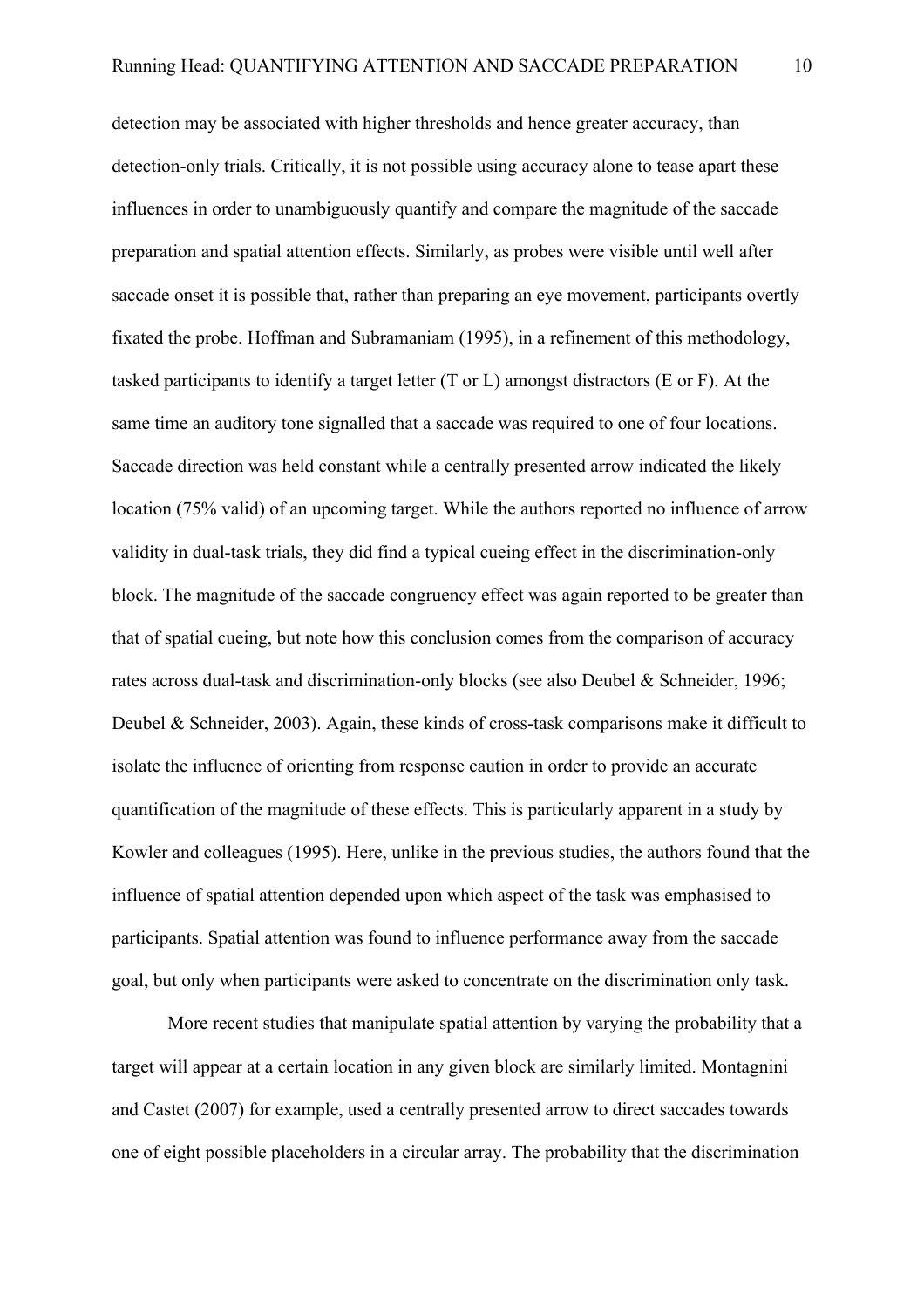detection may be associated with higher thresholds and hence greater accuracy, than detection-only trials. Critically, it is not possible using accuracy alone to tease apart these influences in order to unambiguously quantify and compare the magnitude of the saccade preparation and spatial attention effects. Similarly, as probes were visible until well after saccade onset it is possible that, rather than preparing an eye movement, participants overtly fixated the probe. Hoffman and Subramaniam (1995), in a refinement of this methodology, tasked participants to identify a target letter (T or L) amongst distractors (E or F). At the same time an auditory tone signalled that a saccade was required to one of four locations. Saccade direction was held constant while a centrally presented arrow indicated the likely location (75% valid) of an upcoming target. While the authors reported no influence of arrow validity in dual-task trials, they did find a typical cueing effect in the discrimination-only block. The magnitude of the saccade congruency effect was again reported to be greater than that of spatial cueing, but note how this conclusion comes from the comparison of accuracy rates across dual-task and discrimination-only blocks (see also Deubel & Schneider, 1996; Deubel & Schneider, 2003). Again, these kinds of cross-task comparisons make it difficult to isolate the influence of orienting from response caution in order to provide an accurate quantification of the magnitude of these effects. This is particularly apparent in a study by Kowler and colleagues (1995). Here, unlike in the previous studies, the authors found that the influence of spatial attention depended upon which aspect of the task was emphasised to participants. Spatial attention was found to influence performance away from the saccade goal, but only when participants were asked to concentrate on the discrimination only task.

More recent studies that manipulate spatial attention by varying the probability that a target will appear at a certain location in any given block are similarly limited. Montagnini and Castet (2007) for example, used a centrally presented arrow to direct saccades towards one of eight possible placeholders in a circular array. The probability that the discrimination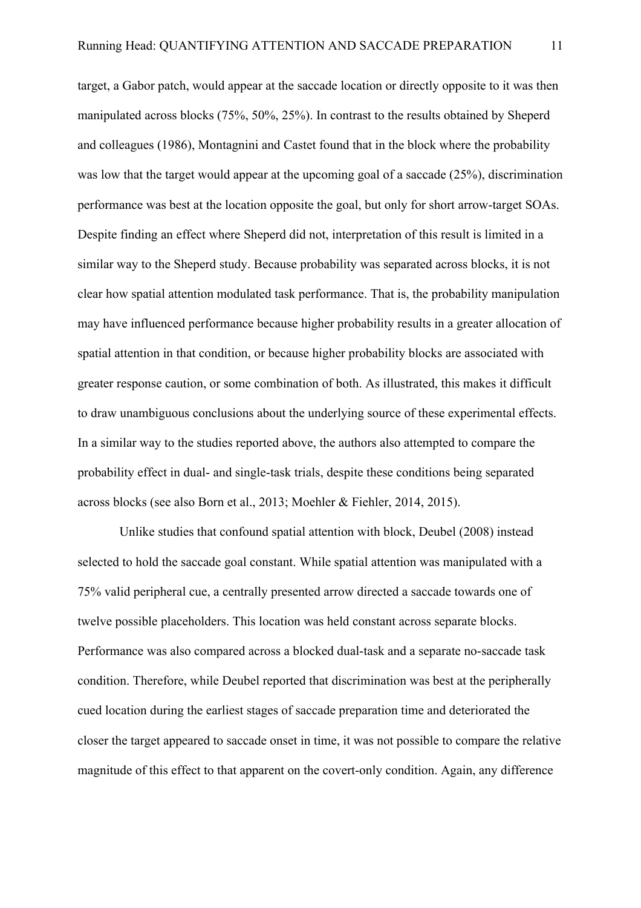target, a Gabor patch, would appear at the saccade location or directly opposite to it was then manipulated across blocks (75%, 50%, 25%). In contrast to the results obtained by Sheperd and colleagues (1986), Montagnini and Castet found that in the block where the probability was low that the target would appear at the upcoming goal of a saccade (25%), discrimination performance was best at the location opposite the goal, but only for short arrow-target SOAs. Despite finding an effect where Sheperd did not, interpretation of this result is limited in a similar way to the Sheperd study. Because probability was separated across blocks, it is not clear how spatial attention modulated task performance. That is, the probability manipulation may have influenced performance because higher probability results in a greater allocation of spatial attention in that condition, or because higher probability blocks are associated with greater response caution, or some combination of both. As illustrated, this makes it difficult to draw unambiguous conclusions about the underlying source of these experimental effects. In a similar way to the studies reported above, the authors also attempted to compare the probability effect in dual- and single-task trials, despite these conditions being separated across blocks (see also Born et al., 2013; Moehler & Fiehler, 2014, 2015).

Unlike studies that confound spatial attention with block, Deubel (2008) instead selected to hold the saccade goal constant. While spatial attention was manipulated with a 75% valid peripheral cue, a centrally presented arrow directed a saccade towards one of twelve possible placeholders. This location was held constant across separate blocks. Performance was also compared across a blocked dual-task and a separate no-saccade task condition. Therefore, while Deubel reported that discrimination was best at the peripherally cued location during the earliest stages of saccade preparation time and deteriorated the closer the target appeared to saccade onset in time, it was not possible to compare the relative magnitude of this effect to that apparent on the covert-only condition. Again, any difference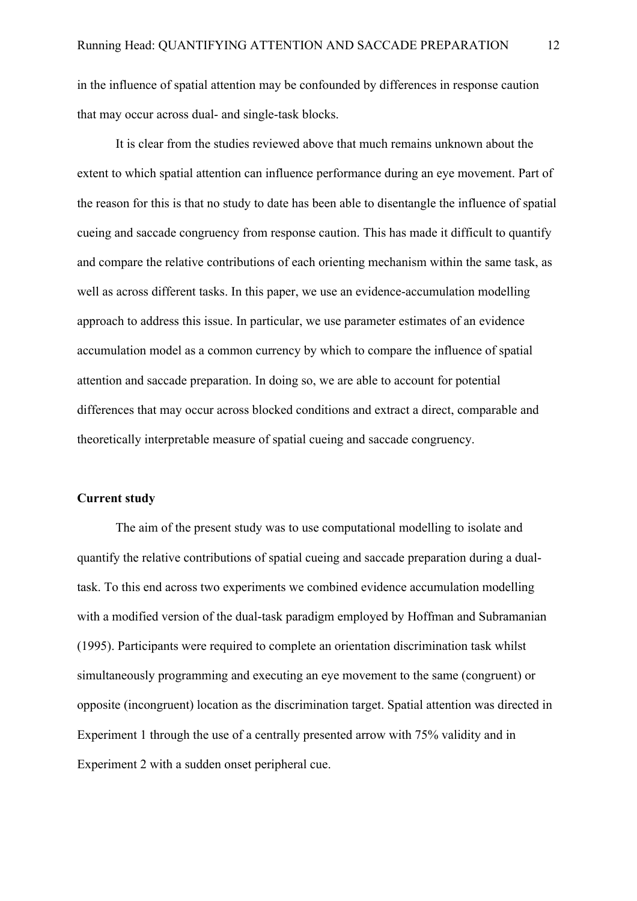in the influence of spatial attention may be confounded by differences in response caution that may occur across dual- and single-task blocks.

It is clear from the studies reviewed above that much remains unknown about the extent to which spatial attention can influence performance during an eye movement. Part of the reason for this is that no study to date has been able to disentangle the influence of spatial cueing and saccade congruency from response caution. This has made it difficult to quantify and compare the relative contributions of each orienting mechanism within the same task, as well as across different tasks. In this paper, we use an evidence-accumulation modelling approach to address this issue. In particular, we use parameter estimates of an evidence accumulation model as a common currency by which to compare the influence of spatial attention and saccade preparation. In doing so, we are able to account for potential differences that may occur across blocked conditions and extract a direct, comparable and theoretically interpretable measure of spatial cueing and saccade congruency.

**Current study**

The aim of the present study was to use computational modelling to isolate and quantify the relative contributions of spatial cueing and saccade preparation during a dual-task. To this end across two experiments we combined evidence accumulation modelling with a modified version of the dual-task paradigm employed by Hoffman and Subramanian (1995). Participants were required to complete an orientation discrimination task whilst simultaneously programming and executing an eye movement to the same (congruent) or opposite (incongruent) location as the discrimination target. Spatial attention was directed in Experiment 1 through the use of a centrally presented arrow with 75% validity and in Experiment 2 with a sudden onset peripheral cue.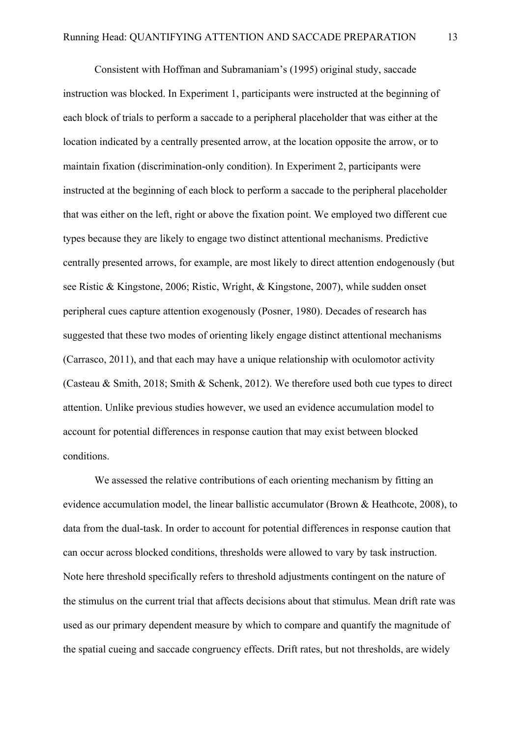Consistent with Hoffman and Subramaniam's (1995) original study, saccade instruction was blocked. In Experiment 1, participants were instructed at the beginning of each block of trials to perform a saccade to a peripheral placeholder that was either at the location indicated by a centrally presented arrow, at the location opposite the arrow, or to maintain fixation (discrimination-only condition). In Experiment 2, participants were instructed at the beginning of each block to perform a saccade to the peripheral placeholder that was either on the left, right or above the fixation point. We employed two different cue types because they are likely to engage two distinct attentional mechanisms. Predictive centrally presented arrows, for example, are most likely to direct attention endogenously (but see Ristic & Kingstone, 2006; Ristic, Wright, & Kingstone, 2007), while sudden onset peripheral cues capture attention exogenously (Posner, 1980). Decades of research has suggested that these two modes of orienting likely engage distinct attentional mechanisms (Carrasco, 2011), and that each may have a unique relationship with oculomotor activity (Casteau & Smith, 2018; Smith & Schenk, 2012). We therefore used both cue types to direct attention. Unlike previous studies however, we used an evidence accumulation model to account for potential differences in response caution that may exist between blocked conditions.

We assessed the relative contributions of each orienting mechanism by fitting an evidence accumulation model, the linear ballistic accumulator (Brown & Heathcote, 2008), to data from the dual-task. In order to account for potential differences in response caution that can occur across blocked conditions, thresholds were allowed to vary by task instruction. Note here threshold specifically refers to threshold adjustments contingent on the nature of the stimulus on the current trial that affects decisions about that stimulus. Mean drift rate was used as our primary dependent measure by which to compare and quantify the magnitude of the spatial cueing and saccade congruency effects. Drift rates, but not thresholds, are widely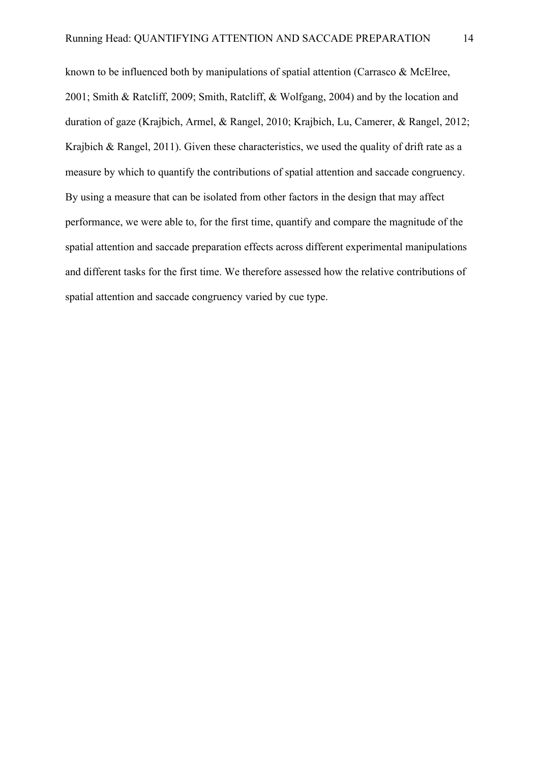known to be influenced both by manipulations of spatial attention (Carrasco & McElree, 2001; Smith & Ratcliff, 2009; Smith, Ratcliff, & Wolfgang, 2004) and by the location and duration of gaze (Krajbich, Armel, & Rangel, 2010; Krajbich, Lu, Camerer, & Rangel, 2012; Krajbich & Rangel, 2011). Given these characteristics, we used the quality of drift rate as a measure by which to quantify the contributions of spatial attention and saccade congruency. By using a measure that can be isolated from other factors in the design that may affect performance, we were able to, for the first time, quantify and compare the magnitude of the spatial attention and saccade preparation effects across different experimental manipulations and different tasks for the first time. We therefore assessed how the relative contributions of spatial attention and saccade congruency varied by cue type.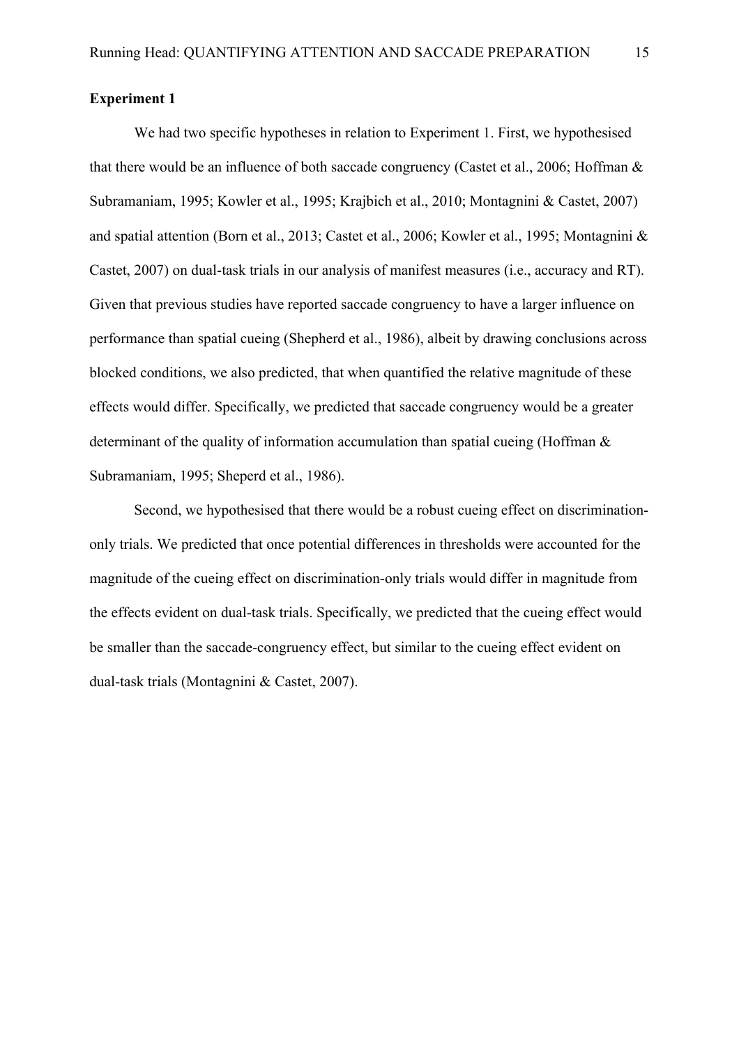**Experiment 1**

We had two specific hypotheses in relation to Experiment 1. First, we hypothesised that there would be an influence of both saccade congruency (Castet et al., 2006; Hoffman & Subramaniam, 1995; Kowler et al., 1995; Krajbich et al., 2010; Montagnini & Castet, 2007) and spatial attention (Born et al., 2013; Castet et al., 2006; Kowler et al., 1995; Montagnini & Castet, 2007) on dual-task trials in our analysis of manifest measures (i.e., accuracy and RT). Given that previous studies have reported saccade congruency to have a larger influence on performance than spatial cueing (Shepherd et al., 1986), albeit by drawing conclusions across blocked conditions, we also predicted, that when quantified the relative magnitude of these effects would differ. Specifically, we predicted that saccade congruency would be a greater determinant of the quality of information accumulation than spatial cueing (Hoffman & Subramaniam, 1995; Sheperd et al., 1986).

Second, we hypothesised that there would be a robust cueing effect on discrimination-only trials. We predicted that once potential differences in thresholds were accounted for the magnitude of the cueing effect on discrimination-only trials would differ in magnitude from the effects evident on dual-task trials. Specifically, we predicted that the cueing effect would be smaller than the saccade-congruency effect, but similar to the cueing effect evident on dual-task trials (Montagnini & Castet, 2007).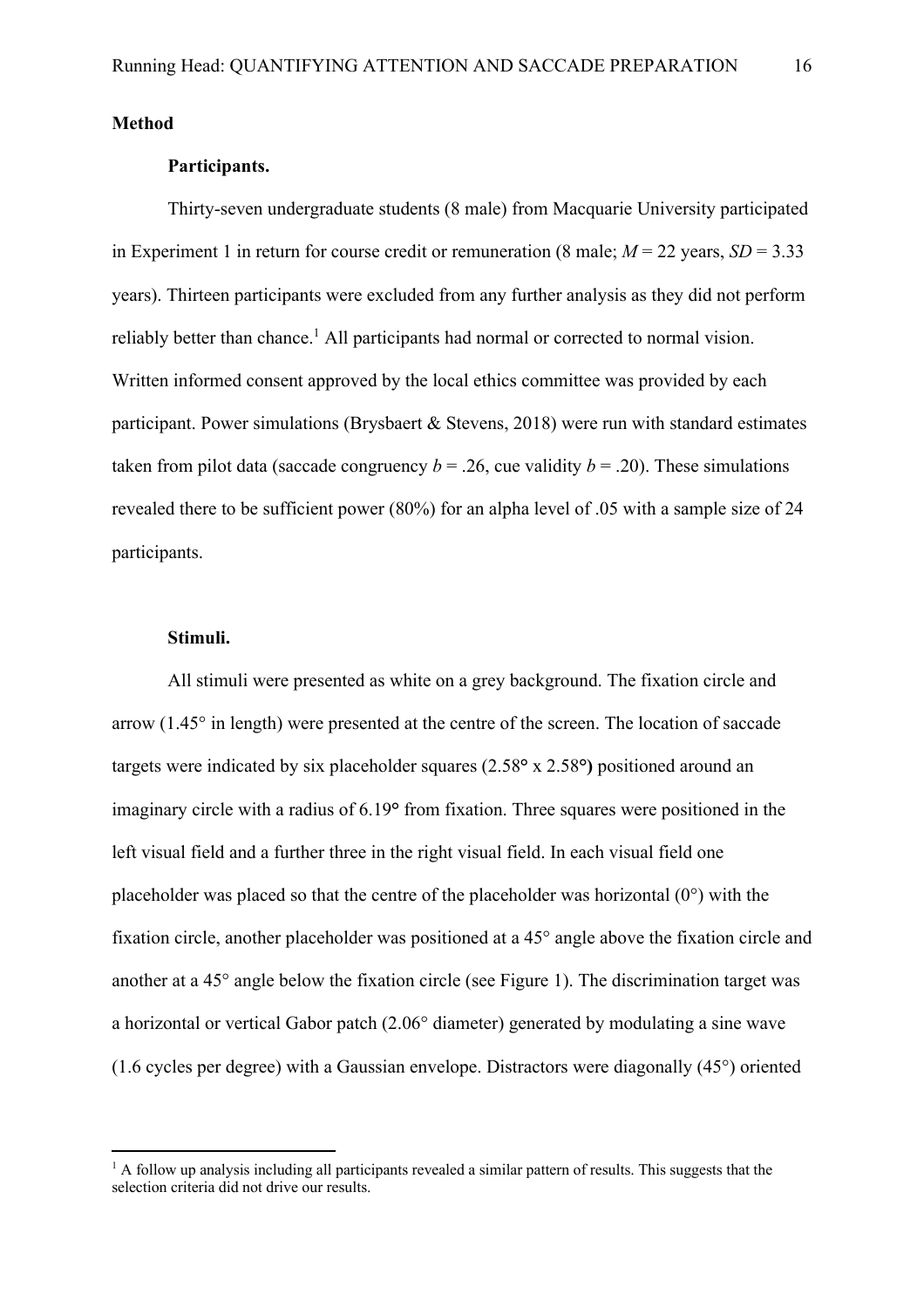## Method

### Participants.

Thirty-seven undergraduate students (8 male) from Macquarie University participated in Experiment 1 in return for course credit or remuneration (8 male; $M$ = 22 years, $SD$ = 3.33 years). Thirteen participants were excluded from any further analysis as they did not perform reliably better than chance.[1] All participants had normal or corrected to normal vision. Written informed consent approved by the local ethics committee was provided by each participant. Power simulations (Brysbaert & Stevens, 2018) were run with standard estimates taken from pilot data (saccade congruency $b$ = .26, cue validity $b$ = .20). These simulations revealed there to be sufficient power (80%) for an alpha level of .05 with a sample size of 24 participants.

### Stimuli.

All stimuli were presented as white on a grey background. The fixation circle and arrow (1.45° in length) were presented at the centre of the screen. The location of saccade targets were indicated by six placeholder squares (2.58° x 2.58°**)** positioned around an imaginary circle with a radius of 6.19° from fixation. Three squares were positioned in the left visual field and a further three in the right visual field. In each visual field one placeholder was placed so that the centre of the placeholder was horizontal (0°) with the fixation circle, another placeholder was positioned at a 45° angle above the fixation circle and another at a 45° angle below the fixation circle (see Figure 1). The discrimination target was a horizontal or vertical Gabor patch (2.06° diameter) generated by modulating a sine wave (1.6 cycles per degree) with a Gaussian envelope. Distractors were diagonally (45°) oriented

[1] A follow up analysis including all participants revealed a similar pattern of results. This suggests that the selection criteria did not drive our results.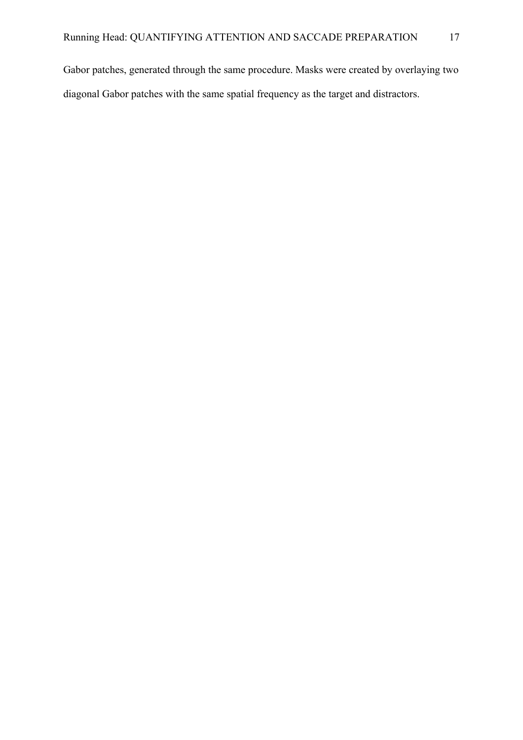Gabor patches, generated through the same procedure. Masks were created by overlaying two diagonal Gabor patches with the same spatial frequency as the target and distractors.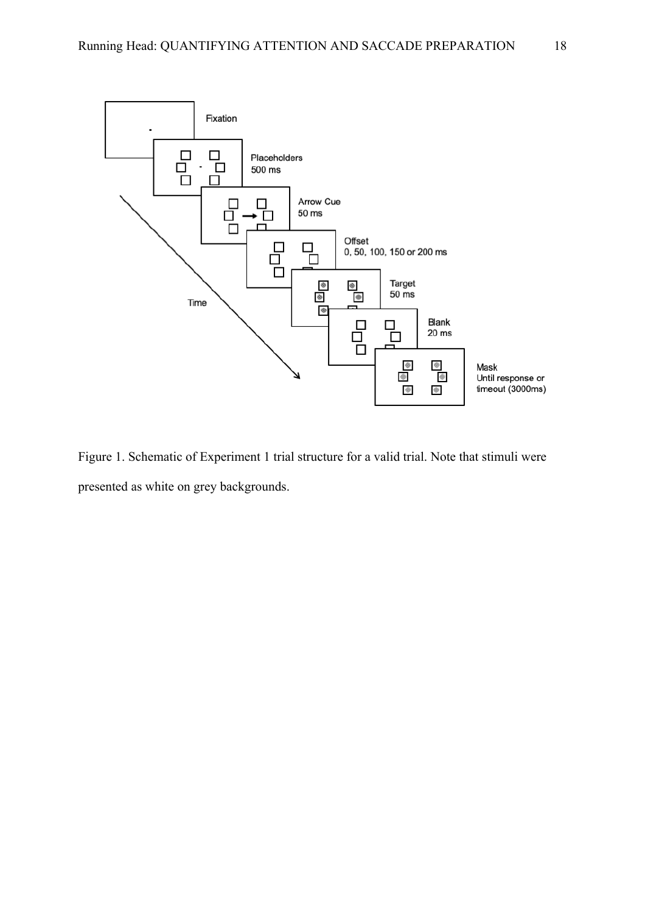Figure 1. Schematic of Experiment 1 trial structure for a valid trial. Note that stimuli were presented as white on grey backgrounds.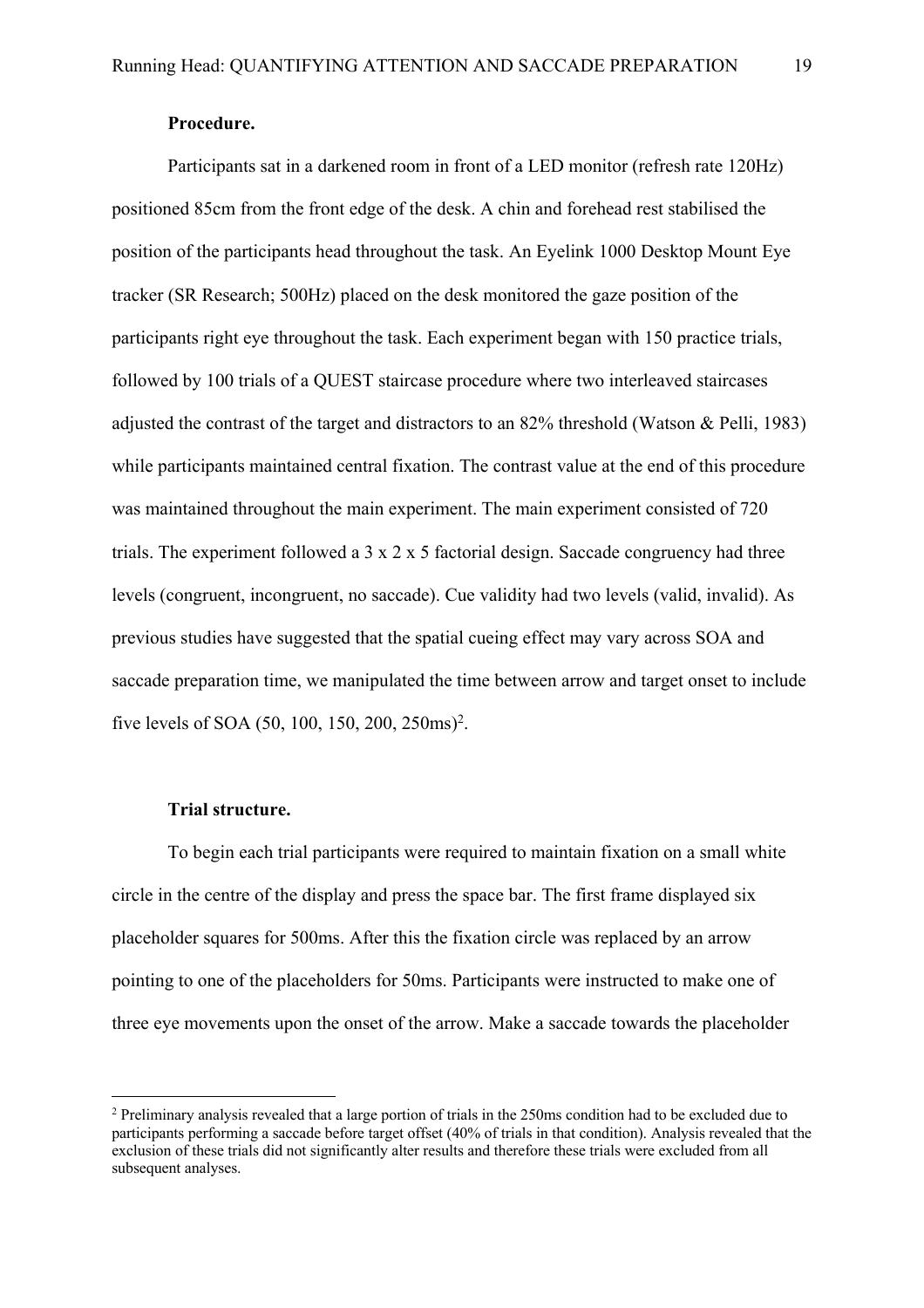**Procedure.**

Participants sat in a darkened room in front of a LED monitor (refresh rate 120Hz) positioned 85cm from the front edge of the desk. A chin and forehead rest stabilised the position of the participants head throughout the task. An Eyelink 1000 Desktop Mount Eye tracker (SR Research; 500Hz) placed on the desk monitored the gaze position of the participants right eye throughout the task. Each experiment began with 150 practice trials, followed by 100 trials of a QUEST staircase procedure where two interleaved staircases adjusted the contrast of the target and distractors to an 82% threshold (Watson & Pelli, 1983) while participants maintained central fixation. The contrast value at the end of this procedure was maintained throughout the main experiment. The main experiment consisted of 720 trials. The experiment followed a 3 x 2 x 5 factorial design. Saccade congruency had three levels (congruent, incongruent, no saccade). Cue validity had two levels (valid, invalid). As previous studies have suggested that the spatial cueing effect may vary across SOA and saccade preparation time, we manipulated the time between arrow and target onset to include five levels of SOA (50, 100, 150, 200, 250ms)[2].

**Trial structure.**

To begin each trial participants were required to maintain fixation on a small white circle in the centre of the display and press the space bar. The first frame displayed six placeholder squares for 500ms. After this the fixation circle was replaced by an arrow pointing to one of the placeholders for 50ms. Participants were instructed to make one of three eye movements upon the onset of the arrow. Make a saccade towards the placeholder

[2] Preliminary analysis revealed that a large portion of trials in the 250ms condition had to be excluded due to participants performing a saccade before target offset (40% of trials in that condition). Analysis revealed that the exclusion of these trials did not significantly alter results and therefore these trials were excluded from all subsequent analyses.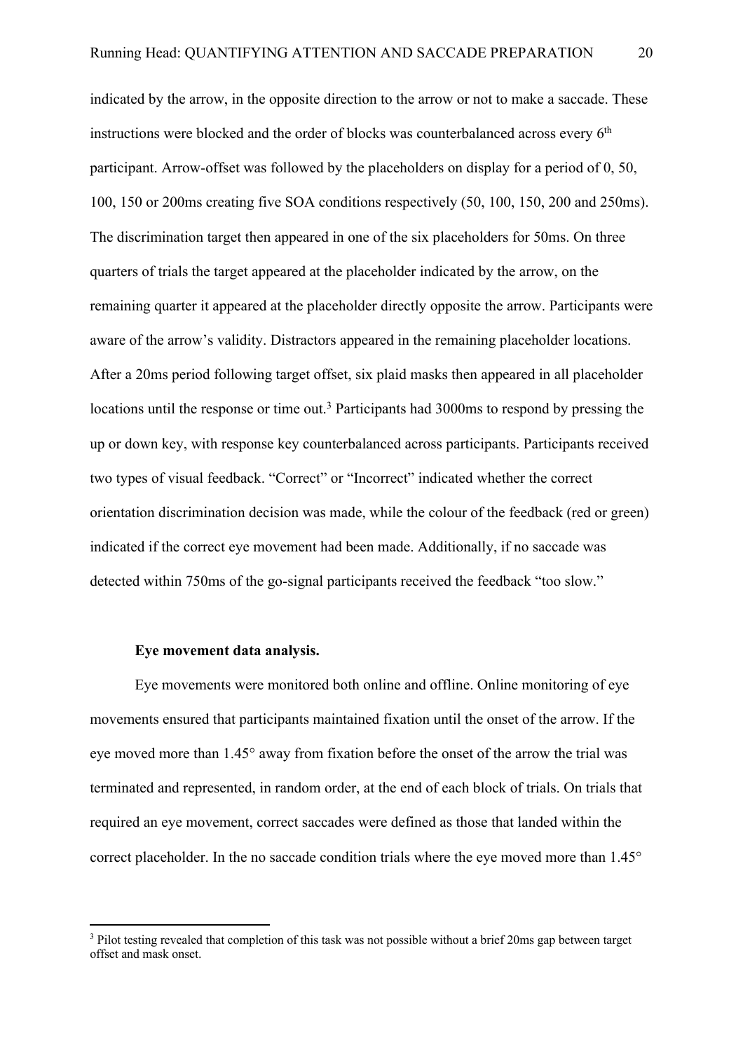indicated by the arrow, in the opposite direction to the arrow or not to make a saccade. These instructions were blocked and the order of blocks was counterbalanced across every 6th participant. Arrow-offset was followed by the placeholders on display for a period of 0, 50, 100, 150 or 200ms creating five SOA conditions respectively (50, 100, 150, 200 and 250ms). The discrimination target then appeared in one of the six placeholders for 50ms. On three quarters of trials the target appeared at the placeholder indicated by the arrow, on the remaining quarter it appeared at the placeholder directly opposite the arrow. Participants were aware of the arrow's validity. Distractors appeared in the remaining placeholder locations. After a 20ms period following target offset, six plaid masks then appeared in all placeholder locations until the response or time out.[3] Participants had 3000ms to respond by pressing the up or down key, with response key counterbalanced across participants. Participants received two types of visual feedback. "Correct" or "Incorrect" indicated whether the correct orientation discrimination decision was made, while the colour of the feedback (red or green) indicated if the correct eye movement had been made. Additionally, if no saccade was detected within 750ms of the go-signal participants received the feedback "too slow."

**Eye movement data analysis.**

Eye movements were monitored both online and offline. Online monitoring of eye movements ensured that participants maintained fixation until the onset of the arrow. If the eye moved more than 1.45° away from fixation before the onset of the arrow the trial was terminated and represented, in random order, at the end of each block of trials. On trials that required an eye movement, correct saccades were defined as those that landed within the correct placeholder. In the no saccade condition trials where the eye moved more than 1.45°

[3] Pilot testing revealed that completion of this task was not possible without a brief 20ms gap between target offset and mask onset.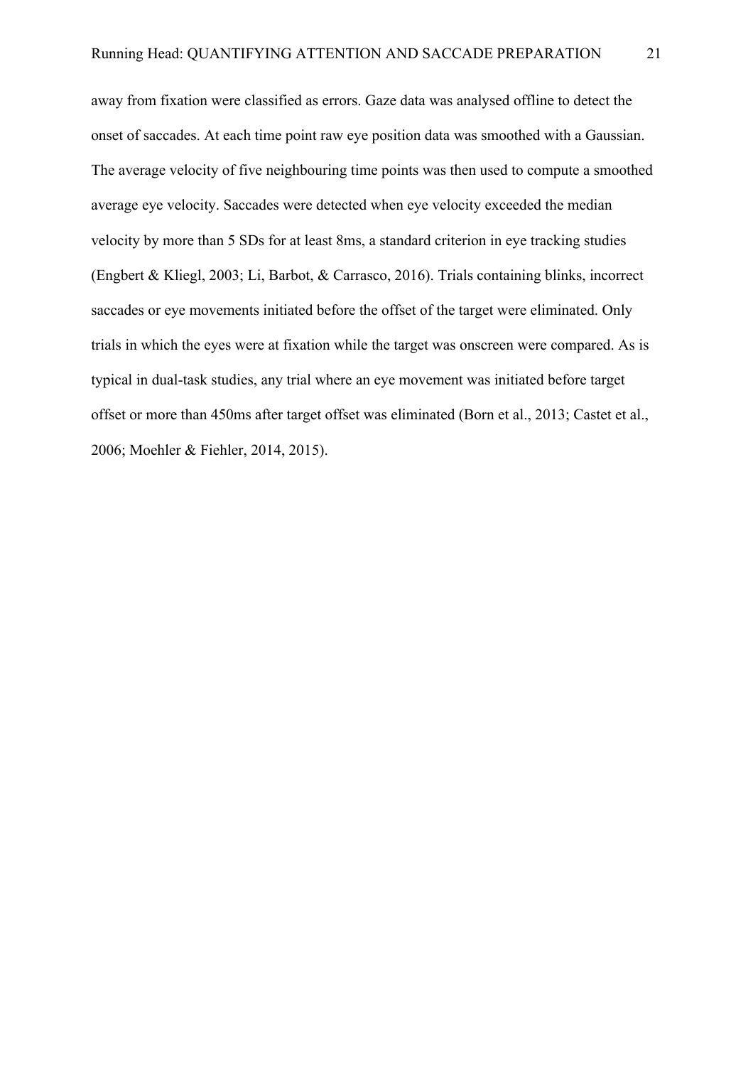away from fixation were classified as errors. Gaze data was analysed offline to detect the onset of saccades. At each time point raw eye position data was smoothed with a Gaussian. The average velocity of five neighbouring time points was then used to compute a smoothed average eye velocity. Saccades were detected when eye velocity exceeded the median velocity by more than 5 SDs for at least 8ms, a standard criterion in eye tracking studies (Engbert & Kliegl, 2003; Li, Barbot, & Carrasco, 2016). Trials containing blinks, incorrect saccades or eye movements initiated before the offset of the target were eliminated. Only trials in which the eyes were at fixation while the target was onscreen were compared. As is typical in dual-task studies, any trial where an eye movement was initiated before target offset or more than 450ms after target offset was eliminated (Born et al., 2013; Castet et al., 2006; Moehler & Fiehler, 2014, 2015).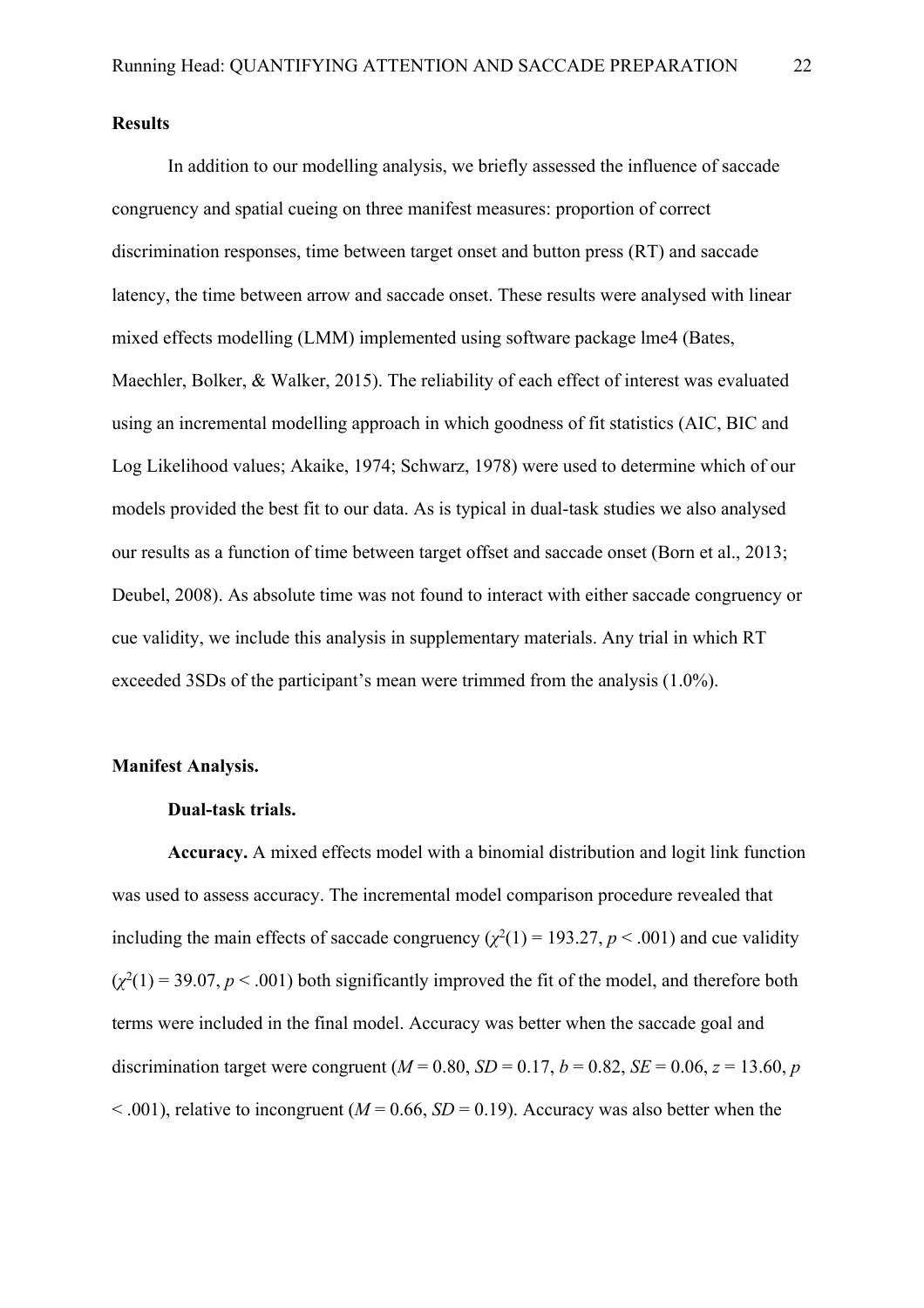## Results

In addition to our modelling analysis, we briefly assessed the influence of saccade congruency and spatial cueing on three manifest measures: proportion of correct discrimination responses, time between target onset and button press (RT) and saccade latency, the time between arrow and saccade onset. These results were analysed with linear mixed effects modelling (LMM) implemented using software package lme4 (Bates, Maechler, Bolker, & Walker, 2015). The reliability of each effect of interest was evaluated using an incremental modelling approach in which goodness of fit statistics (AIC, BIC and Log Likelihood values; Akaike, 1974; Schwarz, 1978) were used to determine which of our models provided the best fit to our data. As is typical in dual-task studies we also analysed our results as a function of time between target offset and saccade onset (Born et al., 2013; Deubel, 2008). As absolute time was not found to interact with either saccade congruency or cue validity, we include this analysis in supplementary materials. Any trial in which RT exceeded 3SDs of the participant's mean were trimmed from the analysis (1.0%).

### Manifest Analysis.

#### Dual-task trials.

**Accuracy.** A mixed effects model with a binomial distribution and logit link function was used to assess accuracy. The incremental model comparison procedure revealed that including the main effects of saccade congruency ($\chi^2(1) = 193.27$, $p < .001$) and cue validity ($\chi^2(1) = 39.07$, $p < .001$) both significantly improved the fit of the model, and therefore both terms were included in the final model. Accuracy was better when the saccade goal and discrimination target were congruent ($M = 0.80$, $SD = 0.17$, $b = 0.82$, $SE = 0.06$, $z = 13.60$, $p < .001$), relative to incongruent ($M = 0.66$, $SD = 0.19$). Accuracy was also better when the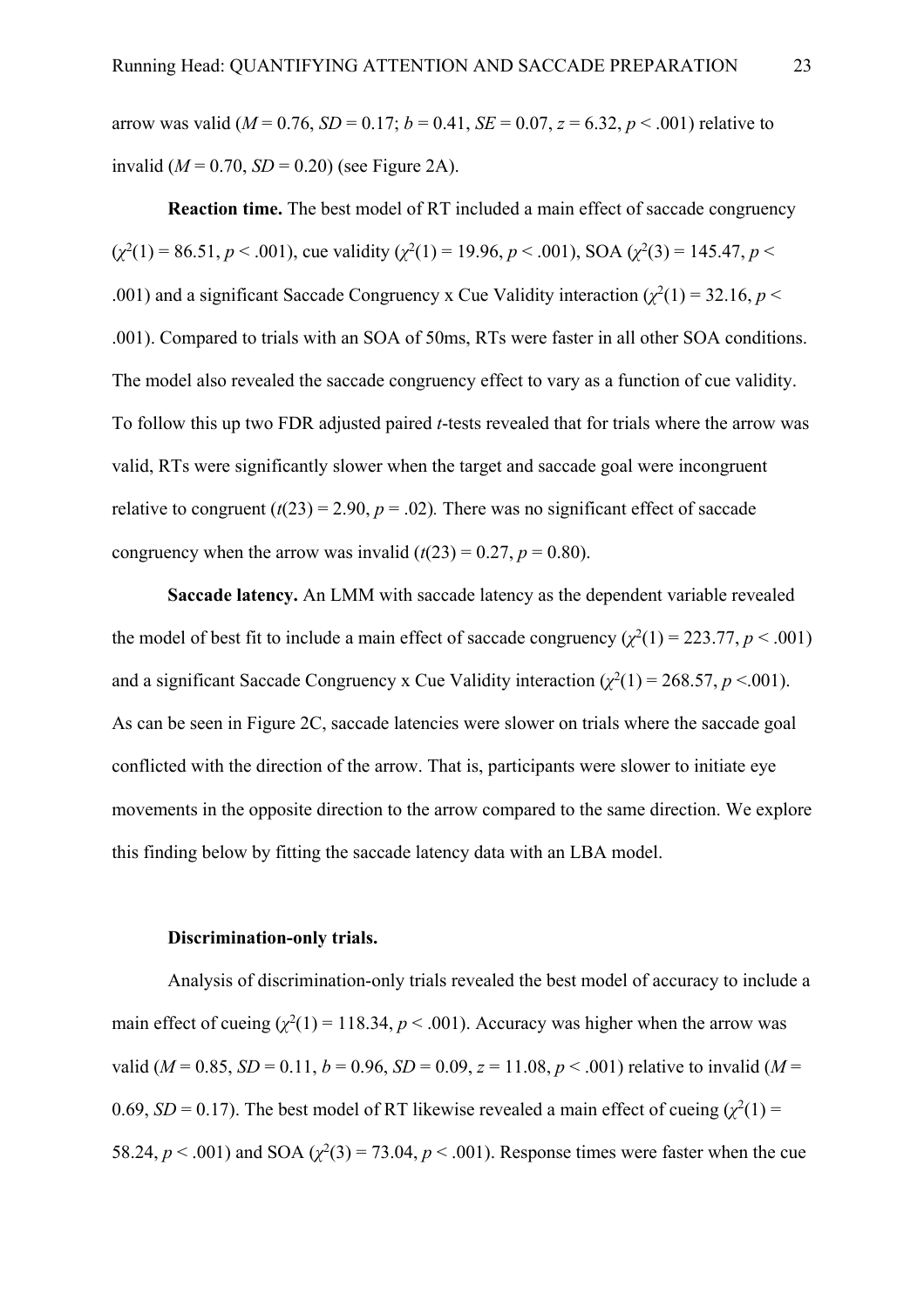arrow was valid (*M* = 0.76, *SD* = 0.17; *b* = 0.41, *SE* = 0.07, *z* = 6.32, *p* < .001) relative to invalid (*M* = 0.70, *SD* = 0.20) (see Figure 2A).

**Reaction time.** The best model of RT included a main effect of saccade congruency ($\chi^2(1) = 86.51$, $p < .001$), cue validity ($\chi^2(1) = 19.96$, $p < .001$), SOA ($\chi^2(3) = 145.47$, $p < .001$) and a significant Saccade Congruency x Cue Validity interaction ($\chi^2(1) = 32.16$, $p < .001$). Compared to trials with an SOA of 50ms, RTs were faster in all other SOA conditions. The model also revealed the saccade congruency effect to vary as a function of cue validity. To follow this up two FDR adjusted paired *t*-tests revealed that for trials where the arrow was valid, RTs were significantly slower when the target and saccade goal were incongruent relative to congruent ($t(23) = 2.90$, $p = .02$). There was no significant effect of saccade congruency when the arrow was invalid ($t(23) = 0.27$, $p = 0.80$).

**Saccade latency.** An LMM with saccade latency as the dependent variable revealed the model of best fit to include a main effect of saccade congruency ($\chi^2(1) = 223.77$, $p < .001$) and a significant Saccade Congruency x Cue Validity interaction ($\chi^2(1) = 268.57$, $p < .001$). As can be seen in Figure 2C, saccade latencies were slower on trials where the saccade goal conflicted with the direction of the arrow. That is, participants were slower to initiate eye movements in the opposite direction to the arrow compared to the same direction. We explore this finding below by fitting the saccade latency data with an LBA model.

**Discrimination-only trials.**

Analysis of discrimination-only trials revealed the best model of accuracy to include a main effect of cueing ($\chi^2(1) = 118.34$, $p < .001$). Accuracy was higher when the arrow was valid (*M* = 0.85, *SD* = 0.11, *b* = 0.96, *SD* = 0.09, *z* = 11.08, *p* < .001) relative to invalid (*M* = 0.69, *SD* = 0.17). The best model of RT likewise revealed a main effect of cueing ($\chi^2(1) = 58.24$, $p < .001$) and SOA ($\chi^2(3) = 73.04$, $p < .001$). Response times were faster when the cue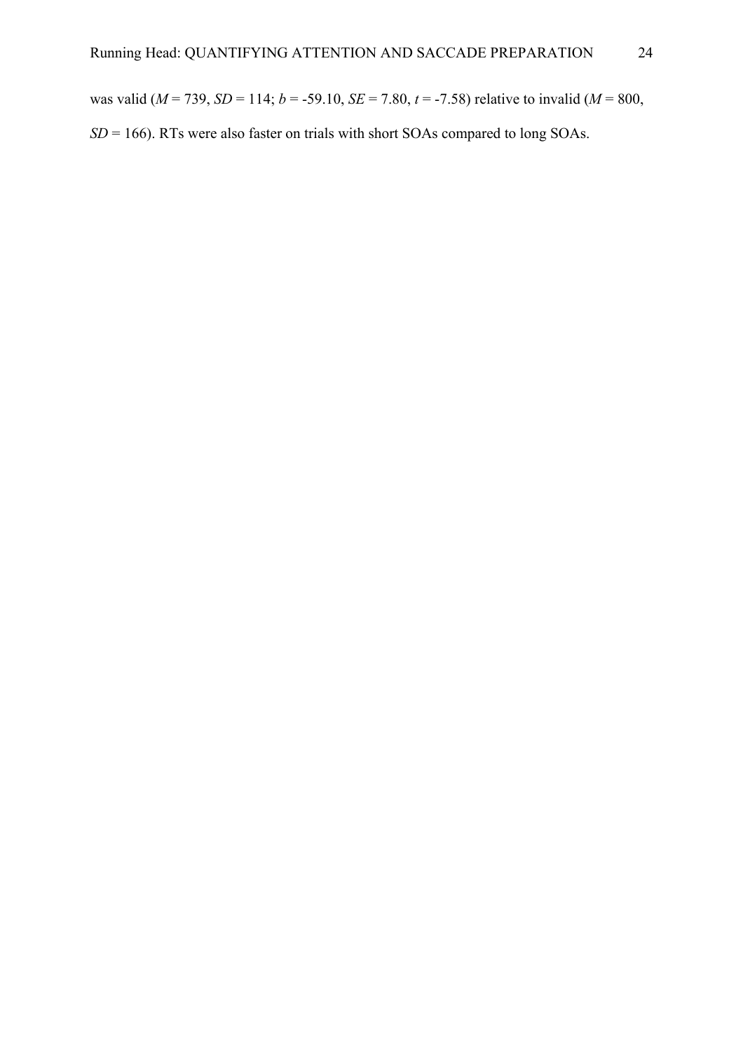was valid (*M* = 739, *SD* = 114; *b* = -59.10, *SE* = 7.80, *t* = -7.58) relative to invalid (*M* = 800, *SD* = 166). RTs were also faster on trials with short SOAs compared to long SOAs.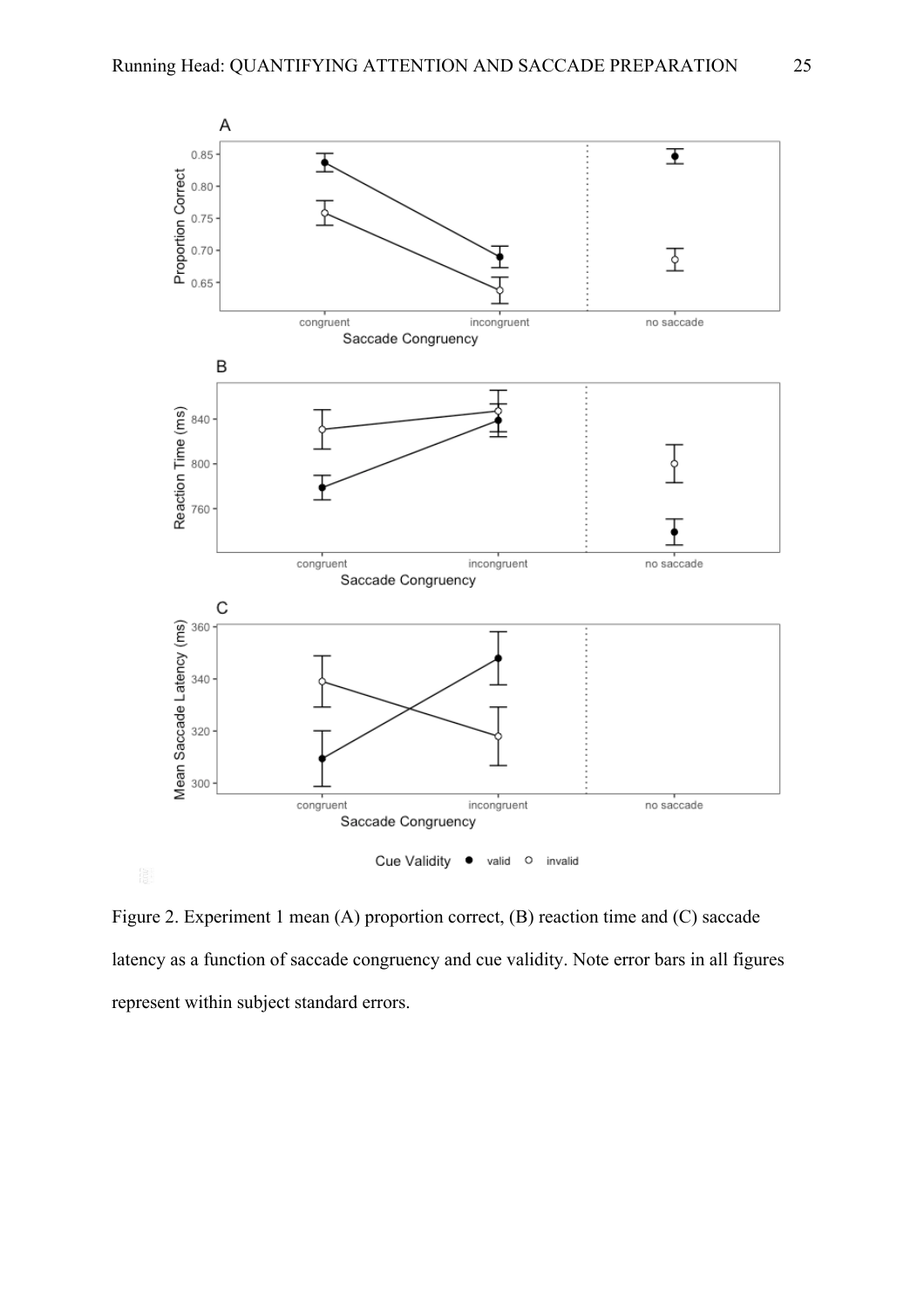Figure 2. Experiment 1 mean (A) proportion correct, (B) reaction time and (C) saccade latency as a function of saccade congruency and cue validity. Note error bars in all figures represent within subject standard errors.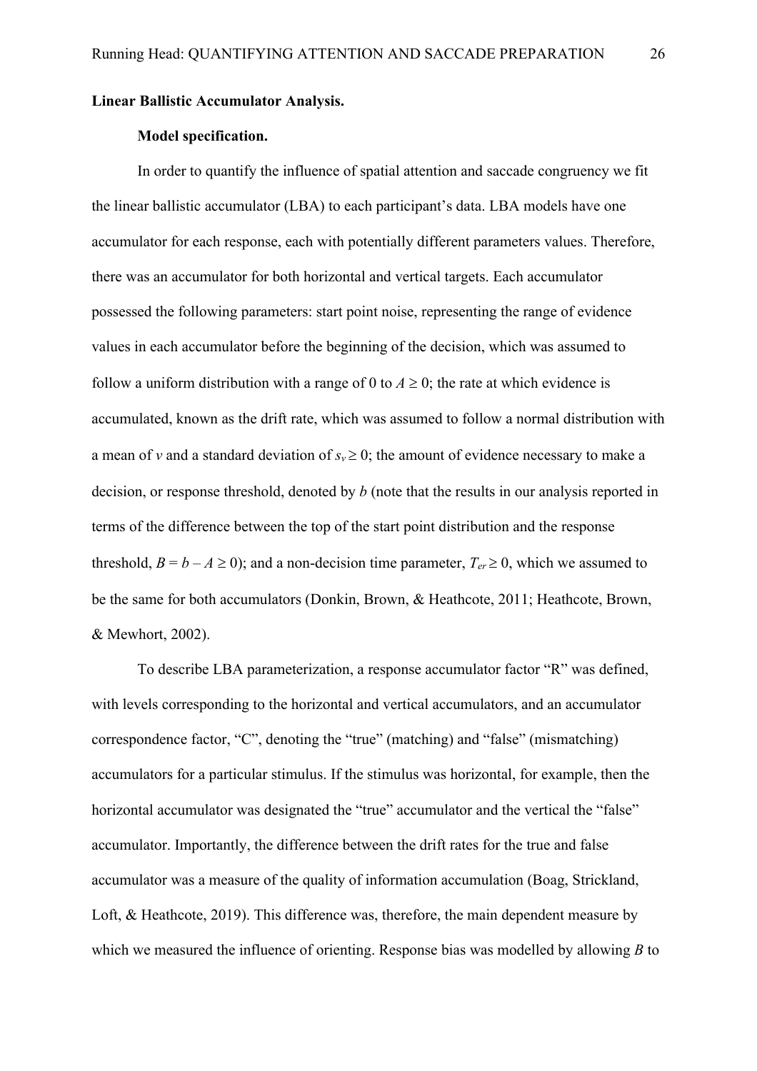**Linear Ballistic Accumulator Analysis.**

**Model specification.**

In order to quantify the influence of spatial attention and saccade congruency we fit the linear ballistic accumulator (LBA) to each participant's data. LBA models have one accumulator for each response, each with potentially different parameters values. Therefore, there was an accumulator for both horizontal and vertical targets. Each accumulator possessed the following parameters: start point noise, representing the range of evidence values in each accumulator before the beginning of the decision, which was assumed to follow a uniform distribution with a range of 0 to $A \geq 0$; the rate at which evidence is accumulated, known as the drift rate, which was assumed to follow a normal distribution with a mean of $v$ and a standard deviation of $s_v \geq 0$; the amount of evidence necessary to make a decision, or response threshold, denoted by $b$ (note that the results in our analysis reported in terms of the difference between the top of the start point distribution and the response threshold, $B = b - A \geq 0$); and a non-decision time parameter, $T_{er} \geq 0$, which we assumed to be the same for both accumulators (Donkin, Brown, & Heathcote, 2011; Heathcote, Brown, & Mewhort, 2002).

To describe LBA parameterization, a response accumulator factor "R" was defined, with levels corresponding to the horizontal and vertical accumulators, and an accumulator correspondence factor, "C", denoting the "true" (matching) and "false" (mismatching) accumulators for a particular stimulus. If the stimulus was horizontal, for example, then the horizontal accumulator was designated the "true" accumulator and the vertical the "false" accumulator. Importantly, the difference between the drift rates for the true and false accumulator was a measure of the quality of information accumulation (Boag, Strickland, Loft, & Heathcote, 2019). This difference was, therefore, the main dependent measure by which we measured the influence of orienting. Response bias was modelled by allowing $B$ to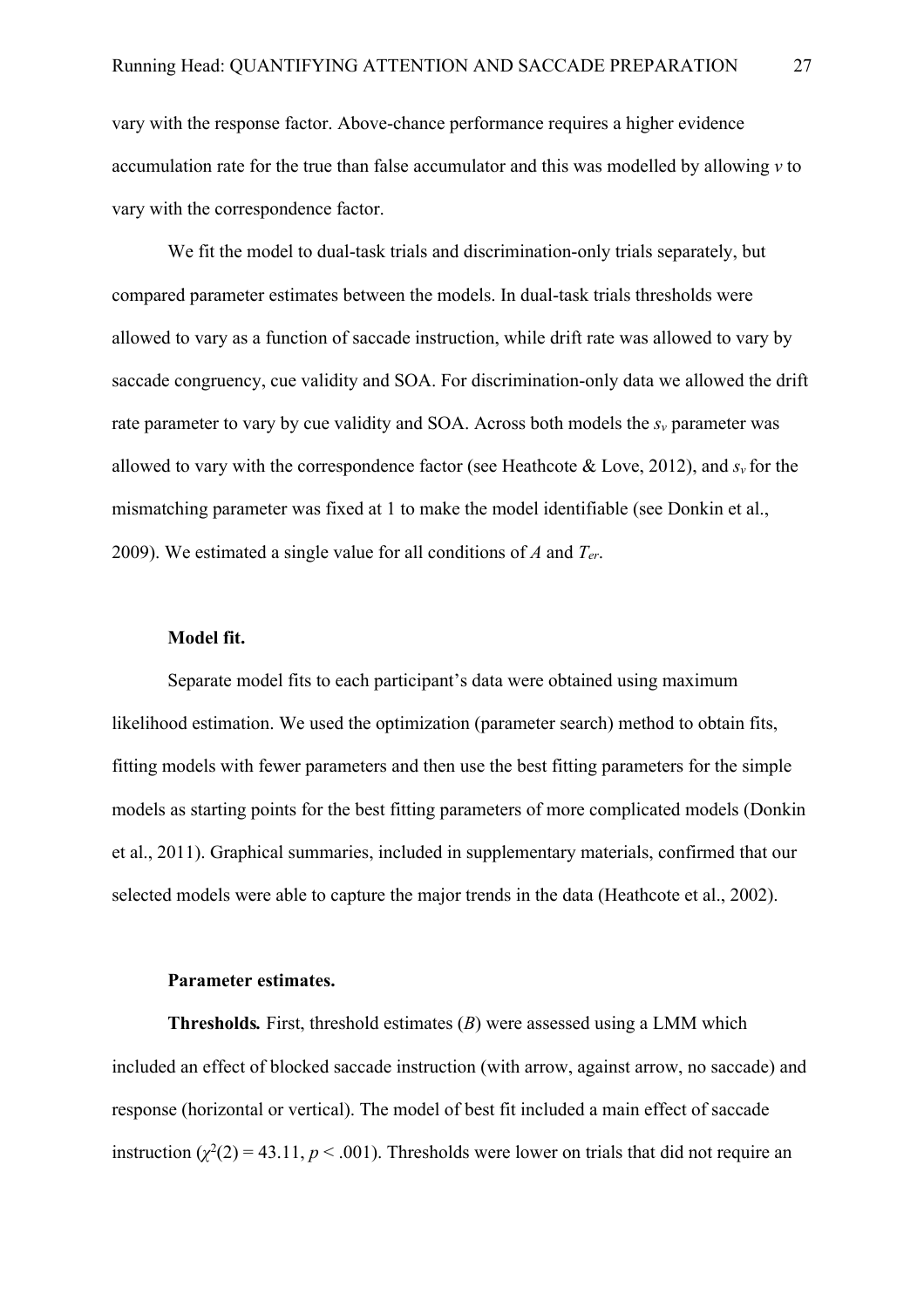vary with the response factor. Above-chance performance requires a higher evidence accumulation rate for the true than false accumulator and this was modelled by allowing *v* to vary with the correspondence factor.

We fit the model to dual-task trials and discrimination-only trials separately, but compared parameter estimates between the models. In dual-task trials thresholds were allowed to vary as a function of saccade instruction, while drift rate was allowed to vary by saccade congruency, cue validity and SOA. For discrimination-only data we allowed the drift rate parameter to vary by cue validity and SOA. Across both models the $s_v$ parameter was allowed to vary with the correspondence factor (see Heathcote & Love, 2012), and $s_v$ for the mismatching parameter was fixed at 1 to make the model identifiable (see Donkin et al., 2009). We estimated a single value for all conditions of *A* and $T_{er}$.

#### Model fit.

Separate model fits to each participant's data were obtained using maximum likelihood estimation. We used the optimization (parameter search) method to obtain fits, fitting models with fewer parameters and then use the best fitting parameters for the simple models as starting points for the best fitting parameters of more complicated models (Donkin et al., 2011). Graphical summaries, included in supplementary materials, confirmed that our selected models were able to capture the major trends in the data (Heathcote et al., 2002).

#### Parameter estimates.

**Thresholds.** First, threshold estimates (*B*) were assessed using a LMM which included an effect of blocked saccade instruction (with arrow, against arrow, no saccade) and response (horizontal or vertical). The model of best fit included a main effect of saccade instruction ($\chi^2(2) = 43.11$, $p < .001$). Thresholds were lower on trials that did not require an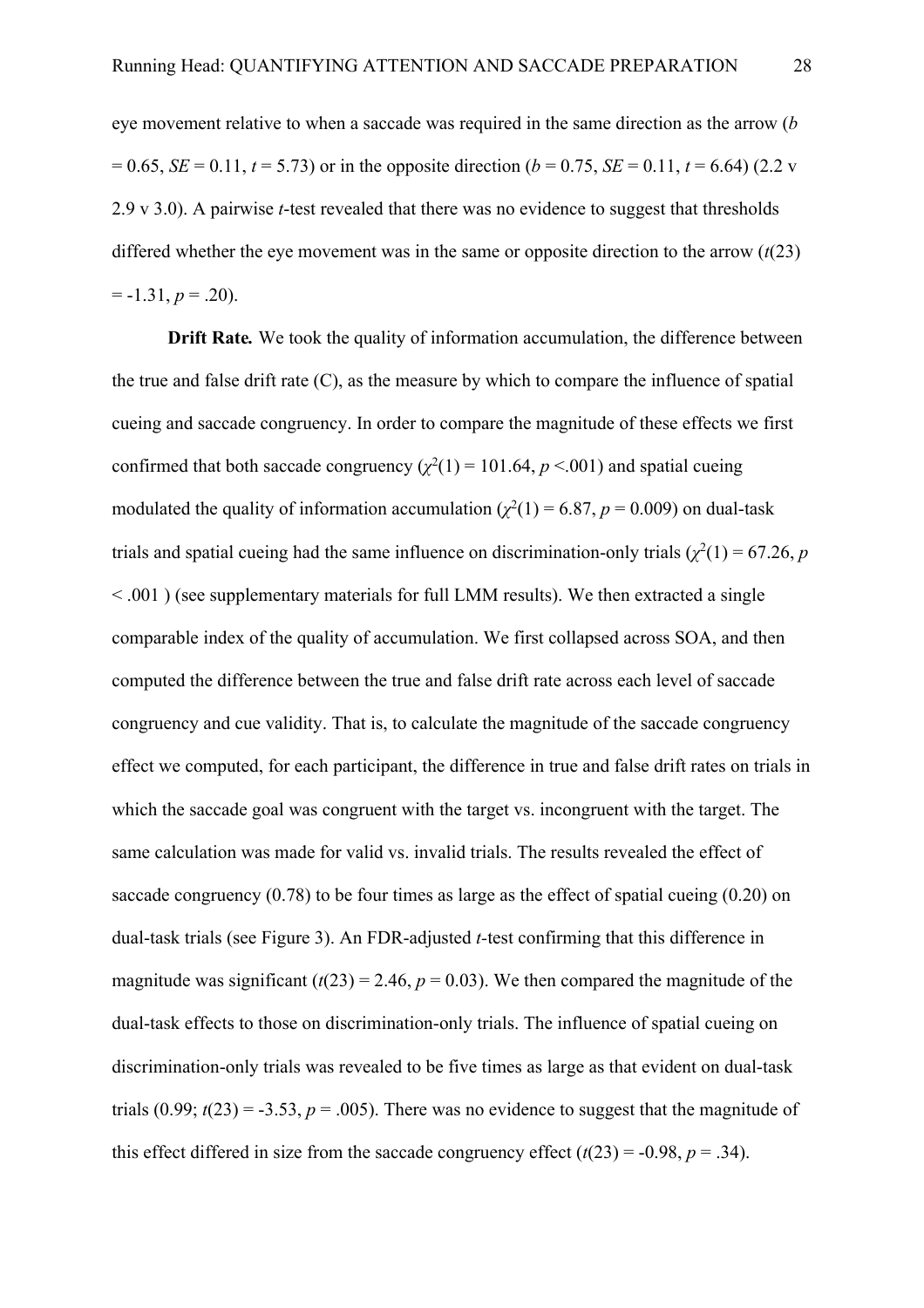eye movement relative to when a saccade was required in the same direction as the arrow ($b$ = 0.65, $SE$ = 0.11, $t$ = 5.73) or in the opposite direction ($b$ = 0.75, $SE$ = 0.11, $t$ = 6.64) (2.2 v 2.9 v 3.0). A pairwise $t$-test revealed that there was no evidence to suggest that thresholds differed whether the eye movement was in the same or opposite direction to the arrow ($t(23) = -1.31$, $p = .20$).

**Drift Rate.** We took the quality of information accumulation, the difference between the true and false drift rate (C), as the measure by which to compare the influence of spatial cueing and saccade congruency. In order to compare the magnitude of these effects we first confirmed that both saccade congruency ($\chi^2(1) = 101.64$, $p < .001$) and spatial cueing modulated the quality of information accumulation ($\chi^2(1) = 6.87$, $p = 0.009$) on dual-task trials and spatial cueing had the same influence on discrimination-only trials ($\chi^2(1) = 67.26$, $p < .001$ ) (see supplementary materials for full LMM results). We then extracted a single comparable index of the quality of accumulation. We first collapsed across SOA, and then computed the difference between the true and false drift rate across each level of saccade congruency and cue validity. That is, to calculate the magnitude of the saccade congruency effect we computed, for each participant, the difference in true and false drift rates on trials in which the saccade goal was congruent with the target vs. incongruent with the target. The same calculation was made for valid vs. invalid trials. The results revealed the effect of saccade congruency (0.78) to be four times as large as the effect of spatial cueing (0.20) on dual-task trials (see Figure 3). An FDR-adjusted $t$-test confirming that this difference in magnitude was significant ($t(23) = 2.46$, $p = 0.03$). We then compared the magnitude of the dual-task effects to those on discrimination-only trials. The influence of spatial cueing on discrimination-only trials was revealed to be five times as large as that evident on dual-task trials (0.99; $t(23) = -3.53$, $p = .005$). There was no evidence to suggest that the magnitude of this effect differed in size from the saccade congruency effect ($t(23) = -0.98$, $p = .34$).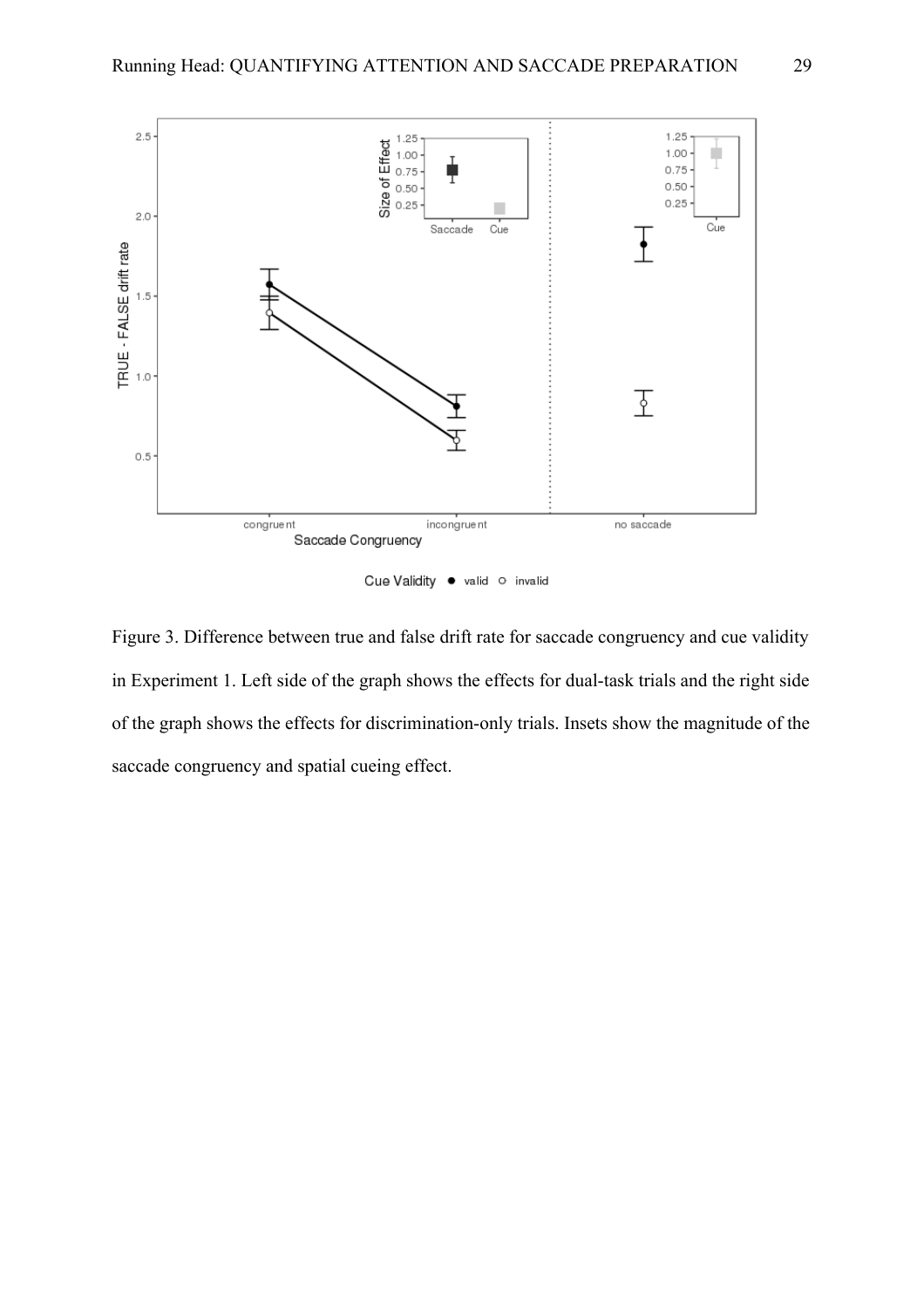Figure 3. Difference between true and false drift rate for saccade congruency and cue validity in Experiment 1. Left side of the graph shows the effects for dual-task trials and the right side of the graph shows the effects for discrimination-only trials. Insets show the magnitude of the saccade congruency and spatial cueing effect.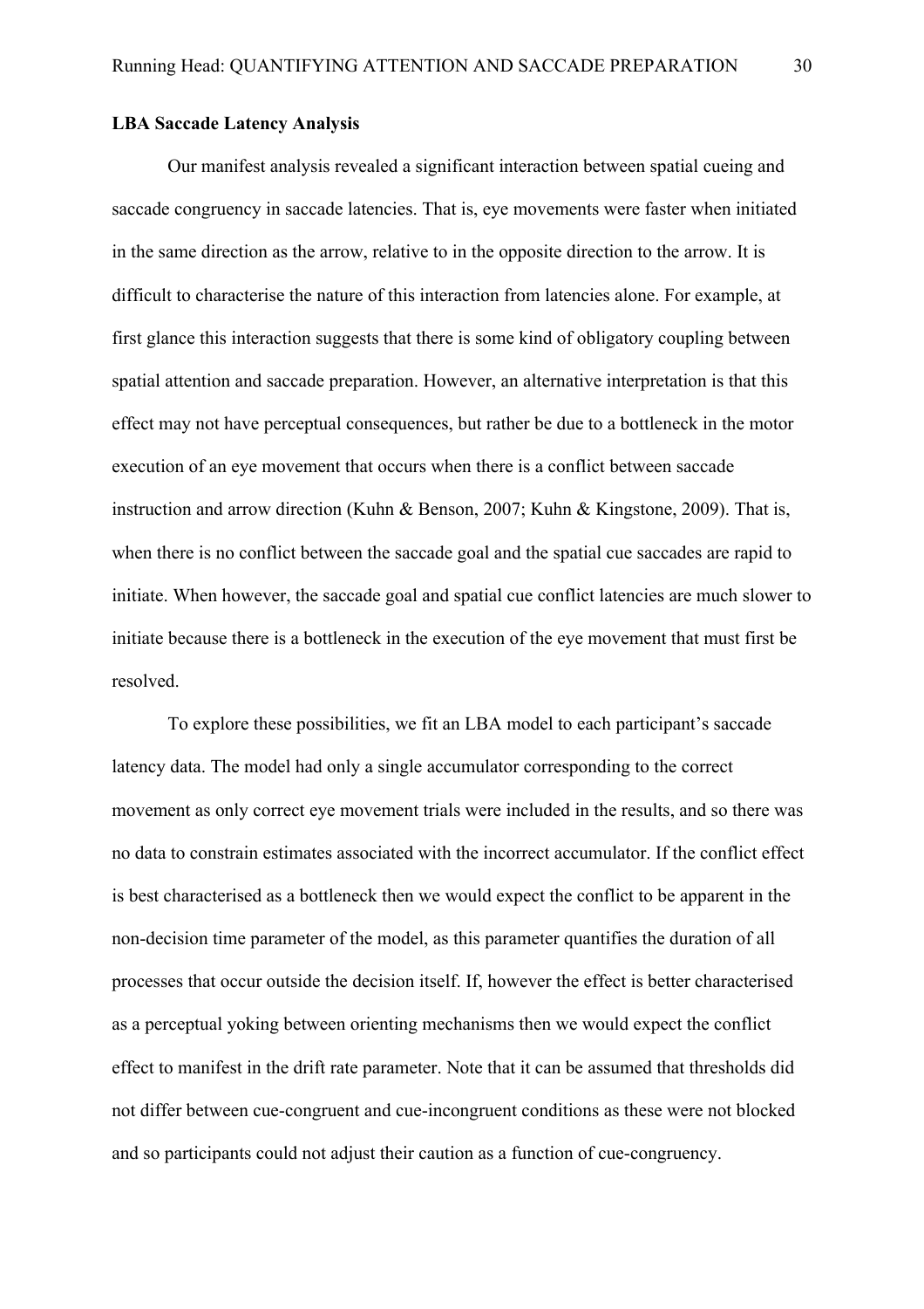**LBA Saccade Latency Analysis**

Our manifest analysis revealed a significant interaction between spatial cueing and saccade congruency in saccade latencies. That is, eye movements were faster when initiated in the same direction as the arrow, relative to in the opposite direction to the arrow. It is difficult to characterise the nature of this interaction from latencies alone. For example, at first glance this interaction suggests that there is some kind of obligatory coupling between spatial attention and saccade preparation. However, an alternative interpretation is that this effect may not have perceptual consequences, but rather be due to a bottleneck in the motor execution of an eye movement that occurs when there is a conflict between saccade instruction and arrow direction (Kuhn & Benson, 2007; Kuhn & Kingstone, 2009). That is, when there is no conflict between the saccade goal and the spatial cue saccades are rapid to initiate. When however, the saccade goal and spatial cue conflict latencies are much slower to initiate because there is a bottleneck in the execution of the eye movement that must first be resolved.

To explore these possibilities, we fit an LBA model to each participant's saccade latency data. The model had only a single accumulator corresponding to the correct movement as only correct eye movement trials were included in the results, and so there was no data to constrain estimates associated with the incorrect accumulator. If the conflict effect is best characterised as a bottleneck then we would expect the conflict to be apparent in the non-decision time parameter of the model, as this parameter quantifies the duration of all processes that occur outside the decision itself. If, however the effect is better characterised as a perceptual yoking between orienting mechanisms then we would expect the conflict effect to manifest in the drift rate parameter. Note that it can be assumed that thresholds did not differ between cue-congruent and cue-incongruent conditions as these were not blocked and so participants could not adjust their caution as a function of cue-congruency.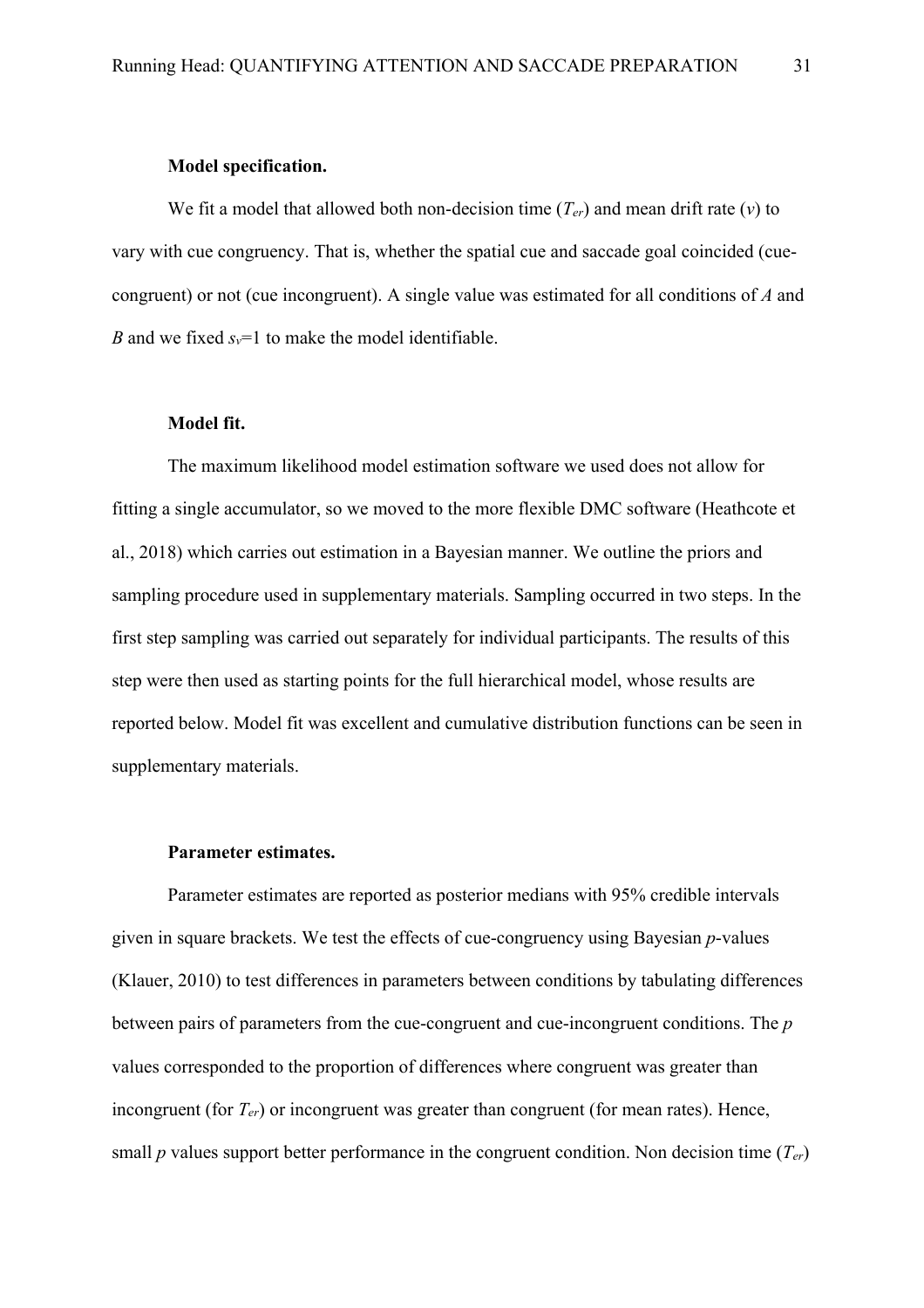**Model specification.**

We fit a model that allowed both non-decision time ($T_{er}$) and mean drift rate ($v$) to vary with cue congruency. That is, whether the spatial cue and saccade goal coincided (cue-congruent) or not (cue incongruent). A single value was estimated for all conditions of $A$ and $B$ and we fixed $s_v$=1 to make the model identifiable.

**Model fit.**

The maximum likelihood model estimation software we used does not allow for fitting a single accumulator, so we moved to the more flexible DMC software (Heathcote et al., 2018) which carries out estimation in a Bayesian manner. We outline the priors and sampling procedure used in supplementary materials. Sampling occurred in two steps. In the first step sampling was carried out separately for individual participants. The results of this step were then used as starting points for the full hierarchical model, whose results are reported below. Model fit was excellent and cumulative distribution functions can be seen in supplementary materials.

**Parameter estimates.**

Parameter estimates are reported as posterior medians with 95% credible intervals given in square brackets. We test the effects of cue-congruency using Bayesian $p$-values (Klauer, 2010) to test differences in parameters between conditions by tabulating differences between pairs of parameters from the cue-congruent and cue-incongruent conditions. The $p$ values corresponded to the proportion of differences where congruent was greater than incongruent (for $T_{er}$) or incongruent was greater than congruent (for mean rates). Hence, small $p$ values support better performance in the congruent condition. Non decision time ($T_{er}$)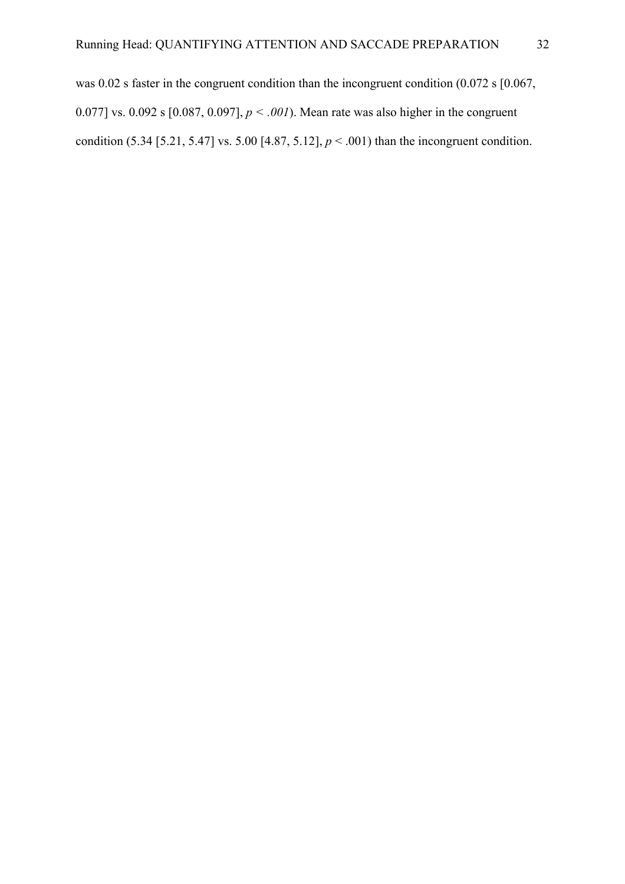was 0.02 s faster in the congruent condition than the incongruent condition (0.072 s [0.067, 0.077] vs. 0.092 s [0.087, 0.097], $p < .001$). Mean rate was also higher in the congruent condition (5.34 [5.21, 5.47] vs. 5.00 [4.87, 5.12], $p < .001$) than the incongruent condition.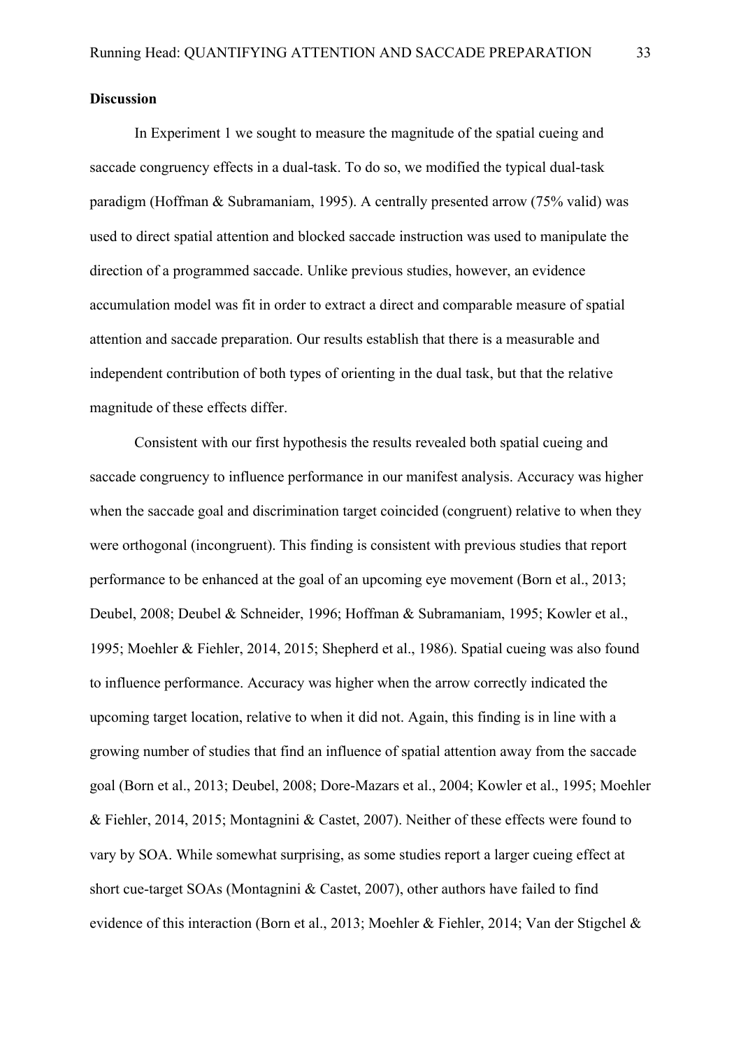**Discussion**

In Experiment 1 we sought to measure the magnitude of the spatial cueing and saccade congruency effects in a dual-task. To do so, we modified the typical dual-task paradigm (Hoffman & Subramaniam, 1995). A centrally presented arrow (75% valid) was used to direct spatial attention and blocked saccade instruction was used to manipulate the direction of a programmed saccade. Unlike previous studies, however, an evidence accumulation model was fit in order to extract a direct and comparable measure of spatial attention and saccade preparation. Our results establish that there is a measurable and independent contribution of both types of orienting in the dual task, but that the relative magnitude of these effects differ.

Consistent with our first hypothesis the results revealed both spatial cueing and saccade congruency to influence performance in our manifest analysis. Accuracy was higher when the saccade goal and discrimination target coincided (congruent) relative to when they were orthogonal (incongruent). This finding is consistent with previous studies that report performance to be enhanced at the goal of an upcoming eye movement (Born et al., 2013; Deubel, 2008; Deubel & Schneider, 1996; Hoffman & Subramaniam, 1995; Kowler et al., 1995; Moehler & Fiehler, 2014, 2015; Shepherd et al., 1986). Spatial cueing was also found to influence performance. Accuracy was higher when the arrow correctly indicated the upcoming target location, relative to when it did not. Again, this finding is in line with a growing number of studies that find an influence of spatial attention away from the saccade goal (Born et al., 2013; Deubel, 2008; Dore-Mazars et al., 2004; Kowler et al., 1995; Moehler & Fiehler, 2014, 2015; Montagnini & Castet, 2007). Neither of these effects were found to vary by SOA. While somewhat surprising, as some studies report a larger cueing effect at short cue-target SOAs (Montagnini & Castet, 2007), other authors have failed to find evidence of this interaction (Born et al., 2013; Moehler & Fiehler, 2014; Van der Stigchel &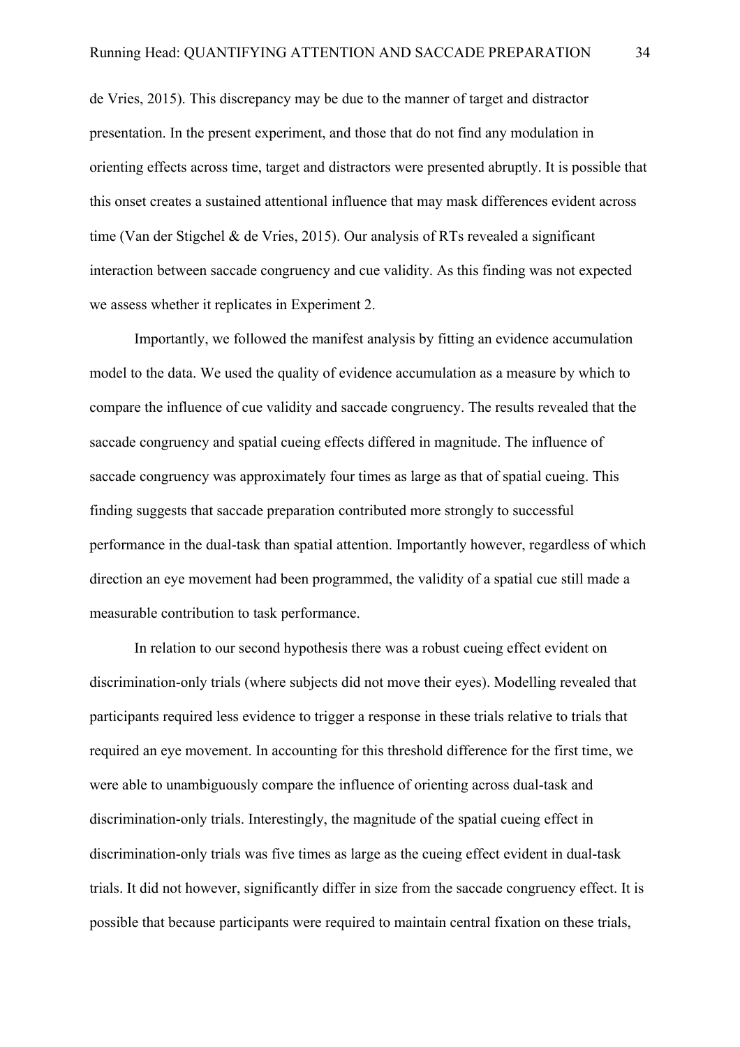de Vries, 2015). This discrepancy may be due to the manner of target and distractor presentation. In the present experiment, and those that do not find any modulation in orienting effects across time, target and distractors were presented abruptly. It is possible that this onset creates a sustained attentional influence that may mask differences evident across time (Van der Stigchel & de Vries, 2015). Our analysis of RTs revealed a significant interaction between saccade congruency and cue validity. As this finding was not expected we assess whether it replicates in Experiment 2.

Importantly, we followed the manifest analysis by fitting an evidence accumulation model to the data. We used the quality of evidence accumulation as a measure by which to compare the influence of cue validity and saccade congruency. The results revealed that the saccade congruency and spatial cueing effects differed in magnitude. The influence of saccade congruency was approximately four times as large as that of spatial cueing. This finding suggests that saccade preparation contributed more strongly to successful performance in the dual-task than spatial attention. Importantly however, regardless of which direction an eye movement had been programmed, the validity of a spatial cue still made a measurable contribution to task performance.

In relation to our second hypothesis there was a robust cueing effect evident on discrimination-only trials (where subjects did not move their eyes). Modelling revealed that participants required less evidence to trigger a response in these trials relative to trials that required an eye movement. In accounting for this threshold difference for the first time, we were able to unambiguously compare the influence of orienting across dual-task and discrimination-only trials. Interestingly, the magnitude of the spatial cueing effect in discrimination-only trials was five times as large as the cueing effect evident in dual-task trials. It did not however, significantly differ in size from the saccade congruency effect. It is possible that because participants were required to maintain central fixation on these trials,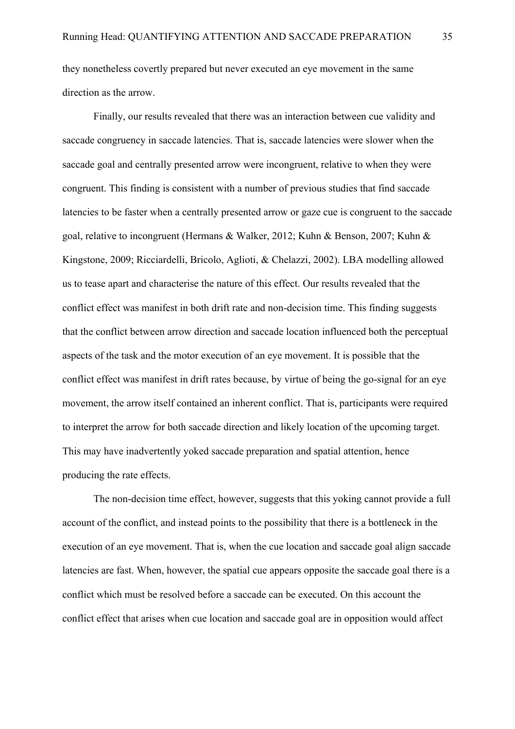they nonetheless covertly prepared but never executed an eye movement in the same direction as the arrow.

Finally, our results revealed that there was an interaction between cue validity and saccade congruency in saccade latencies. That is, saccade latencies were slower when the saccade goal and centrally presented arrow were incongruent, relative to when they were congruent. This finding is consistent with a number of previous studies that find saccade latencies to be faster when a centrally presented arrow or gaze cue is congruent to the saccade goal, relative to incongruent (Hermans & Walker, 2012; Kuhn & Benson, 2007; Kuhn & Kingstone, 2009; Ricciardelli, Bricolo, Aglioti, & Chelazzi, 2002). LBA modelling allowed us to tease apart and characterise the nature of this effect. Our results revealed that the conflict effect was manifest in both drift rate and non-decision time. This finding suggests that the conflict between arrow direction and saccade location influenced both the perceptual aspects of the task and the motor execution of an eye movement. It is possible that the conflict effect was manifest in drift rates because, by virtue of being the go-signal for an eye movement, the arrow itself contained an inherent conflict. That is, participants were required to interpret the arrow for both saccade direction and likely location of the upcoming target. This may have inadvertently yoked saccade preparation and spatial attention, hence producing the rate effects.

The non-decision time effect, however, suggests that this yoking cannot provide a full account of the conflict, and instead points to the possibility that there is a bottleneck in the execution of an eye movement. That is, when the cue location and saccade goal align saccade latencies are fast. When, however, the spatial cue appears opposite the saccade goal there is a conflict which must be resolved before a saccade can be executed. On this account the conflict effect that arises when cue location and saccade goal are in opposition would affect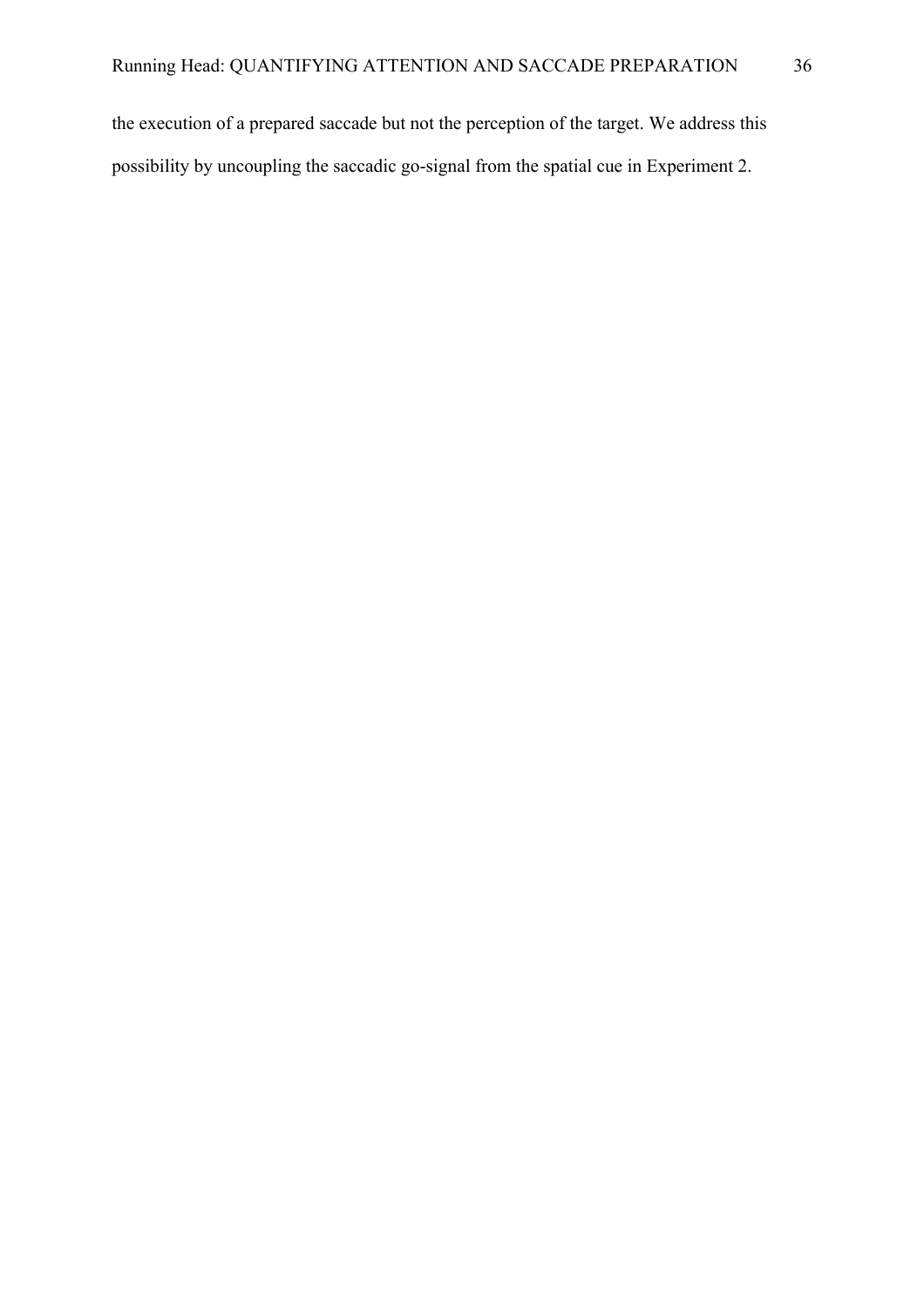the execution of a prepared saccade but not the perception of the target. We address this possibility by uncoupling the saccadic go-signal from the spatial cue in Experiment 2.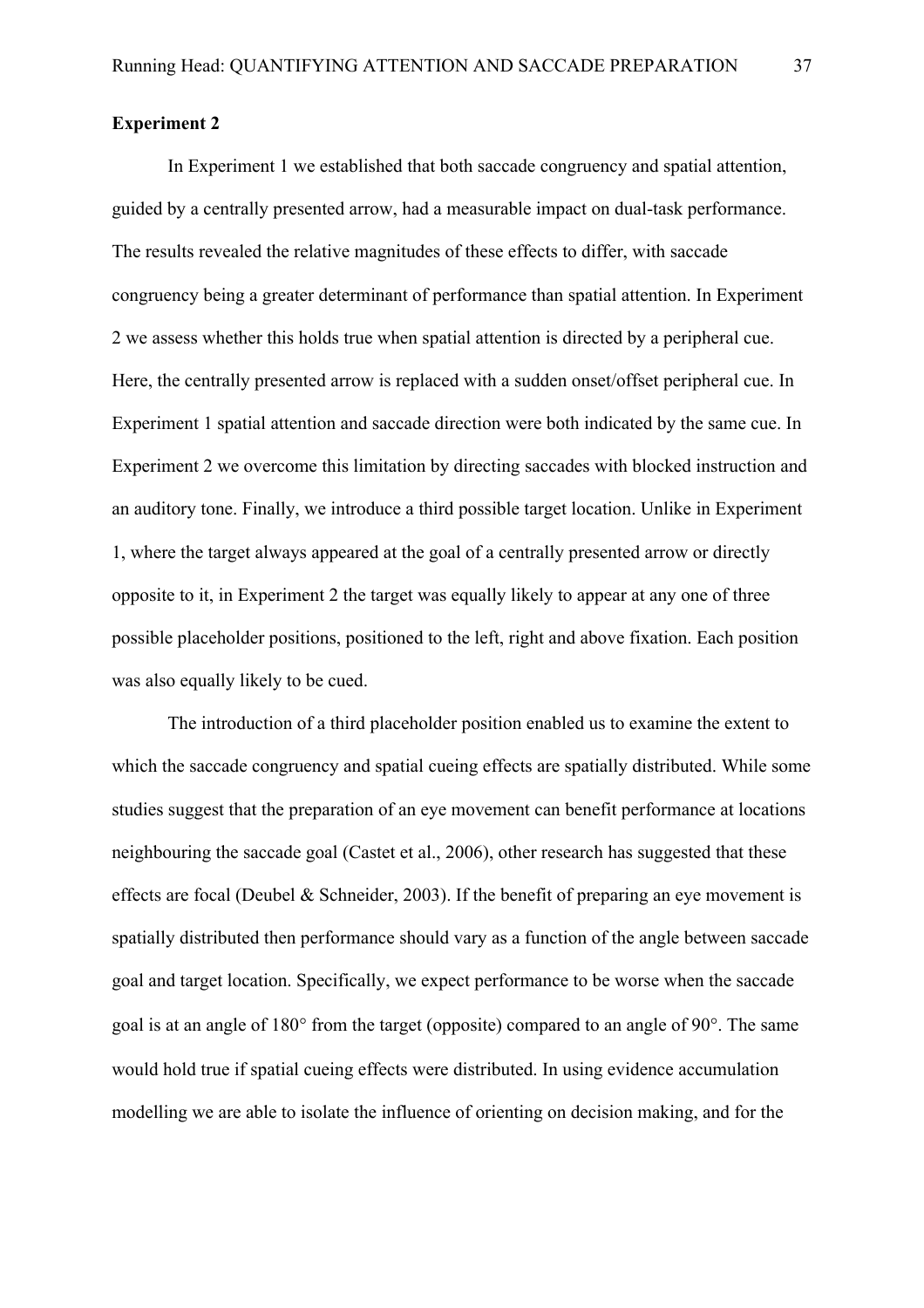**Experiment 2**

In Experiment 1 we established that both saccade congruency and spatial attention, guided by a centrally presented arrow, had a measurable impact on dual-task performance. The results revealed the relative magnitudes of these effects to differ, with saccade congruency being a greater determinant of performance than spatial attention. In Experiment 2 we assess whether this holds true when spatial attention is directed by a peripheral cue. Here, the centrally presented arrow is replaced with a sudden onset/offset peripheral cue. In Experiment 1 spatial attention and saccade direction were both indicated by the same cue. In Experiment 2 we overcome this limitation by directing saccades with blocked instruction and an auditory tone. Finally, we introduce a third possible target location. Unlike in Experiment 1, where the target always appeared at the goal of a centrally presented arrow or directly opposite to it, in Experiment 2 the target was equally likely to appear at any one of three possible placeholder positions, positioned to the left, right and above fixation. Each position was also equally likely to be cued.

The introduction of a third placeholder position enabled us to examine the extent to which the saccade congruency and spatial cueing effects are spatially distributed. While some studies suggest that the preparation of an eye movement can benefit performance at locations neighbouring the saccade goal (Castet et al., 2006), other research has suggested that these effects are focal (Deubel & Schneider, 2003). If the benefit of preparing an eye movement is spatially distributed then performance should vary as a function of the angle between saccade goal and target location. Specifically, we expect performance to be worse when the saccade goal is at an angle of 180° from the target (opposite) compared to an angle of 90°. The same would hold true if spatial cueing effects were distributed. In using evidence accumulation modelling we are able to isolate the influence of orienting on decision making, and for the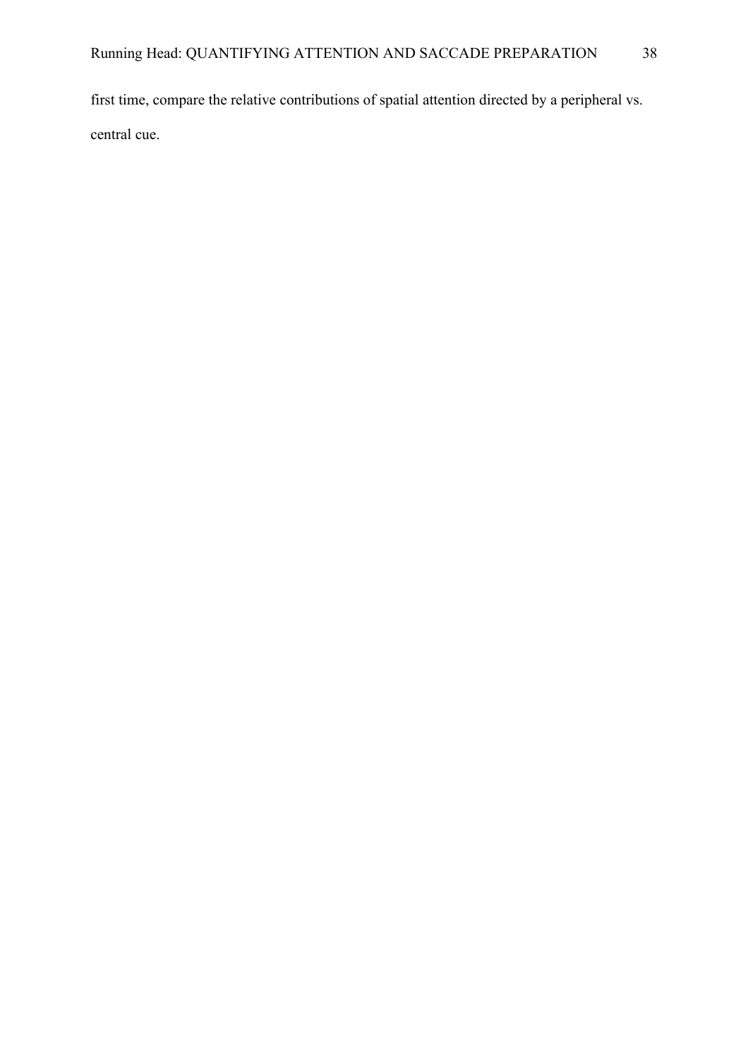first time, compare the relative contributions of spatial attention directed by a peripheral vs. central cue.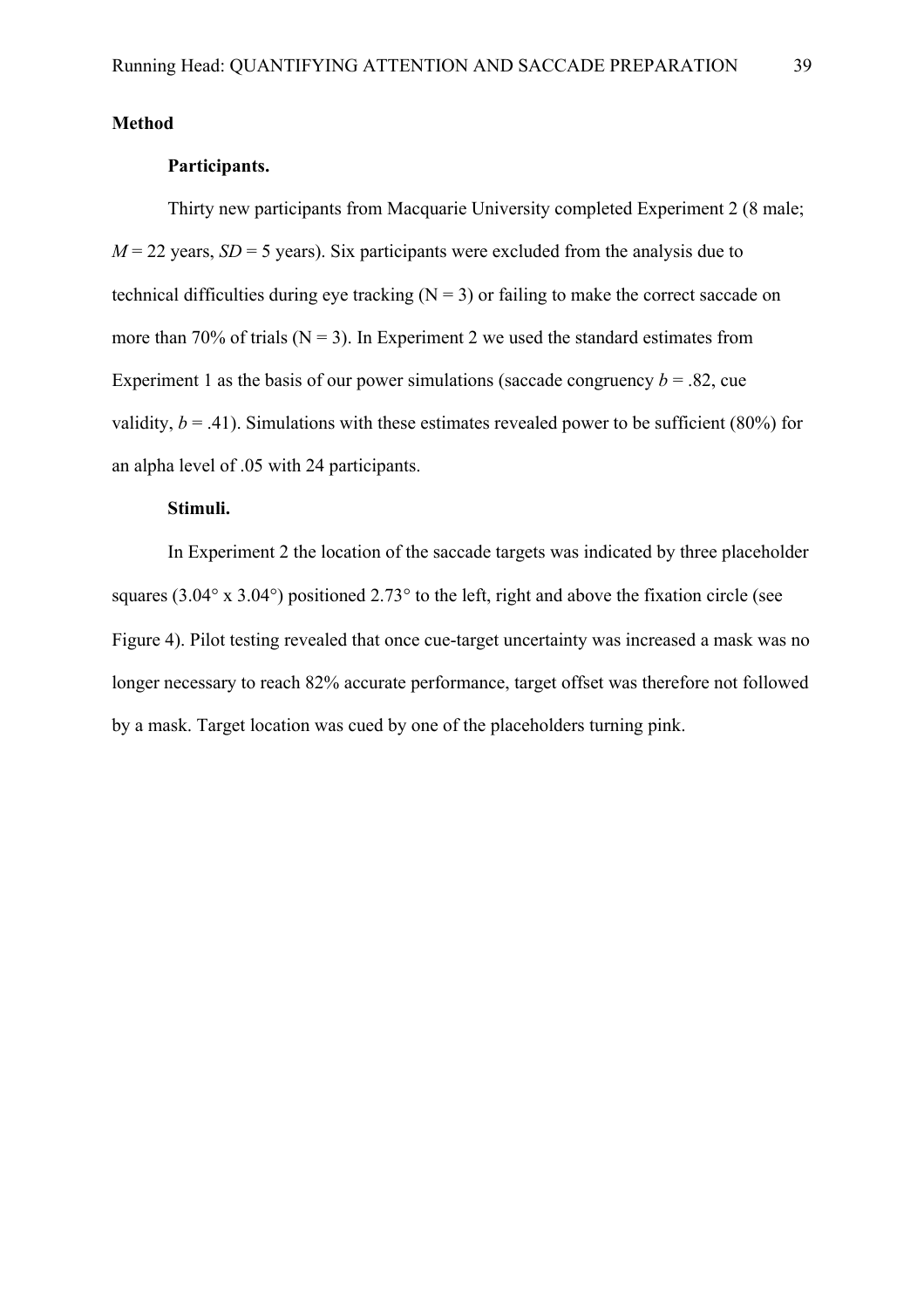## Method

### Participants.

Thirty new participants from Macquarie University completed Experiment 2 (8 male; *M* = 22 years, *SD* = 5 years). Six participants were excluded from the analysis due to technical difficulties during eye tracking (N = 3) or failing to make the correct saccade on more than 70% of trials (N = 3). In Experiment 2 we used the standard estimates from Experiment 1 as the basis of our power simulations (saccade congruency *b* = .82, cue validity, *b* = .41). Simulations with these estimates revealed power to be sufficient (80%) for an alpha level of .05 with 24 participants.

### Stimuli.

In Experiment 2 the location of the saccade targets was indicated by three placeholder squares (3.04° x 3.04°) positioned 2.73° to the left, right and above the fixation circle (see Figure 4). Pilot testing revealed that once cue-target uncertainty was increased a mask was no longer necessary to reach 82% accurate performance, target offset was therefore not followed by a mask. Target location was cued by one of the placeholders turning pink.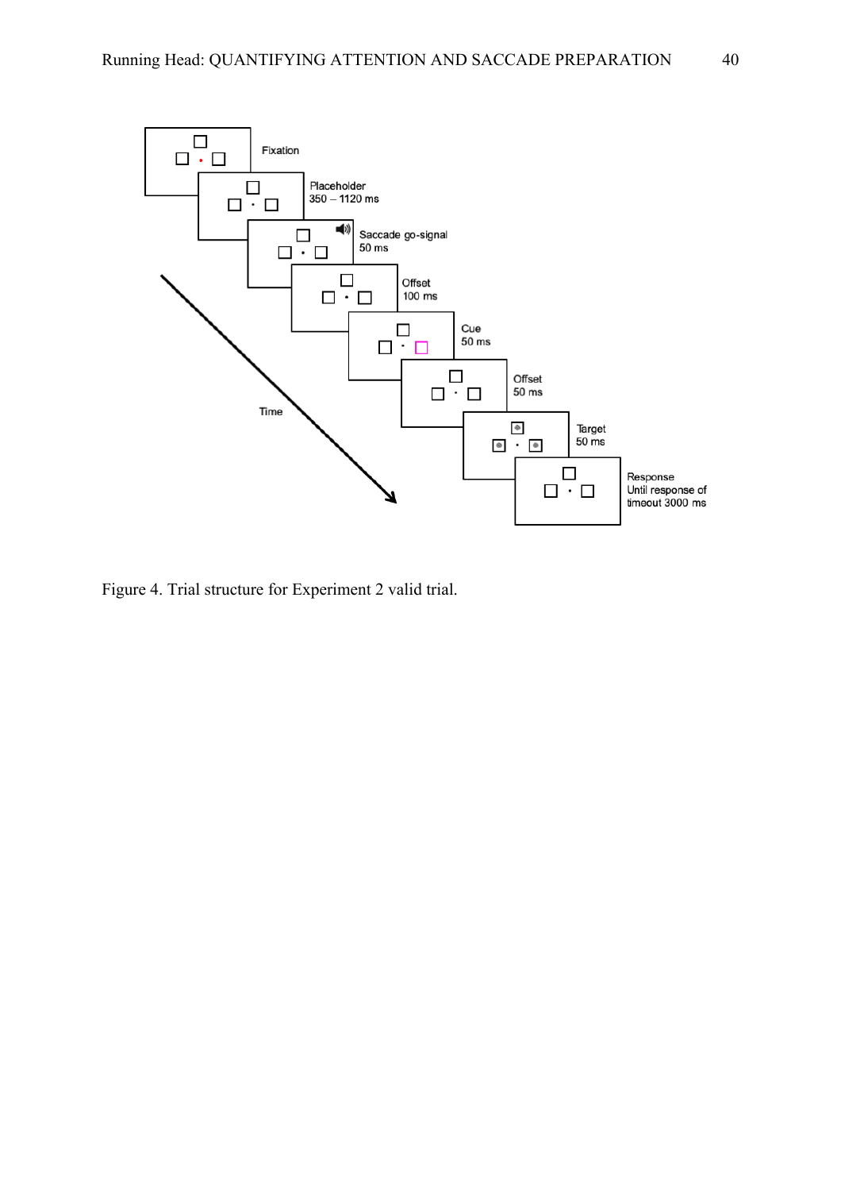Figure 4. Trial structure for Experiment 2 valid trial.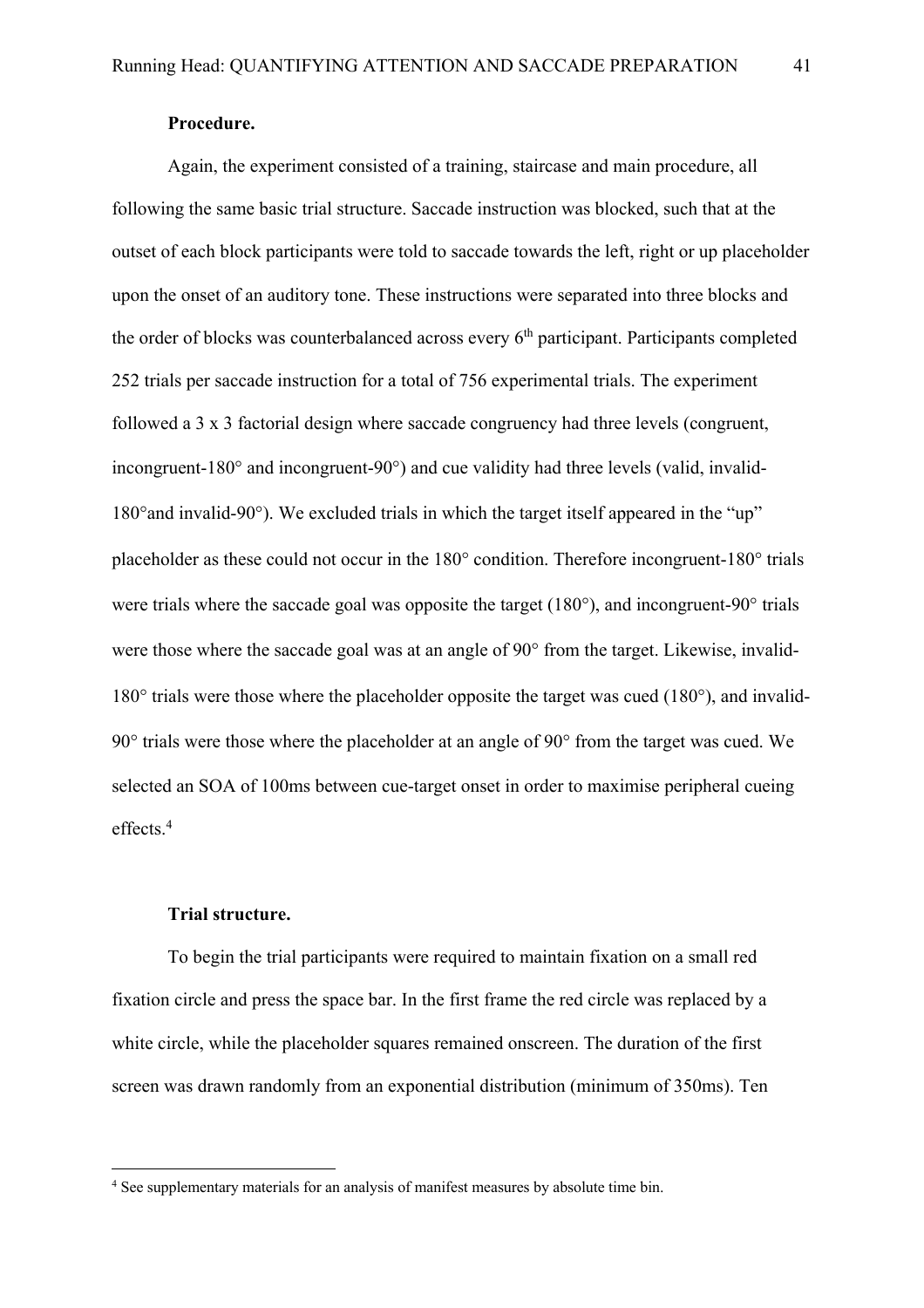**Procedure.**

Again, the experiment consisted of a training, staircase and main procedure, all following the same basic trial structure. Saccade instruction was blocked, such that at the outset of each block participants were told to saccade towards the left, right or up placeholder upon the onset of an auditory tone. These instructions were separated into three blocks and the order of blocks was counterbalanced across every 6th participant. Participants completed 252 trials per saccade instruction for a total of 756 experimental trials. The experiment followed a 3 x 3 factorial design where saccade congruency had three levels (congruent, incongruent-180° and incongruent-90°) and cue validity had three levels (valid, invalid-180°and invalid-90°). We excluded trials in which the target itself appeared in the "up" placeholder as these could not occur in the 180° condition. Therefore incongruent-180° trials were trials where the saccade goal was opposite the target (180°), and incongruent-90° trials were those where the saccade goal was at an angle of 90° from the target. Likewise, invalid-180° trials were those where the placeholder opposite the target was cued (180°), and invalid-90° trials were those where the placeholder at an angle of 90° from the target was cued. We selected an SOA of 100ms between cue-target onset in order to maximise peripheral cueing effects.[4]

**Trial structure.**

To begin the trial participants were required to maintain fixation on a small red fixation circle and press the space bar. In the first frame the red circle was replaced by a white circle, while the placeholder squares remained onscreen. The duration of the first screen was drawn randomly from an exponential distribution (minimum of 350ms). Ten

[4] See supplementary materials for an analysis of manifest measures by absolute time bin.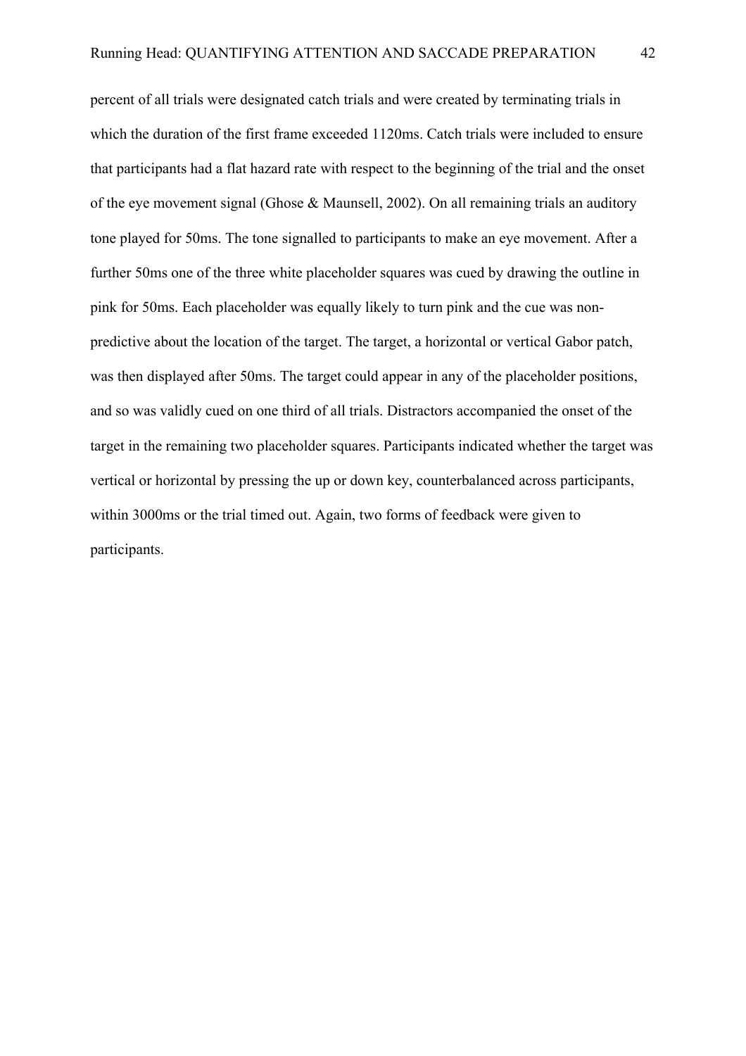percent of all trials were designated catch trials and were created by terminating trials in which the duration of the first frame exceeded 1120ms. Catch trials were included to ensure that participants had a flat hazard rate with respect to the beginning of the trial and the onset of the eye movement signal (Ghose & Maunsell, 2002). On all remaining trials an auditory tone played for 50ms. The tone signalled to participants to make an eye movement. After a further 50ms one of the three white placeholder squares was cued by drawing the outline in pink for 50ms. Each placeholder was equally likely to turn pink and the cue was non-predictive about the location of the target. The target, a horizontal or vertical Gabor patch, was then displayed after 50ms. The target could appear in any of the placeholder positions, and so was validly cued on one third of all trials. Distractors accompanied the onset of the target in the remaining two placeholder squares. Participants indicated whether the target was vertical or horizontal by pressing the up or down key, counterbalanced across participants, within 3000ms or the trial timed out. Again, two forms of feedback were given to participants.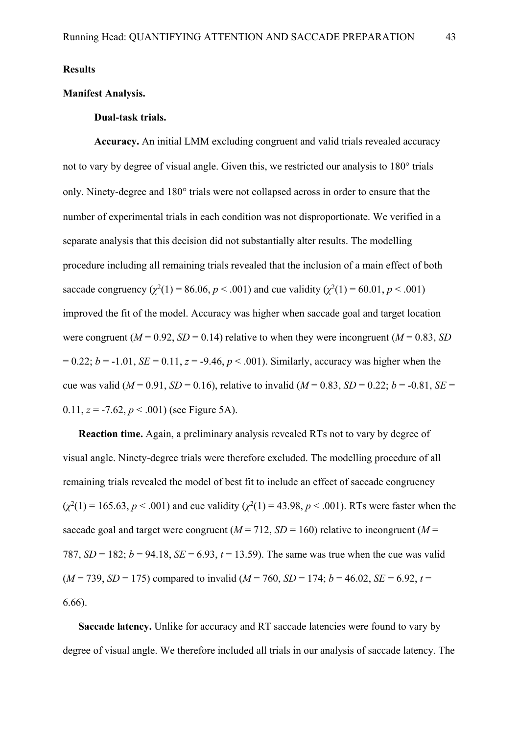**Results**

**Manifest Analysis.**

**Dual-task trials.**

**Accuracy.** An initial LMM excluding congruent and valid trials revealed accuracy not to vary by degree of visual angle. Given this, we restricted our analysis to 180° trials only. Ninety-degree and 180° trials were not collapsed across in order to ensure that the number of experimental trials in each condition was not disproportionate. We verified in a separate analysis that this decision did not substantially alter results. The modelling procedure including all remaining trials revealed that the inclusion of a main effect of both saccade congruency ($\chi^2(1) = 86.06$, $p < .001$) and cue validity ($\chi^2(1) = 60.01$, $p < .001$) improved the fit of the model. Accuracy was higher when saccade goal and target location were congruent ($M = 0.92$, $SD = 0.14$) relative to when they were incongruent ($M = 0.83$, $SD = 0.22$; $b = -1.01$, $SE = 0.11$, $z = -9.46$, $p < .001$). Similarly, accuracy was higher when the cue was valid ($M = 0.91$, $SD = 0.16$), relative to invalid ($M = 0.83$, $SD = 0.22$; $b = -0.81$, $SE = 0.11$, $z = -7.62$, $p < .001$) (see Figure 5A).

**Reaction time.** Again, a preliminary analysis revealed RTs not to vary by degree of visual angle. Ninety-degree trials were therefore excluded. The modelling procedure of all remaining trials revealed the model of best fit to include an effect of saccade congruency ($\chi^2(1) = 165.63$, $p < .001$) and cue validity ($\chi^2(1) = 43.98$, $p < .001$). RTs were faster when the saccade goal and target were congruent ($M = 712$, $SD = 160$) relative to incongruent ($M = 787$, $SD = 182$; $b = 94.18$, $SE = 6.93$, $t = 13.59$). The same was true when the cue was valid ($M = 739$, $SD = 175$) compared to invalid ($M = 760$, $SD = 174$; $b = 46.02$, $SE = 6.92$, $t = 6.66$).

**Saccade latency.** Unlike for accuracy and RT saccade latencies were found to vary by degree of visual angle. We therefore included all trials in our analysis of saccade latency. The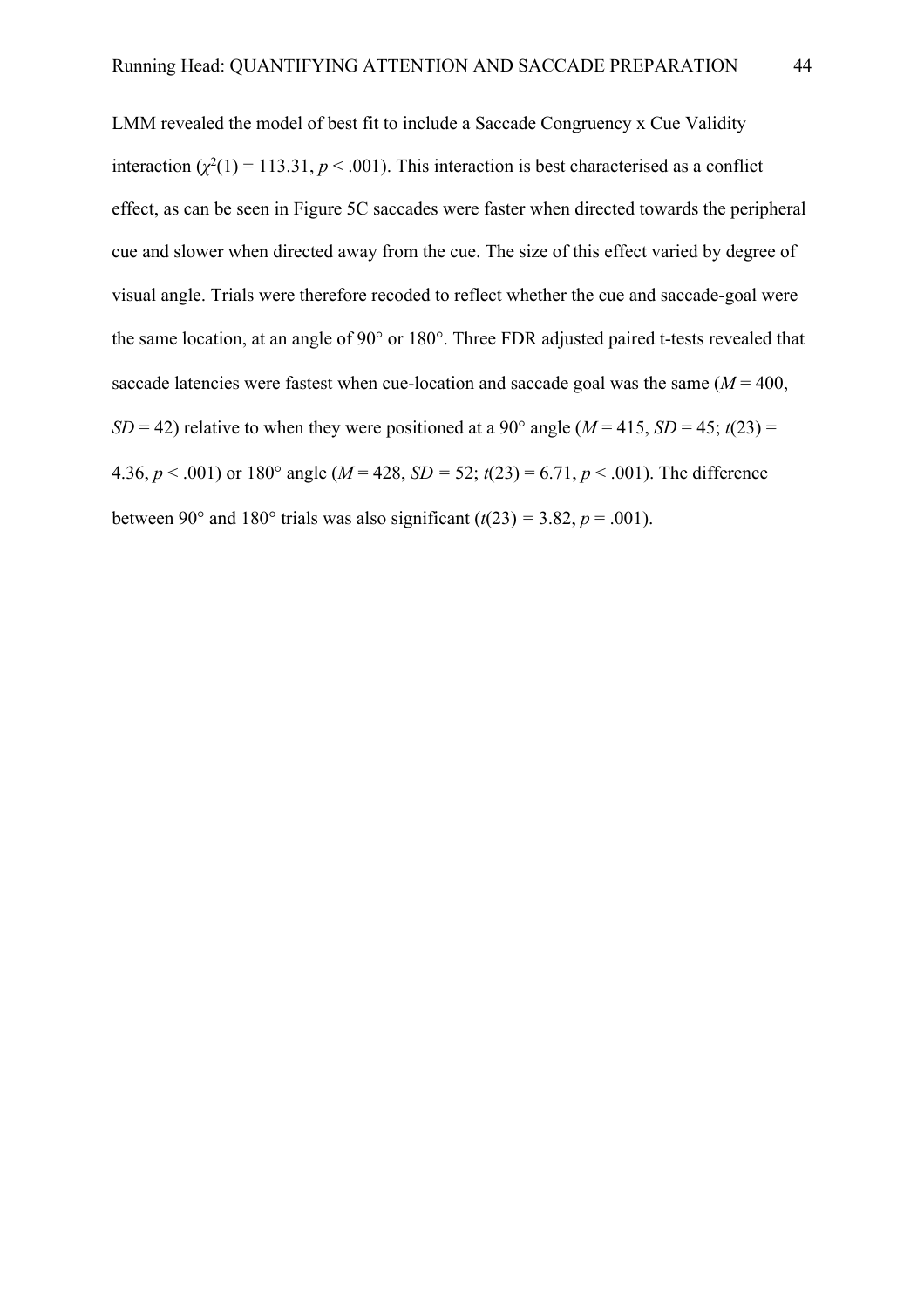LMM revealed the model of best fit to include a Saccade Congruency x Cue Validity interaction ($\chi^2(1) = 113.31$, $p < .001$). This interaction is best characterised as a conflict effect, as can be seen in Figure 5C saccades were faster when directed towards the peripheral cue and slower when directed away from the cue. The size of this effect varied by degree of visual angle. Trials were therefore recoded to reflect whether the cue and saccade-goal were the same location, at an angle of 90° or 180°. Three FDR adjusted paired t-tests revealed that saccade latencies were fastest when cue-location and saccade goal was the same ($M = 400$, $SD = 42$) relative to when they were positioned at a 90° angle ($M = 415$, $SD = 45$; $t(23) = 4.36$, $p < .001$) or 180° angle ($M = 428$, $SD = 52$; $t(23) = 6.71$, $p < .001$). The difference between 90° and 180° trials was also significant ($t(23) = 3.82$, $p = .001$).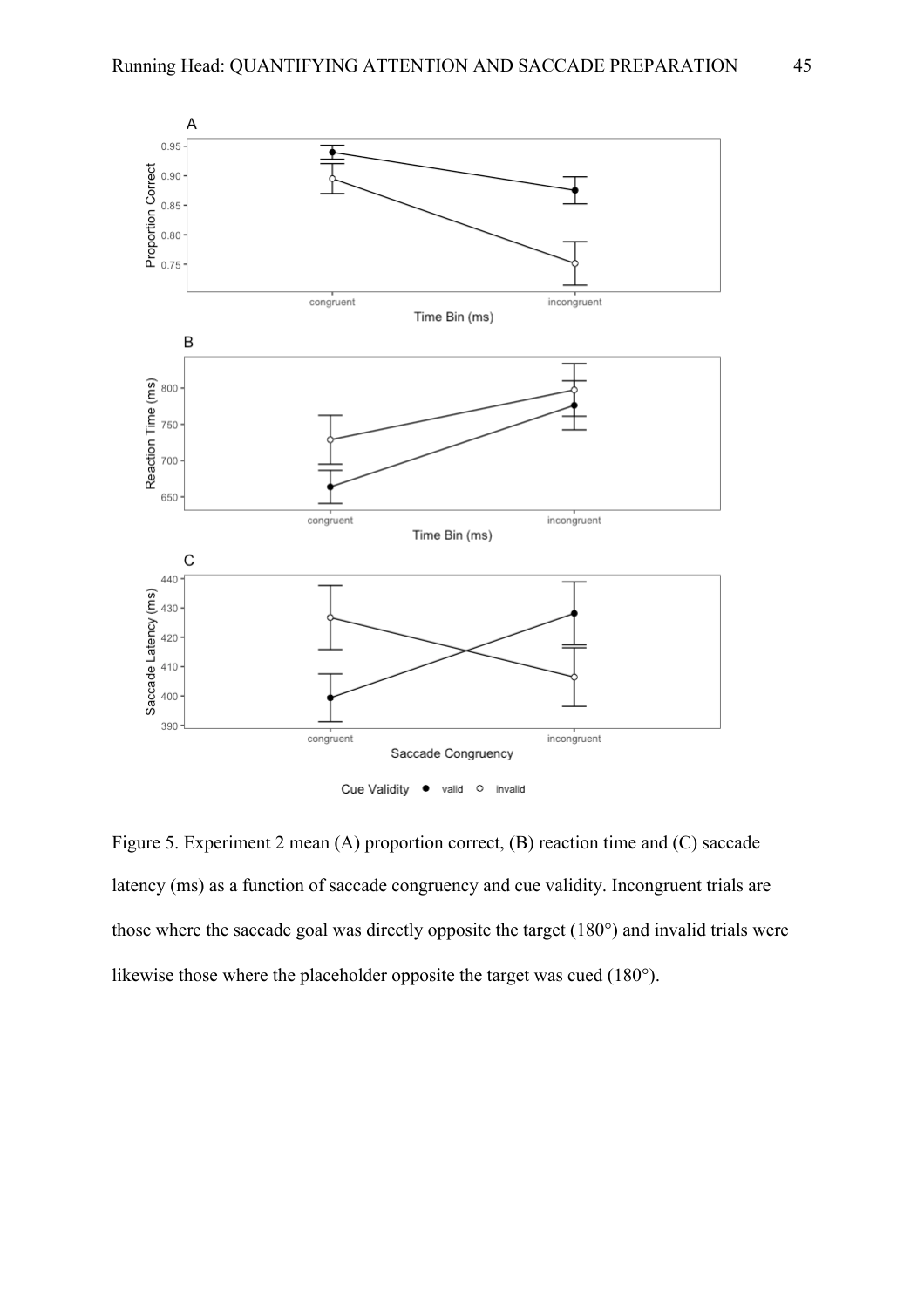Figure 5. Experiment 2 mean (A) proportion correct, (B) reaction time and (C) saccade latency (ms) as a function of saccade congruency and cue validity. Incongruent trials are those where the saccade goal was directly opposite the target (180°) and invalid trials were likewise those where the placeholder opposite the target was cued (180°).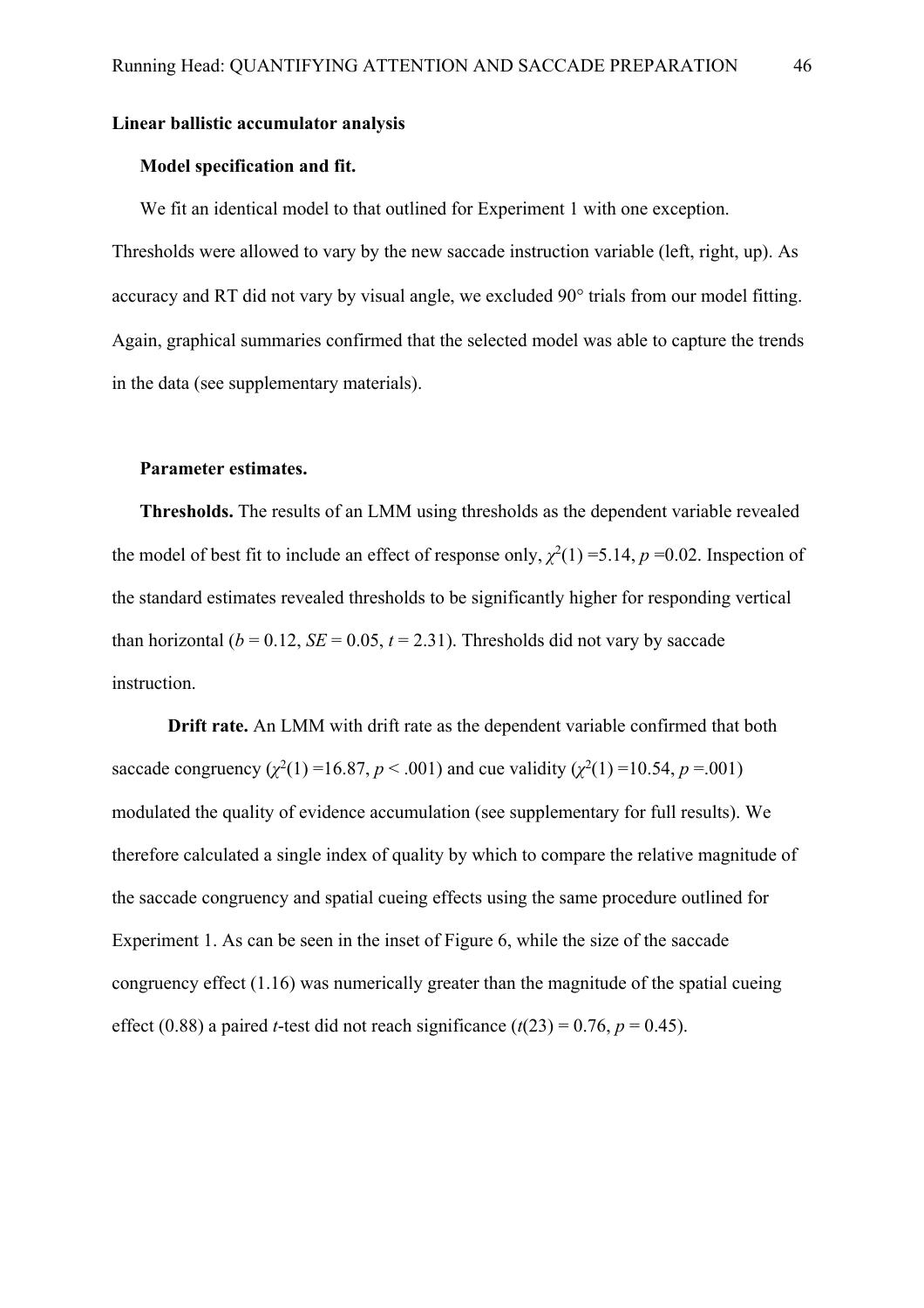**Linear ballistic accumulator analysis**

**Model specification and fit.**

We fit an identical model to that outlined for Experiment 1 with one exception. Thresholds were allowed to vary by the new saccade instruction variable (left, right, up). As accuracy and RT did not vary by visual angle, we excluded 90° trials from our model fitting. Again, graphical summaries confirmed that the selected model was able to capture the trends in the data (see supplementary materials).

**Parameter estimates.**

**Thresholds.** The results of an LMM using thresholds as the dependent variable revealed the model of best fit to include an effect of response only, $\chi^2(1) = 5.14$, $p = 0.02$. Inspection of the standard estimates revealed thresholds to be significantly higher for responding vertical than horizontal ($b = 0.12$, $SE = 0.05$, $t = 2.31$). Thresholds did not vary by saccade instruction.

**Drift rate.** An LMM with drift rate as the dependent variable confirmed that both saccade congruency ($\chi^2(1) = 16.87$, $p < .001$) and cue validity ($\chi^2(1) = 10.54$, $p = .001$) modulated the quality of evidence accumulation (see supplementary for full results). We therefore calculated a single index of quality by which to compare the relative magnitude of the saccade congruency and spatial cueing effects using the same procedure outlined for Experiment 1. As can be seen in the inset of Figure 6, while the size of the saccade congruency effect (1.16) was numerically greater than the magnitude of the spatial cueing effect (0.88) a paired *t*-test did not reach significance ($t(23) = 0.76$, $p = 0.45$).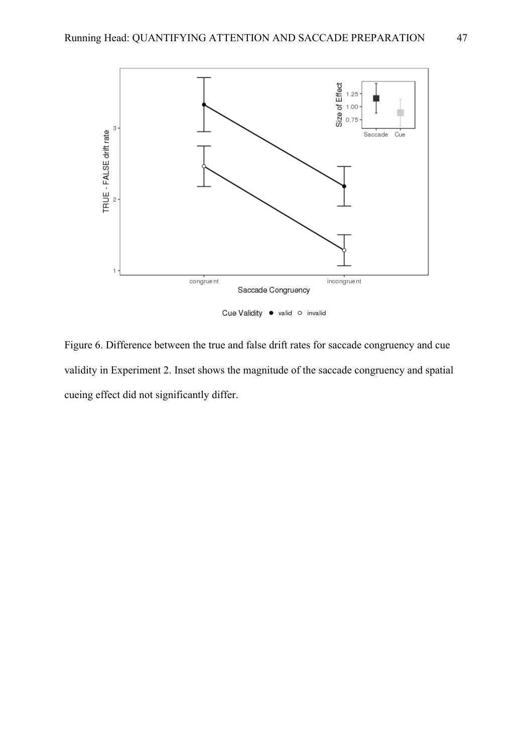Figure 6. Difference between the true and false drift rates for saccade congruency and cue validity in Experiment 2. Inset shows the magnitude of the saccade congruency and spatial cueing effect did not significantly differ.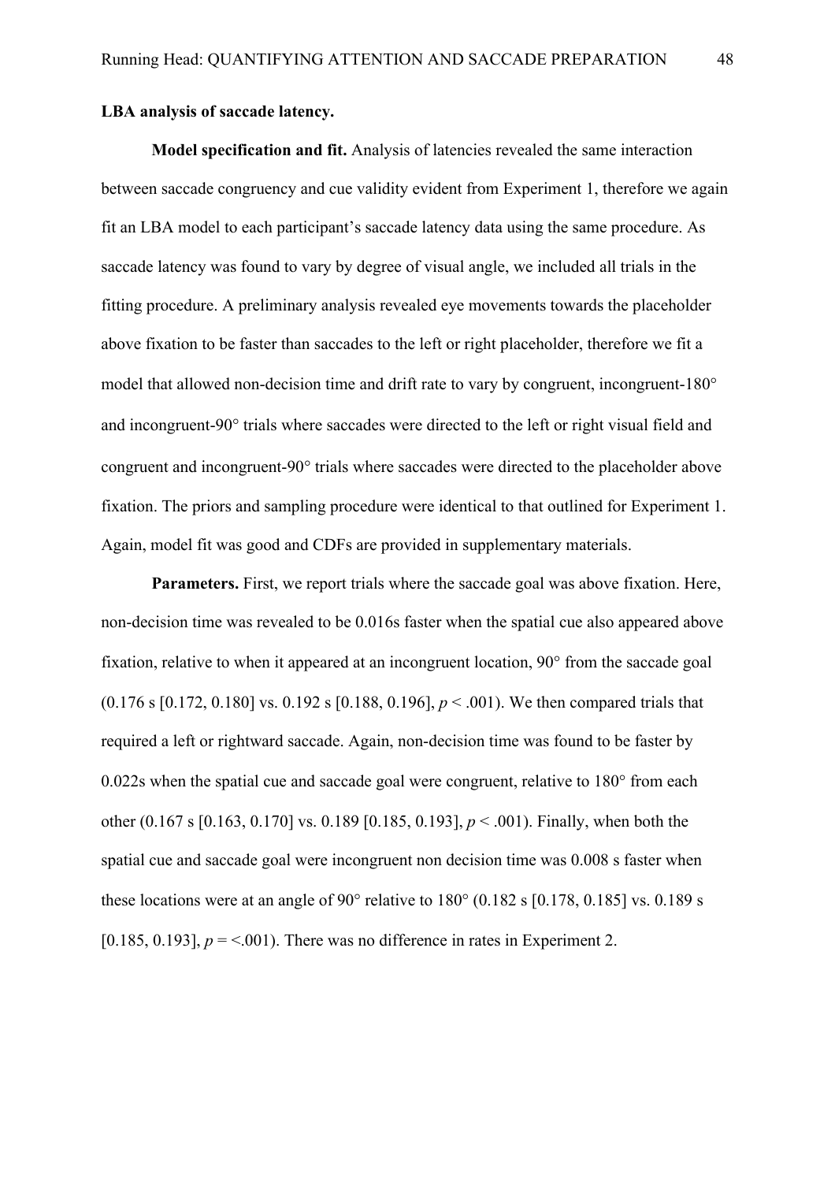**LBA analysis of saccade latency.**

**Model specification and fit.** Analysis of latencies revealed the same interaction between saccade congruency and cue validity evident from Experiment 1, therefore we again fit an LBA model to each participant's saccade latency data using the same procedure. As saccade latency was found to vary by degree of visual angle, we included all trials in the fitting procedure. A preliminary analysis revealed eye movements towards the placeholder above fixation to be faster than saccades to the left or right placeholder, therefore we fit a model that allowed non-decision time and drift rate to vary by congruent, incongruent-180° and incongruent-90° trials where saccades were directed to the left or right visual field and congruent and incongruent-90° trials where saccades were directed to the placeholder above fixation. The priors and sampling procedure were identical to that outlined for Experiment 1. Again, model fit was good and CDFs are provided in supplementary materials.

**Parameters.** First, we report trials where the saccade goal was above fixation. Here, non-decision time was revealed to be 0.016s faster when the spatial cue also appeared above fixation, relative to when it appeared at an incongruent location, 90° from the saccade goal (0.176 s [0.172, 0.180] vs. 0.192 s [0.188, 0.196], $p < .001$). We then compared trials that required a left or rightward saccade. Again, non-decision time was found to be faster by 0.022s when the spatial cue and saccade goal were congruent, relative to 180° from each other (0.167 s [0.163, 0.170] vs. 0.189 [0.185, 0.193], $p < .001$). Finally, when both the spatial cue and saccade goal were incongruent non decision time was 0.008 s faster when these locations were at an angle of 90° relative to 180° (0.182 s [0.178, 0.185] vs. 0.189 s [0.185, 0.193], $p = <.001$). There was no difference in rates in Experiment 2.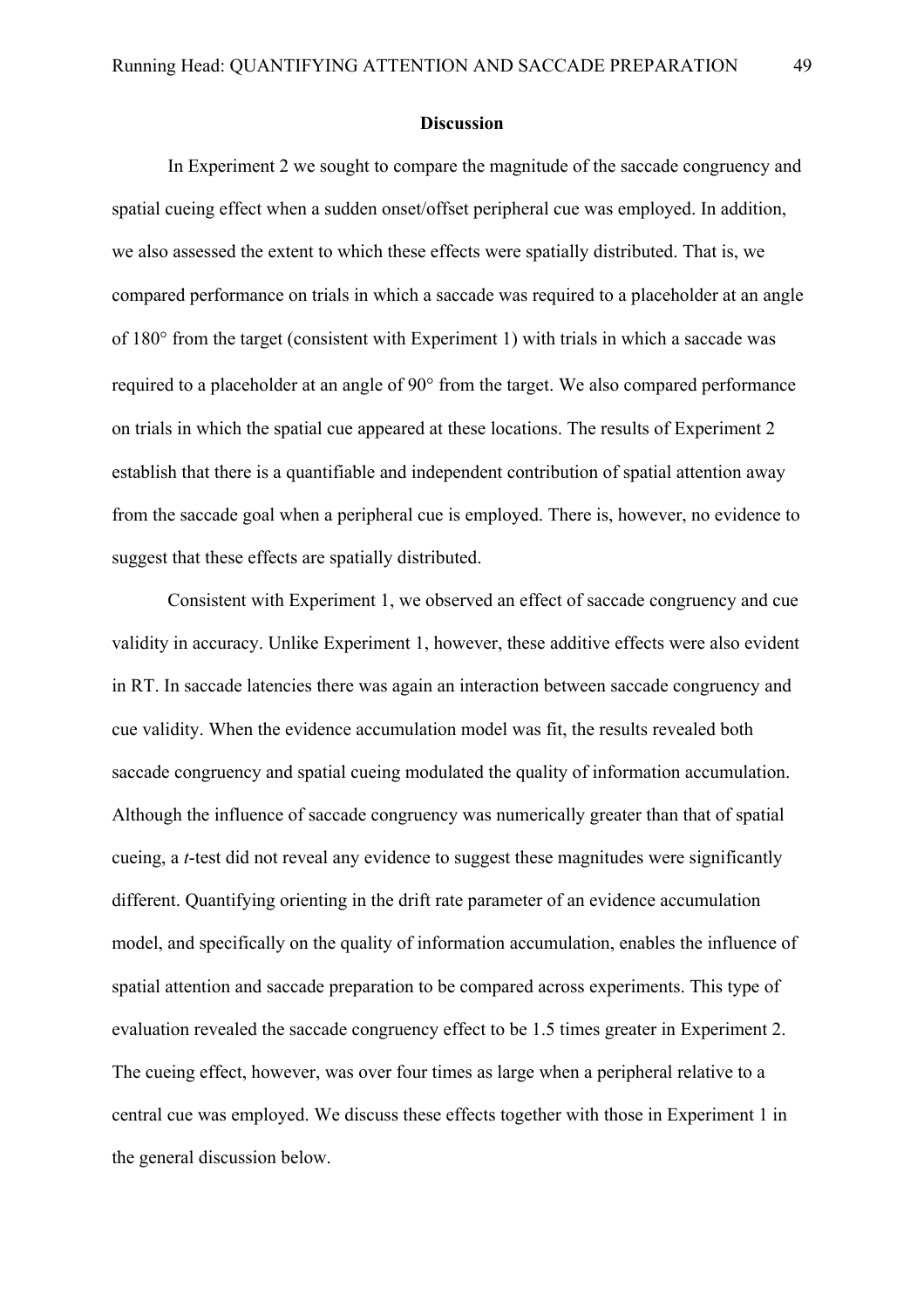## Discussion

In Experiment 2 we sought to compare the magnitude of the saccade congruency and spatial cueing effect when a sudden onset/offset peripheral cue was employed. In addition, we also assessed the extent to which these effects were spatially distributed. That is, we compared performance on trials in which a saccade was required to a placeholder at an angle of 180° from the target (consistent with Experiment 1) with trials in which a saccade was required to a placeholder at an angle of 90° from the target. We also compared performance on trials in which the spatial cue appeared at these locations. The results of Experiment 2 establish that there is a quantifiable and independent contribution of spatial attention away from the saccade goal when a peripheral cue is employed. There is, however, no evidence to suggest that these effects are spatially distributed.

Consistent with Experiment 1, we observed an effect of saccade congruency and cue validity in accuracy. Unlike Experiment 1, however, these additive effects were also evident in RT. In saccade latencies there was again an interaction between saccade congruency and cue validity. When the evidence accumulation model was fit, the results revealed both saccade congruency and spatial cueing modulated the quality of information accumulation. Although the influence of saccade congruency was numerically greater than that of spatial cueing, a *t*-test did not reveal any evidence to suggest these magnitudes were significantly different. Quantifying orienting in the drift rate parameter of an evidence accumulation model, and specifically on the quality of information accumulation, enables the influence of spatial attention and saccade preparation to be compared across experiments. This type of evaluation revealed the saccade congruency effect to be 1.5 times greater in Experiment 2. The cueing effect, however, was over four times as large when a peripheral relative to a central cue was employed. We discuss these effects together with those in Experiment 1 in the general discussion below.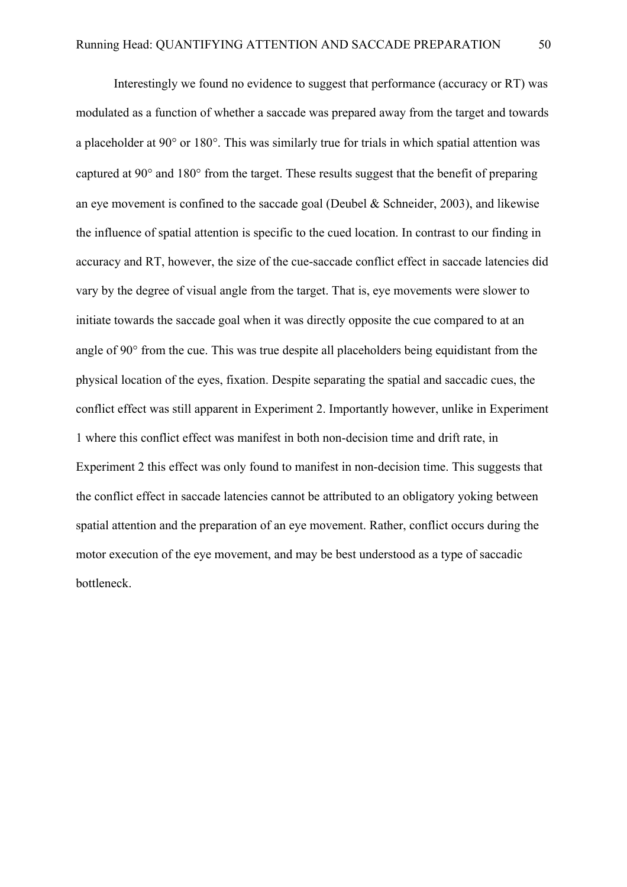Interestingly we found no evidence to suggest that performance (accuracy or RT) was modulated as a function of whether a saccade was prepared away from the target and towards a placeholder at 90° or 180°. This was similarly true for trials in which spatial attention was captured at 90° and 180° from the target. These results suggest that the benefit of preparing an eye movement is confined to the saccade goal (Deubel & Schneider, 2003), and likewise the influence of spatial attention is specific to the cued location. In contrast to our finding in accuracy and RT, however, the size of the cue-saccade conflict effect in saccade latencies did vary by the degree of visual angle from the target. That is, eye movements were slower to initiate towards the saccade goal when it was directly opposite the cue compared to at an angle of 90° from the cue. This was true despite all placeholders being equidistant from the physical location of the eyes, fixation. Despite separating the spatial and saccadic cues, the conflict effect was still apparent in Experiment 2. Importantly however, unlike in Experiment 1 where this conflict effect was manifest in both non-decision time and drift rate, in Experiment 2 this effect was only found to manifest in non-decision time. This suggests that the conflict effect in saccade latencies cannot be attributed to an obligatory yoking between spatial attention and the preparation of an eye movement. Rather, conflict occurs during the motor execution of the eye movement, and may be best understood as a type of saccadic bottleneck.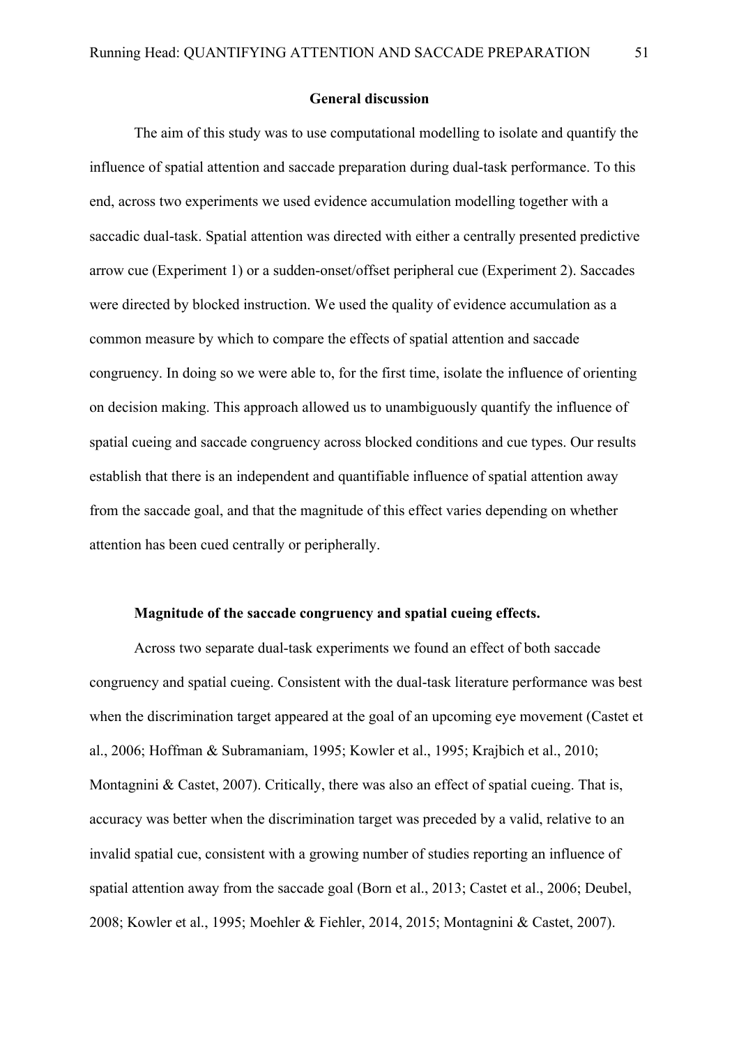## General discussion

The aim of this study was to use computational modelling to isolate and quantify the influence of spatial attention and saccade preparation during dual-task performance. To this end, across two experiments we used evidence accumulation modelling together with a saccadic dual-task. Spatial attention was directed with either a centrally presented predictive arrow cue (Experiment 1) or a sudden-onset/offset peripheral cue (Experiment 2). Saccades were directed by blocked instruction. We used the quality of evidence accumulation as a common measure by which to compare the effects of spatial attention and saccade congruency. In doing so we were able to, for the first time, isolate the influence of orienting on decision making. This approach allowed us to unambiguously quantify the influence of spatial cueing and saccade congruency across blocked conditions and cue types. Our results establish that there is an independent and quantifiable influence of spatial attention away from the saccade goal, and that the magnitude of this effect varies depending on whether attention has been cued centrally or peripherally.

### Magnitude of the saccade congruency and spatial cueing effects.

Across two separate dual-task experiments we found an effect of both saccade congruency and spatial cueing. Consistent with the dual-task literature performance was best when the discrimination target appeared at the goal of an upcoming eye movement (Castet et al., 2006; Hoffman & Subramaniam, 1995; Kowler et al., 1995; Krajbich et al., 2010; Montagnini & Castet, 2007). Critically, there was also an effect of spatial cueing. That is, accuracy was better when the discrimination target was preceded by a valid, relative to an invalid spatial cue, consistent with a growing number of studies reporting an influence of spatial attention away from the saccade goal (Born et al., 2013; Castet et al., 2006; Deubel, 2008; Kowler et al., 1995; Moehler & Fiehler, 2014, 2015; Montagnini & Castet, 2007).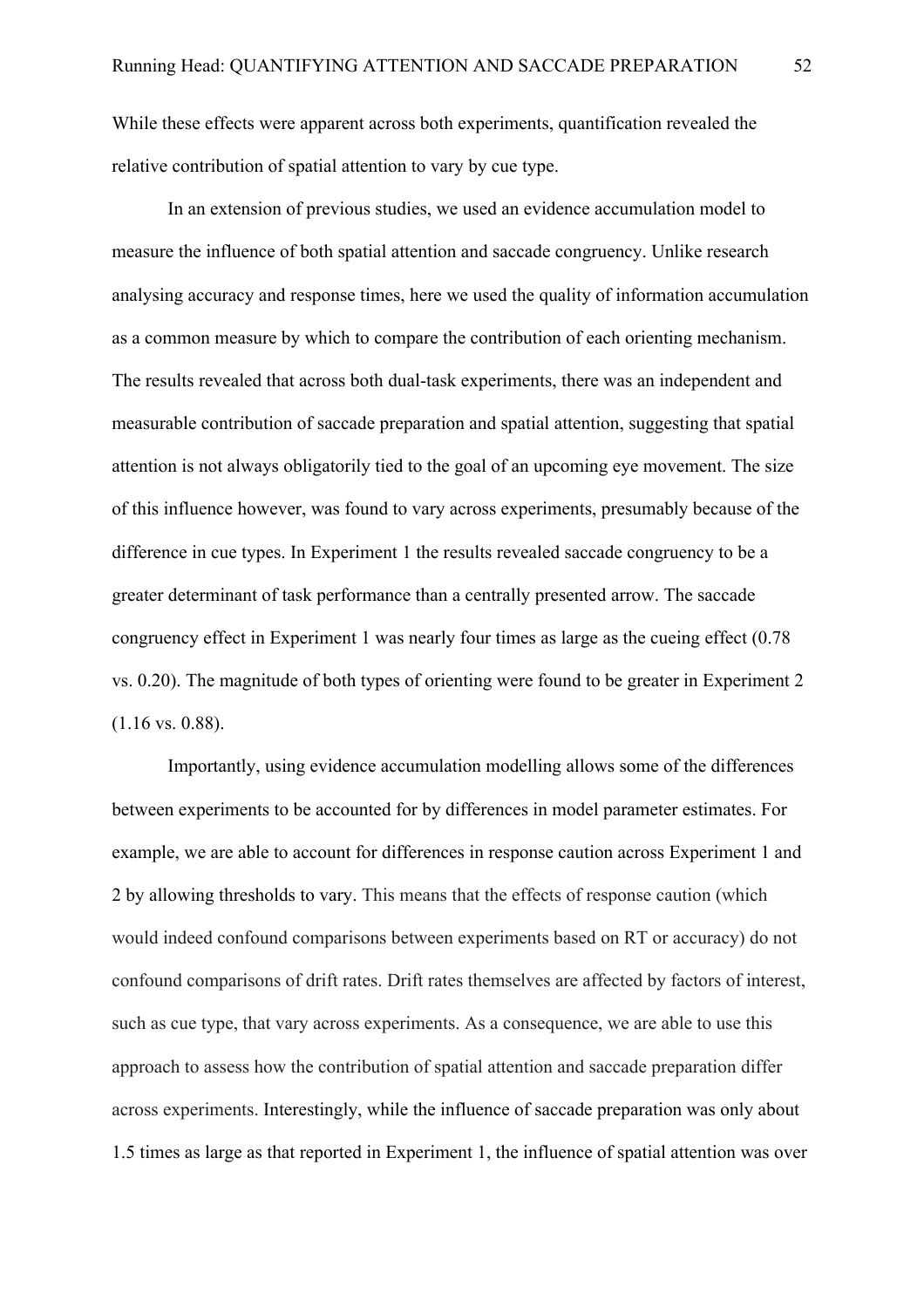While these effects were apparent across both experiments, quantification revealed the relative contribution of spatial attention to vary by cue type.

In an extension of previous studies, we used an evidence accumulation model to measure the influence of both spatial attention and saccade congruency. Unlike research analysing accuracy and response times, here we used the quality of information accumulation as a common measure by which to compare the contribution of each orienting mechanism. The results revealed that across both dual-task experiments, there was an independent and measurable contribution of saccade preparation and spatial attention, suggesting that spatial attention is not always obligatorily tied to the goal of an upcoming eye movement. The size of this influence however, was found to vary across experiments, presumably because of the difference in cue types. In Experiment 1 the results revealed saccade congruency to be a greater determinant of task performance than a centrally presented arrow. The saccade congruency effect in Experiment 1 was nearly four times as large as the cueing effect (0.78 vs. 0.20). The magnitude of both types of orienting were found to be greater in Experiment 2 (1.16 vs. 0.88).

Importantly, using evidence accumulation modelling allows some of the differences between experiments to be accounted for by differences in model parameter estimates. For example, we are able to account for differences in response caution across Experiment 1 and 2 by allowing thresholds to vary. This means that the effects of response caution (which would indeed confound comparisons between experiments based on RT or accuracy) do not confound comparisons of drift rates. Drift rates themselves are affected by factors of interest, such as cue type, that vary across experiments. As a consequence, we are able to use this approach to assess how the contribution of spatial attention and saccade preparation differ across experiments. Interestingly, while the influence of saccade preparation was only about 1.5 times as large as that reported in Experiment 1, the influence of spatial attention was over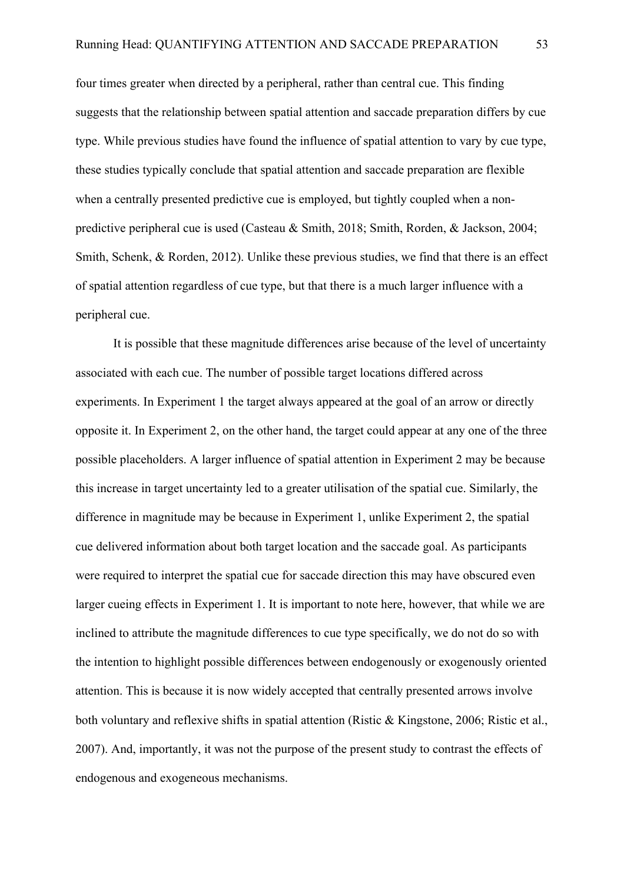four times greater when directed by a peripheral, rather than central cue. This finding suggests that the relationship between spatial attention and saccade preparation differs by cue type. While previous studies have found the influence of spatial attention to vary by cue type, these studies typically conclude that spatial attention and saccade preparation are flexible when a centrally presented predictive cue is employed, but tightly coupled when a non-predictive peripheral cue is used (Casteau & Smith, 2018; Smith, Rorden, & Jackson, 2004; Smith, Schenk, & Rorden, 2012). Unlike these previous studies, we find that there is an effect of spatial attention regardless of cue type, but that there is a much larger influence with a peripheral cue.

It is possible that these magnitude differences arise because of the level of uncertainty associated with each cue. The number of possible target locations differed across experiments. In Experiment 1 the target always appeared at the goal of an arrow or directly opposite it. In Experiment 2, on the other hand, the target could appear at any one of the three possible placeholders. A larger influence of spatial attention in Experiment 2 may be because this increase in target uncertainty led to a greater utilisation of the spatial cue. Similarly, the difference in magnitude may be because in Experiment 1, unlike Experiment 2, the spatial cue delivered information about both target location and the saccade goal. As participants were required to interpret the spatial cue for saccade direction this may have obscured even larger cueing effects in Experiment 1. It is important to note here, however, that while we are inclined to attribute the magnitude differences to cue type specifically, we do not do so with the intention to highlight possible differences between endogenously or exogenously oriented attention. This is because it is now widely accepted that centrally presented arrows involve both voluntary and reflexive shifts in spatial attention (Ristic & Kingstone, 2006; Ristic et al., 2007). And, importantly, it was not the purpose of the present study to contrast the effects of endogenous and exogeneous mechanisms.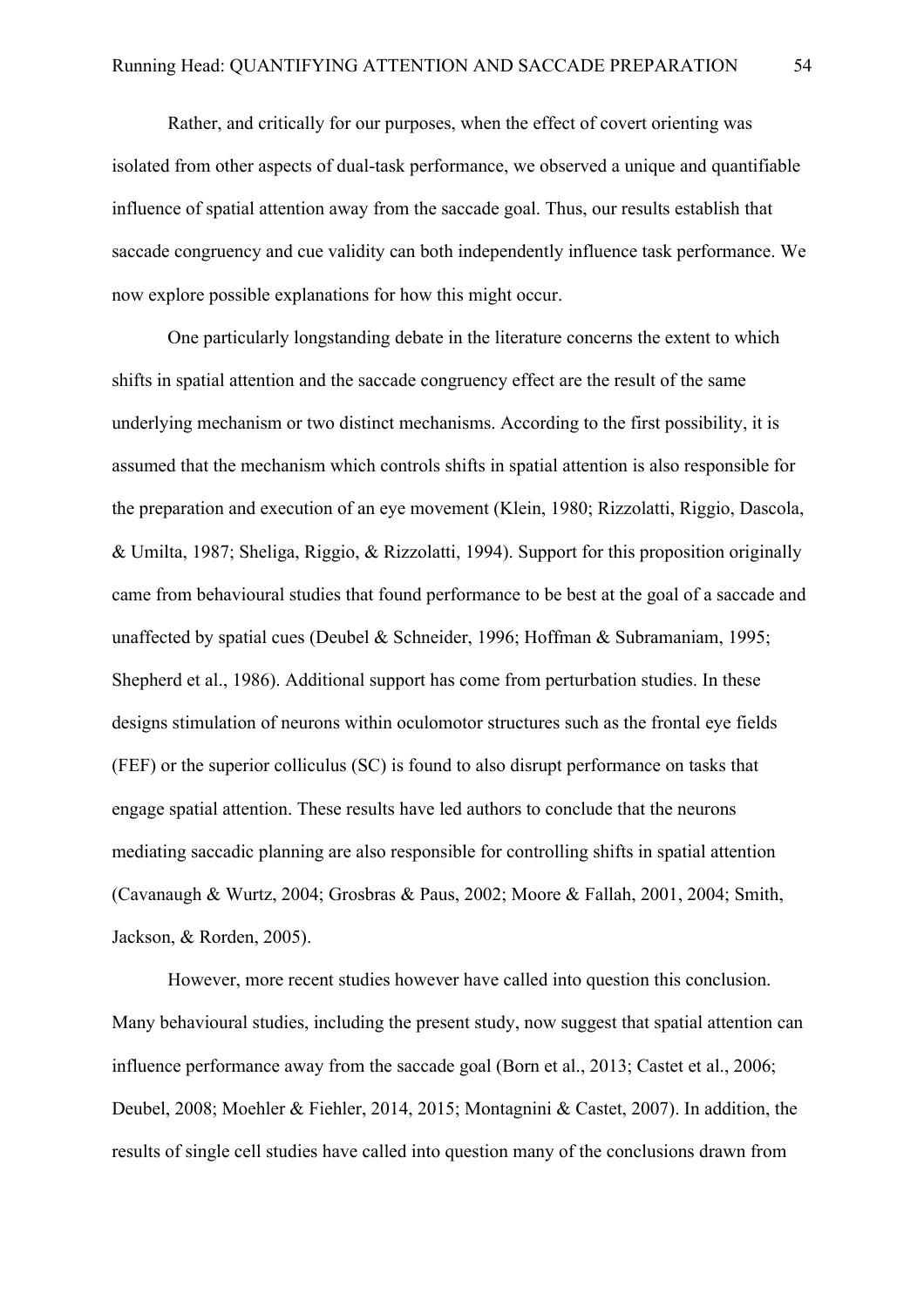Rather, and critically for our purposes, when the effect of covert orienting was isolated from other aspects of dual-task performance, we observed a unique and quantifiable influence of spatial attention away from the saccade goal. Thus, our results establish that saccade congruency and cue validity can both independently influence task performance. We now explore possible explanations for how this might occur.

One particularly longstanding debate in the literature concerns the extent to which shifts in spatial attention and the saccade congruency effect are the result of the same underlying mechanism or two distinct mechanisms. According to the first possibility, it is assumed that the mechanism which controls shifts in spatial attention is also responsible for the preparation and execution of an eye movement (Klein, 1980; Rizzolatti, Riggio, Dascola, & Umilta, 1987; Sheliga, Riggio, & Rizzolatti, 1994). Support for this proposition originally came from behavioural studies that found performance to be best at the goal of a saccade and unaffected by spatial cues (Deubel & Schneider, 1996; Hoffman & Subramaniam, 1995; Shepherd et al., 1986). Additional support has come from perturbation studies. In these designs stimulation of neurons within oculomotor structures such as the frontal eye fields (FEF) or the superior colliculus (SC) is found to also disrupt performance on tasks that engage spatial attention. These results have led authors to conclude that the neurons mediating saccadic planning are also responsible for controlling shifts in spatial attention (Cavanaugh & Wurtz, 2004; Grosbras & Paus, 2002; Moore & Fallah, 2001, 2004; Smith, Jackson, & Rorden, 2005).

However, more recent studies however have called into question this conclusion. Many behavioural studies, including the present study, now suggest that spatial attention can influence performance away from the saccade goal (Born et al., 2013; Castet et al., 2006; Deubel, 2008; Moehler & Fiehler, 2014, 2015; Montagnini & Castet, 2007). In addition, the results of single cell studies have called into question many of the conclusions drawn from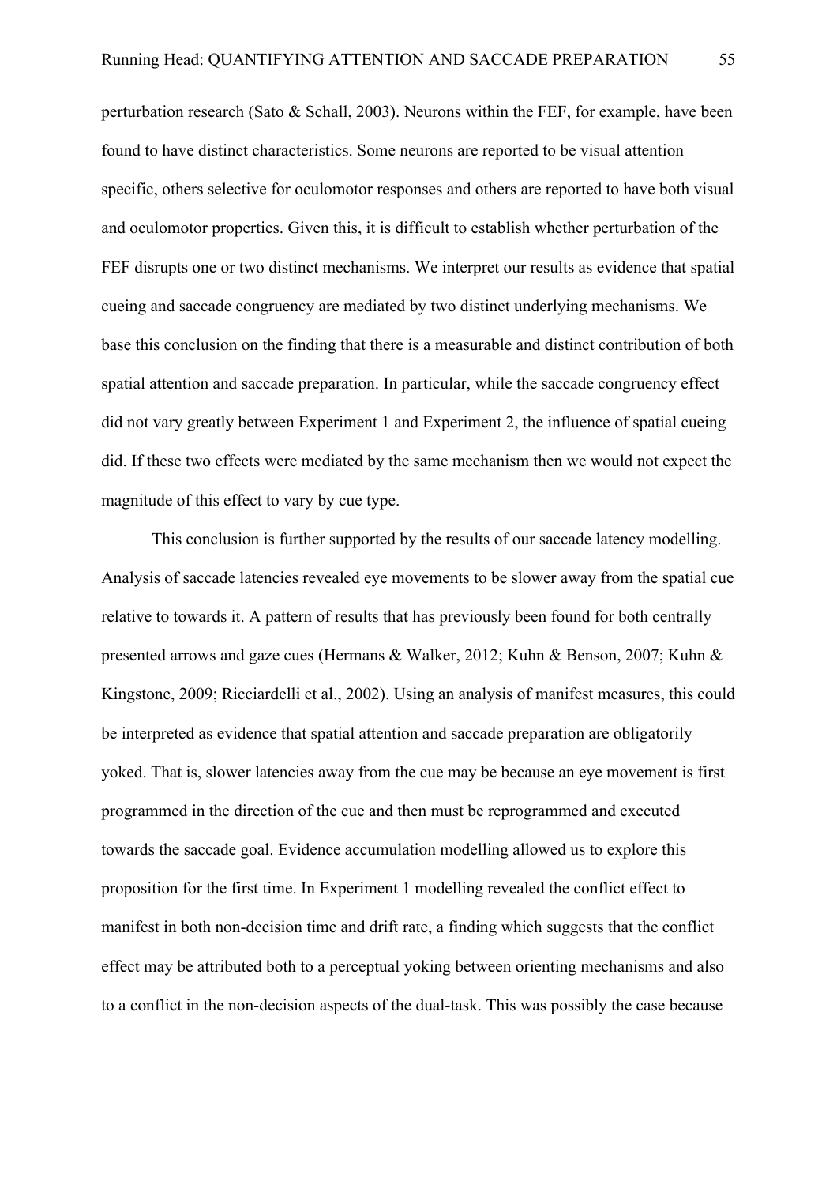perturbation research (Sato & Schall, 2003). Neurons within the FEF, for example, have been found to have distinct characteristics. Some neurons are reported to be visual attention specific, others selective for oculomotor responses and others are reported to have both visual and oculomotor properties. Given this, it is difficult to establish whether perturbation of the FEF disrupts one or two distinct mechanisms. We interpret our results as evidence that spatial cueing and saccade congruency are mediated by two distinct underlying mechanisms. We base this conclusion on the finding that there is a measurable and distinct contribution of both spatial attention and saccade preparation. In particular, while the saccade congruency effect did not vary greatly between Experiment 1 and Experiment 2, the influence of spatial cueing did. If these two effects were mediated by the same mechanism then we would not expect the magnitude of this effect to vary by cue type.

This conclusion is further supported by the results of our saccade latency modelling. Analysis of saccade latencies revealed eye movements to be slower away from the spatial cue relative to towards it. A pattern of results that has previously been found for both centrally presented arrows and gaze cues (Hermans & Walker, 2012; Kuhn & Benson, 2007; Kuhn & Kingstone, 2009; Ricciardelli et al., 2002). Using an analysis of manifest measures, this could be interpreted as evidence that spatial attention and saccade preparation are obligatorily yoked. That is, slower latencies away from the cue may be because an eye movement is first programmed in the direction of the cue and then must be reprogrammed and executed towards the saccade goal. Evidence accumulation modelling allowed us to explore this proposition for the first time. In Experiment 1 modelling revealed the conflict effect to manifest in both non-decision time and drift rate, a finding which suggests that the conflict effect may be attributed both to a perceptual yoking between orienting mechanisms and also to a conflict in the non-decision aspects of the dual-task. This was possibly the case because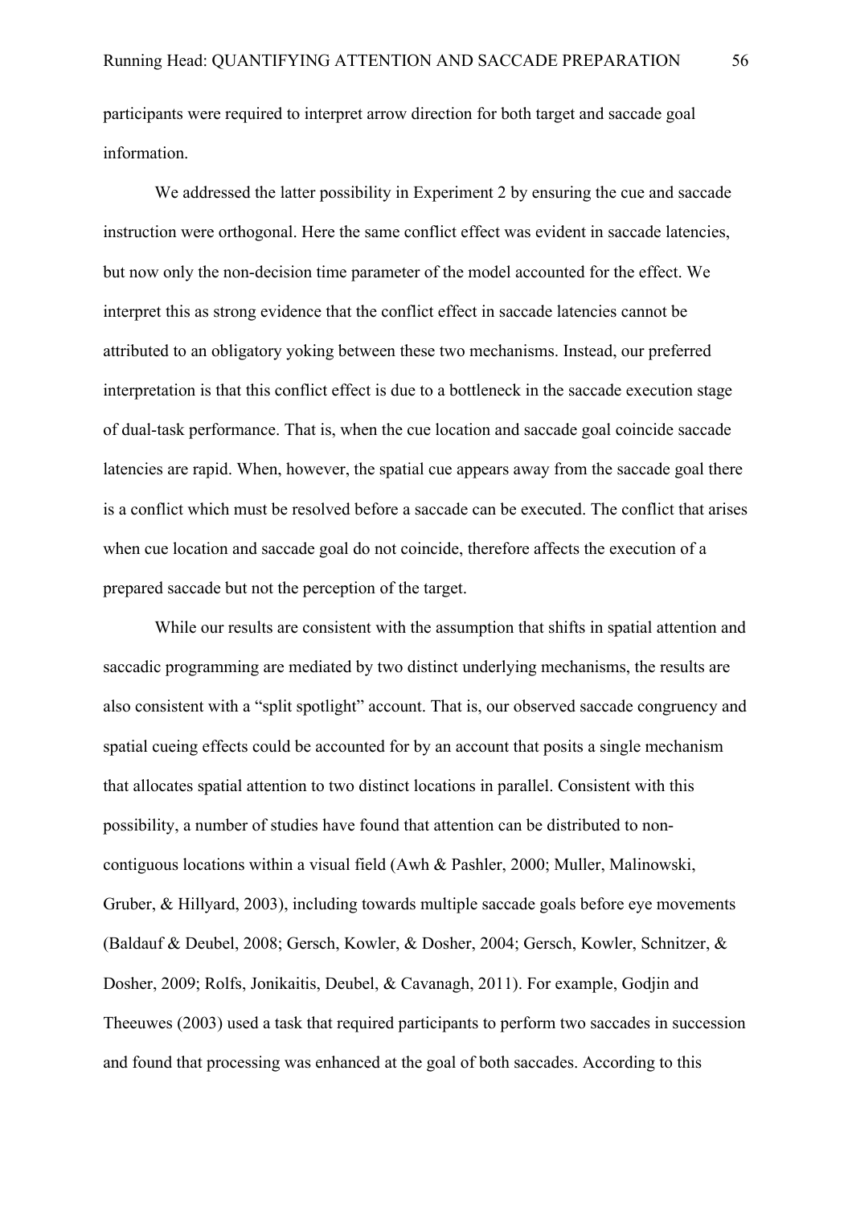participants were required to interpret arrow direction for both target and saccade goal information.

We addressed the latter possibility in Experiment 2 by ensuring the cue and saccade instruction were orthogonal. Here the same conflict effect was evident in saccade latencies, but now only the non-decision time parameter of the model accounted for the effect. We interpret this as strong evidence that the conflict effect in saccade latencies cannot be attributed to an obligatory yoking between these two mechanisms. Instead, our preferred interpretation is that this conflict effect is due to a bottleneck in the saccade execution stage of dual-task performance. That is, when the cue location and saccade goal coincide saccade latencies are rapid. When, however, the spatial cue appears away from the saccade goal there is a conflict which must be resolved before a saccade can be executed. The conflict that arises when cue location and saccade goal do not coincide, therefore affects the execution of a prepared saccade but not the perception of the target.

While our results are consistent with the assumption that shifts in spatial attention and saccadic programming are mediated by two distinct underlying mechanisms, the results are also consistent with a "split spotlight" account. That is, our observed saccade congruency and spatial cueing effects could be accounted for by an account that posits a single mechanism that allocates spatial attention to two distinct locations in parallel. Consistent with this possibility, a number of studies have found that attention can be distributed to non-contiguous locations within a visual field (Awh & Pashler, 2000; Muller, Malinowski, Gruber, & Hillyard, 2003), including towards multiple saccade goals before eye movements (Baldauf & Deubel, 2008; Gersch, Kowler, & Dosher, 2004; Gersch, Kowler, Schnitzer, & Dosher, 2009; Rolfs, Jonikaitis, Deubel, & Cavanagh, 2011). For example, Godjin and Theeuwes (2003) used a task that required participants to perform two saccades in succession and found that processing was enhanced at the goal of both saccades. According to this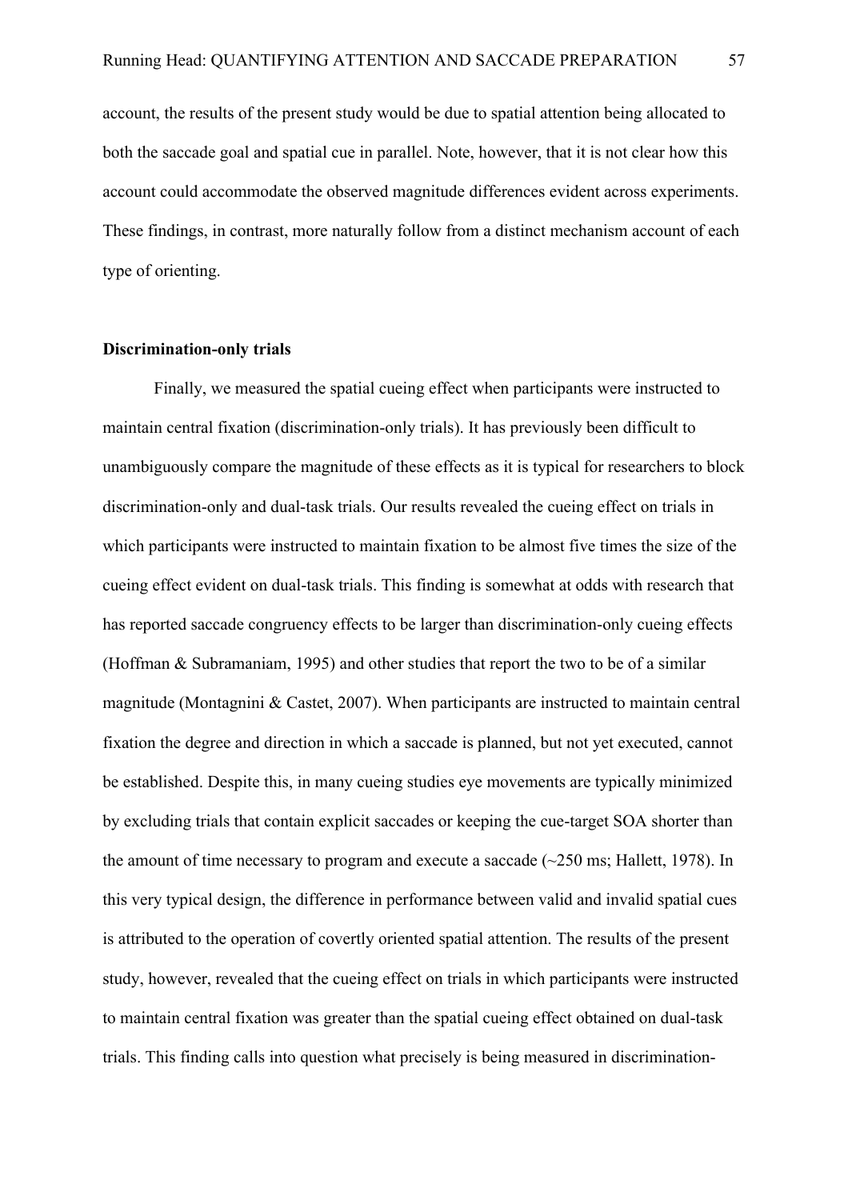account, the results of the present study would be due to spatial attention being allocated to both the saccade goal and spatial cue in parallel. Note, however, that it is not clear how this account could accommodate the observed magnitude differences evident across experiments. These findings, in contrast, more naturally follow from a distinct mechanism account of each type of orienting.

**Discrimination-only trials**

Finally, we measured the spatial cueing effect when participants were instructed to maintain central fixation (discrimination-only trials). It has previously been difficult to unambiguously compare the magnitude of these effects as it is typical for researchers to block discrimination-only and dual-task trials. Our results revealed the cueing effect on trials in which participants were instructed to maintain fixation to be almost five times the size of the cueing effect evident on dual-task trials. This finding is somewhat at odds with research that has reported saccade congruency effects to be larger than discrimination-only cueing effects (Hoffman & Subramaniam, 1995) and other studies that report the two to be of a similar magnitude (Montagnini & Castet, 2007). When participants are instructed to maintain central fixation the degree and direction in which a saccade is planned, but not yet executed, cannot be established. Despite this, in many cueing studies eye movements are typically minimized by excluding trials that contain explicit saccades or keeping the cue-target SOA shorter than the amount of time necessary to program and execute a saccade (~250 ms; Hallett, 1978). In this very typical design, the difference in performance between valid and invalid spatial cues is attributed to the operation of covertly oriented spatial attention. The results of the present study, however, revealed that the cueing effect on trials in which participants were instructed to maintain central fixation was greater than the spatial cueing effect obtained on dual-task trials. This finding calls into question what precisely is being measured in discrimination-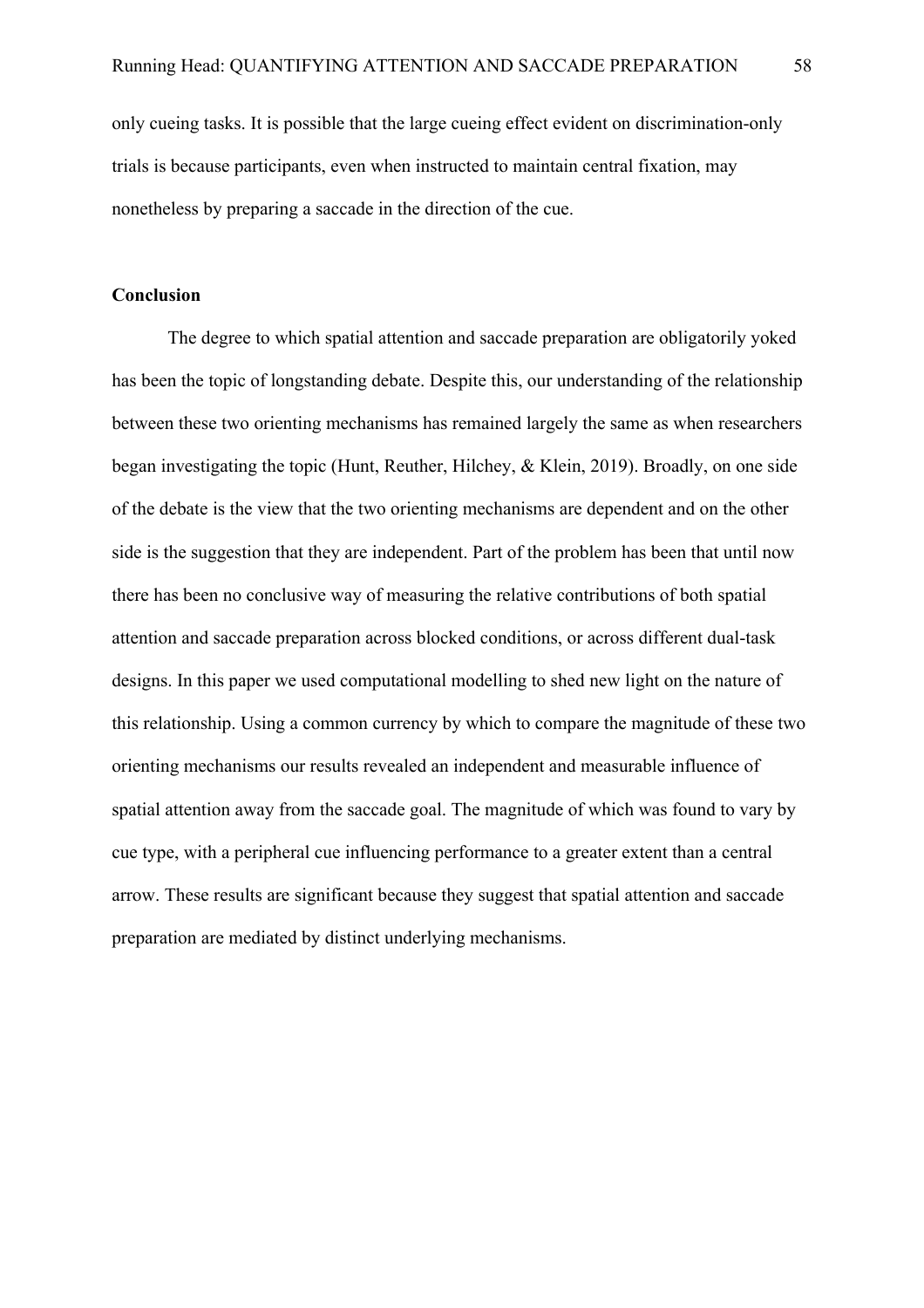only cueing tasks. It is possible that the large cueing effect evident on discrimination-only trials is because participants, even when instructed to maintain central fixation, may nonetheless by preparing a saccade in the direction of the cue.

**Conclusion**

The degree to which spatial attention and saccade preparation are obligatorily yoked has been the topic of longstanding debate. Despite this, our understanding of the relationship between these two orienting mechanisms has remained largely the same as when researchers began investigating the topic (Hunt, Reuther, Hilchey, & Klein, 2019). Broadly, on one side of the debate is the view that the two orienting mechanisms are dependent and on the other side is the suggestion that they are independent. Part of the problem has been that until now there has been no conclusive way of measuring the relative contributions of both spatial attention and saccade preparation across blocked conditions, or across different dual-task designs. In this paper we used computational modelling to shed new light on the nature of this relationship. Using a common currency by which to compare the magnitude of these two orienting mechanisms our results revealed an independent and measurable influence of spatial attention away from the saccade goal. The magnitude of which was found to vary by cue type, with a peripheral cue influencing performance to a greater extent than a central arrow. These results are significant because they suggest that spatial attention and saccade preparation are mediated by distinct underlying mechanisms.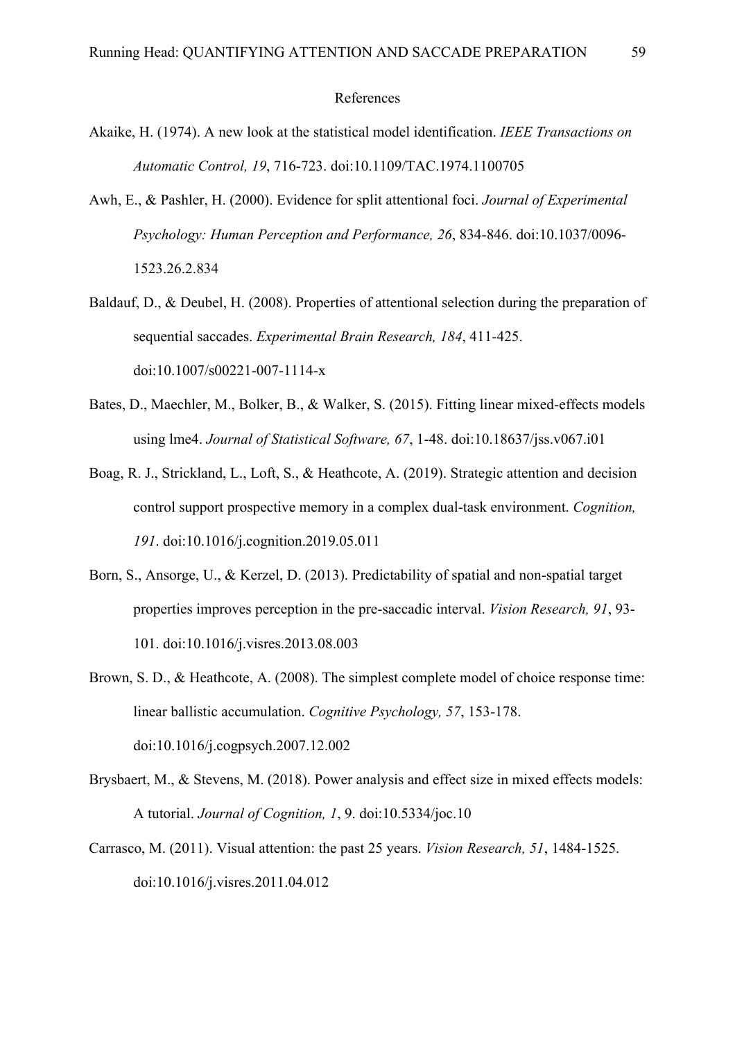# References

Akaike, H. (1974). A new look at the statistical model identification. *IEEE Transactions on Automatic Control, 19*, 716-723. doi:10.1109/TAC.1974.1100705

Awh, E., & Pashler, H. (2000). Evidence for split attentional foci. *Journal of Experimental Psychology: Human Perception and Performance, 26*, 834-846. doi:10.1037/0096-1523.26.2.834

Baldauf, D., & Deubel, H. (2008). Properties of attentional selection during the preparation of sequential saccades. *Experimental Brain Research, 184*, 411-425. doi:10.1007/s00221-007-1114-x

Bates, D., Maechler, M., Bolker, B., & Walker, S. (2015). Fitting linear mixed-effects models using lme4. *Journal of Statistical Software, 67*, 1-48. doi:10.18637/jss.v067.i01

Boag, R. J., Strickland, L., Loft, S., & Heathcote, A. (2019). Strategic attention and decision control support prospective memory in a complex dual-task environment. *Cognition, 191*. doi:10.1016/j.cognition.2019.05.011

Born, S., Ansorge, U., & Kerzel, D. (2013). Predictability of spatial and non-spatial target properties improves perception in the pre-saccadic interval. *Vision Research, 91*, 93-101. doi:10.1016/j.visres.2013.08.003

Brown, S. D., & Heathcote, A. (2008). The simplest complete model of choice response time: linear ballistic accumulation. *Cognitive Psychology, 57*, 153-178. doi:10.1016/j.cogpsych.2007.12.002

Brysbaert, M., & Stevens, M. (2018). Power analysis and effect size in mixed effects models: A tutorial. *Journal of Cognition, 1*, 9. doi:10.5334/joc.10

Carrasco, M. (2011). Visual attention: the past 25 years. *Vision Research, 51*, 1484-1525. doi:10.1016/j.visres.2011.04.012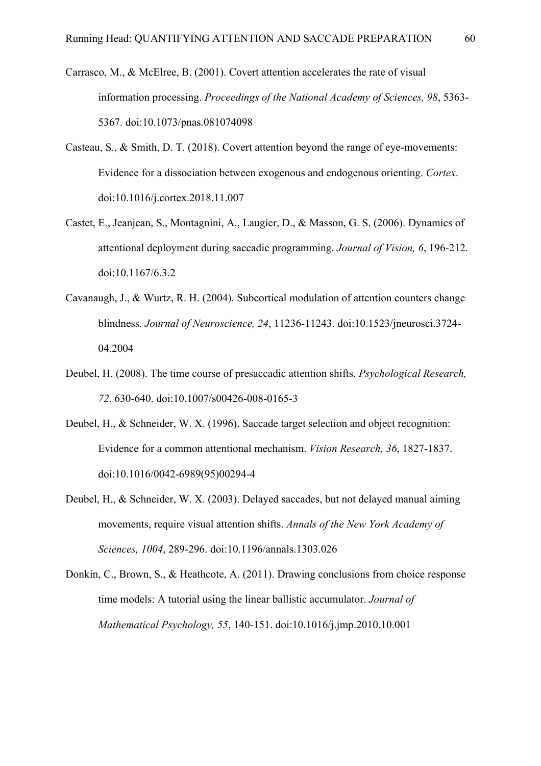Carrasco, M., & McElree, B. (2001). Covert attention accelerates the rate of visual information processing. *Proceedings of the National Academy of Sciences, 98*, 5363-5367. doi:10.1073/pnas.081074098

Casteau, S., & Smith, D. T. (2018). Covert attention beyond the range of eye-movements: Evidence for a dissociation between exogenous and endogenous orienting. *Cortex*. doi:10.1016/j.cortex.2018.11.007

Castet, E., Jeanjean, S., Montagnini, A., Laugier, D., & Masson, G. S. (2006). Dynamics of attentional deployment during saccadic programming. *Journal of Vision, 6*, 196-212. doi:10.1167/6.3.2

Cavanaugh, J., & Wurtz, R. H. (2004). Subcortical modulation of attention counters change blindness. *Journal of Neuroscience, 24*, 11236-11243. doi:10.1523/jneurosci.3724-04.2004

Deubel, H. (2008). The time course of presaccadic attention shifts. *Psychological Research, 72*, 630-640. doi:10.1007/s00426-008-0165-3

Deubel, H., & Schneider, W. X. (1996). Saccade target selection and object recognition: Evidence for a common attentional mechanism. *Vision Research, 36*, 1827-1837. doi:10.1016/0042-6989(95)00294-4

Deubel, H., & Schneider, W. X. (2003). Delayed saccades, but not delayed manual aiming movements, require visual attention shifts. *Annals of the New York Academy of Sciences, 1004*, 289-296. doi:10.1196/annals.1303.026

Donkin, C., Brown, S., & Heathcote, A. (2011). Drawing conclusions from choice response time models: A tutorial using the linear ballistic accumulator. *Journal of Mathematical Psychology, 55*, 140-151. doi:10.1016/j.jmp.2010.10.001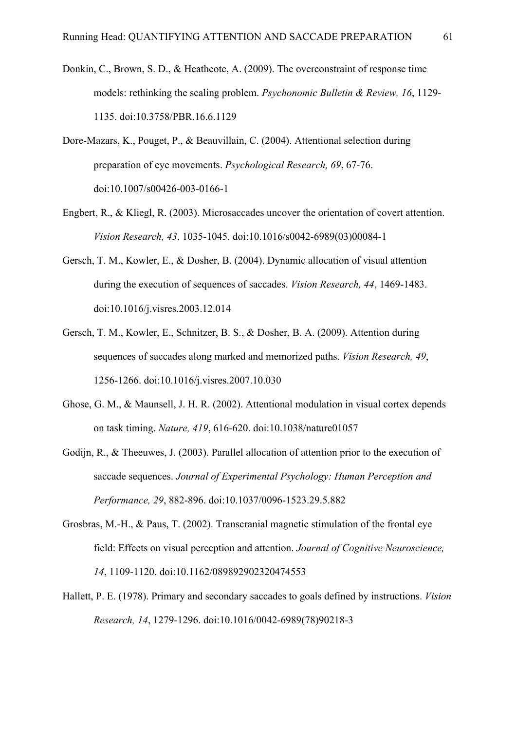Donkin, C., Brown, S. D., & Heathcote, A. (2009). The overconstraint of response time models: rethinking the scaling problem. *Psychonomic Bulletin & Review, 16*, 1129-1135. doi:10.3758/PBR.16.6.1129

Dore-Mazars, K., Pouget, P., & Beauvillain, C. (2004). Attentional selection during preparation of eye movements. *Psychological Research, 69*, 67-76. doi:10.1007/s00426-003-0166-1

Engbert, R., & Kliegl, R. (2003). Microsaccades uncover the orientation of covert attention. *Vision Research, 43*, 1035-1045. doi:10.1016/s0042-6989(03)00084-1

Gersch, T. M., Kowler, E., & Dosher, B. (2004). Dynamic allocation of visual attention during the execution of sequences of saccades. *Vision Research, 44*, 1469-1483. doi:10.1016/j.visres.2003.12.014

Gersch, T. M., Kowler, E., Schnitzer, B. S., & Dosher, B. A. (2009). Attention during sequences of saccades along marked and memorized paths. *Vision Research, 49*, 1256-1266. doi:10.1016/j.visres.2007.10.030

Ghose, G. M., & Maunsell, J. H. R. (2002). Attentional modulation in visual cortex depends on task timing. *Nature, 419*, 616-620. doi:10.1038/nature01057

Godijn, R., & Theeuwes, J. (2003). Parallel allocation of attention prior to the execution of saccade sequences. *Journal of Experimental Psychology: Human Perception and Performance, 29*, 882-896. doi:10.1037/0096-1523.29.5.882

Grosbras, M.-H., & Paus, T. (2002). Transcranial magnetic stimulation of the frontal eye field: Effects on visual perception and attention. *Journal of Cognitive Neuroscience, 14*, 1109-1120. doi:10.1162/089892902320474553

Hallett, P. E. (1978). Primary and secondary saccades to goals defined by instructions. *Vision Research, 14*, 1279-1296. doi:10.1016/0042-6989(78)90218-3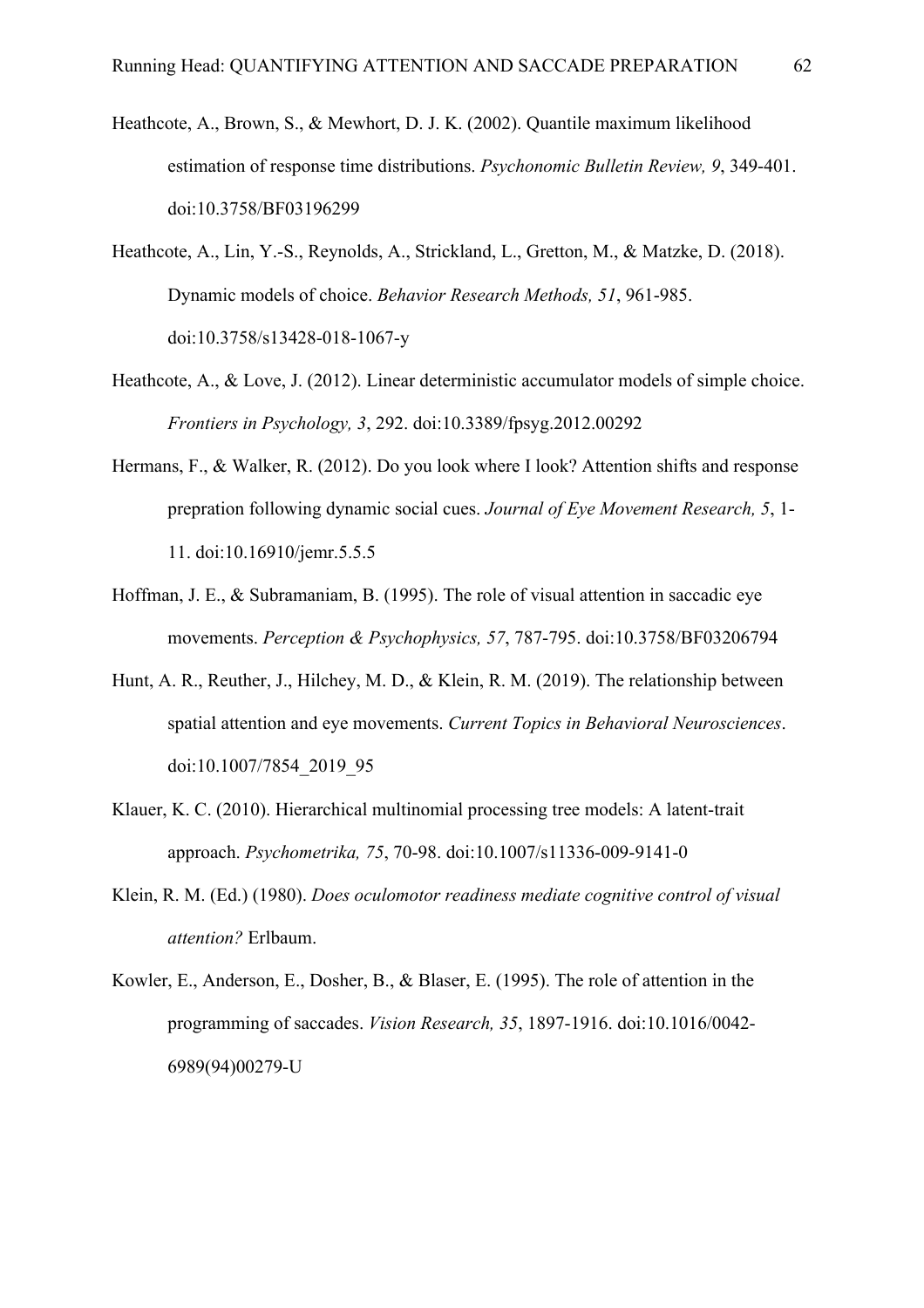Heathcote, A., Brown, S., & Mewhort, D. J. K. (2002). Quantile maximum likelihood estimation of response time distributions. *Psychonomic Bulletin Review, 9*, 349-401. doi:10.3758/BF03196299

Heathcote, A., Lin, Y.-S., Reynolds, A., Strickland, L., Gretton, M., & Matzke, D. (2018). Dynamic models of choice. *Behavior Research Methods, 51*, 961-985. doi:10.3758/s13428-018-1067-y

Heathcote, A., & Love, J. (2012). Linear deterministic accumulator models of simple choice. *Frontiers in Psychology, 3*, 292. doi:10.3389/fpsyg.2012.00292

Hermans, F., & Walker, R. (2012). Do you look where I look? Attention shifts and response prepration following dynamic social cues. *Journal of Eye Movement Research, 5*, 1-11. doi:10.16910/jemr.5.5.5

Hoffman, J. E., & Subramaniam, B. (1995). The role of visual attention in saccadic eye movements. *Perception & Psychophysics, 57*, 787-795. doi:10.3758/BF03206794

Hunt, A. R., Reuther, J., Hilchey, M. D., & Klein, R. M. (2019). The relationship between spatial attention and eye movements. *Current Topics in Behavioral Neurosciences*. doi:10.1007/7854_2019_95

Klauer, K. C. (2010). Hierarchical multinomial processing tree models: A latent-trait approach. *Psychometrika, 75*, 70-98. doi:10.1007/s11336-009-9141-0

Klein, R. M. (Ed.) (1980). *Does oculomotor readiness mediate cognitive control of visual attention?* Erlbaum.

Kowler, E., Anderson, E., Dosher, B., & Blaser, E. (1995). The role of attention in the programming of saccades. *Vision Research, 35*, 1897-1916. doi:10.1016/0042-6989(94)00279-U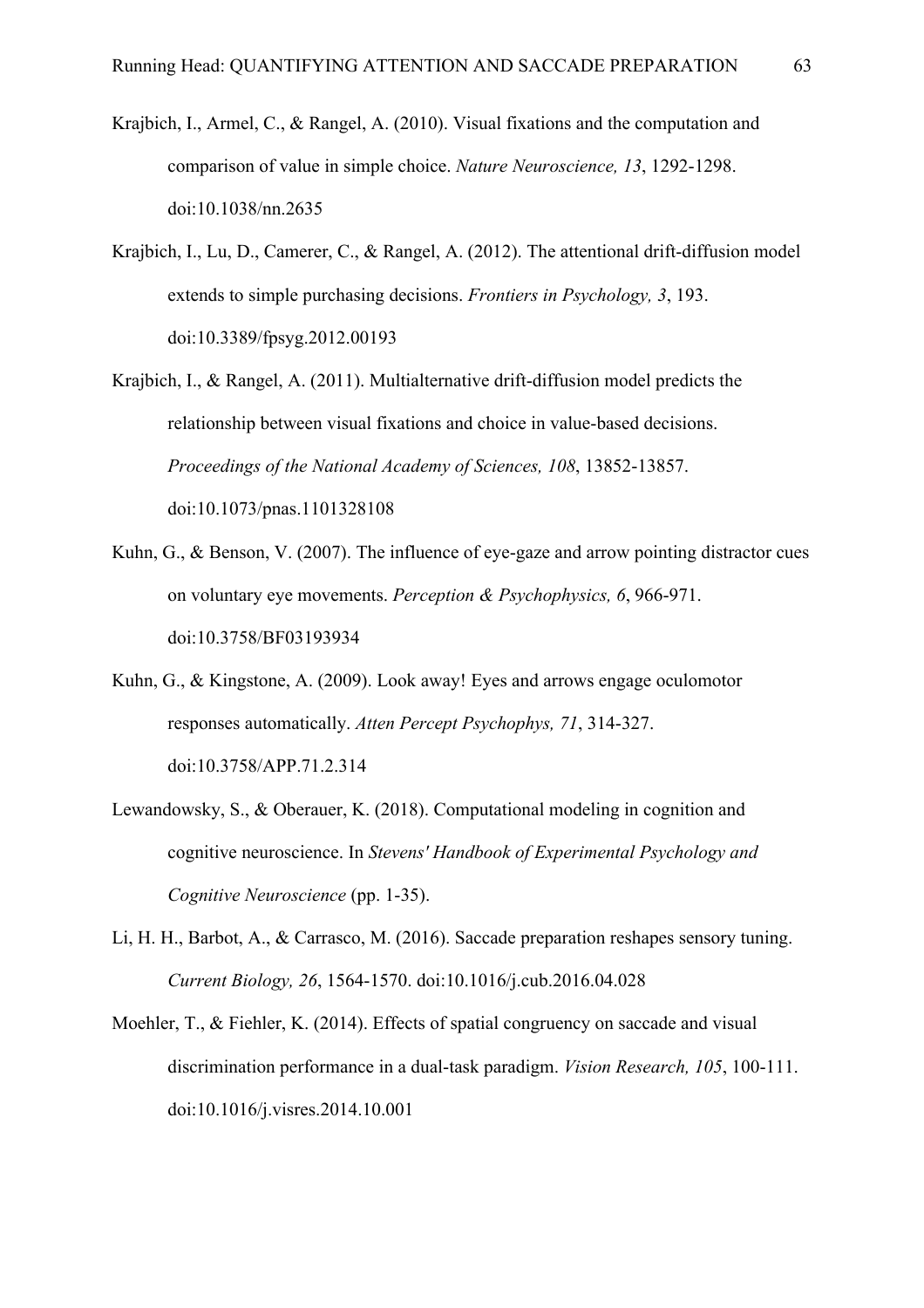Krajbich, I., Armel, C., & Rangel, A. (2010). Visual fixations and the computation and comparison of value in simple choice. *Nature Neuroscience, 13*, 1292-1298. doi:10.1038/nn.2635

Krajbich, I., Lu, D., Camerer, C., & Rangel, A. (2012). The attentional drift-diffusion model extends to simple purchasing decisions. *Frontiers in Psychology, 3*, 193. doi:10.3389/fpsyg.2012.00193

Krajbich, I., & Rangel, A. (2011). Multialternative drift-diffusion model predicts the relationship between visual fixations and choice in value-based decisions. *Proceedings of the National Academy of Sciences, 108*, 13852-13857. doi:10.1073/pnas.1101328108

Kuhn, G., & Benson, V. (2007). The influence of eye-gaze and arrow pointing distractor cues on voluntary eye movements. *Perception & Psychophysics, 6*, 966-971. doi:10.3758/BF03193934

Kuhn, G., & Kingstone, A. (2009). Look away! Eyes and arrows engage oculomotor responses automatically. *Atten Percept Psychophys, 71*, 314-327. doi:10.3758/APP.71.2.314

Lewandowsky, S., & Oberauer, K. (2018). Computational modeling in cognition and cognitive neuroscience. In *Stevens' Handbook of Experimental Psychology and Cognitive Neuroscience* (pp. 1-35).

Li, H. H., Barbot, A., & Carrasco, M. (2016). Saccade preparation reshapes sensory tuning. *Current Biology, 26*, 1564-1570. doi:10.1016/j.cub.2016.04.028

Moehler, T., & Fiehler, K. (2014). Effects of spatial congruency on saccade and visual discrimination performance in a dual-task paradigm. *Vision Research, 105*, 100-111. doi:10.1016/j.visres.2014.10.001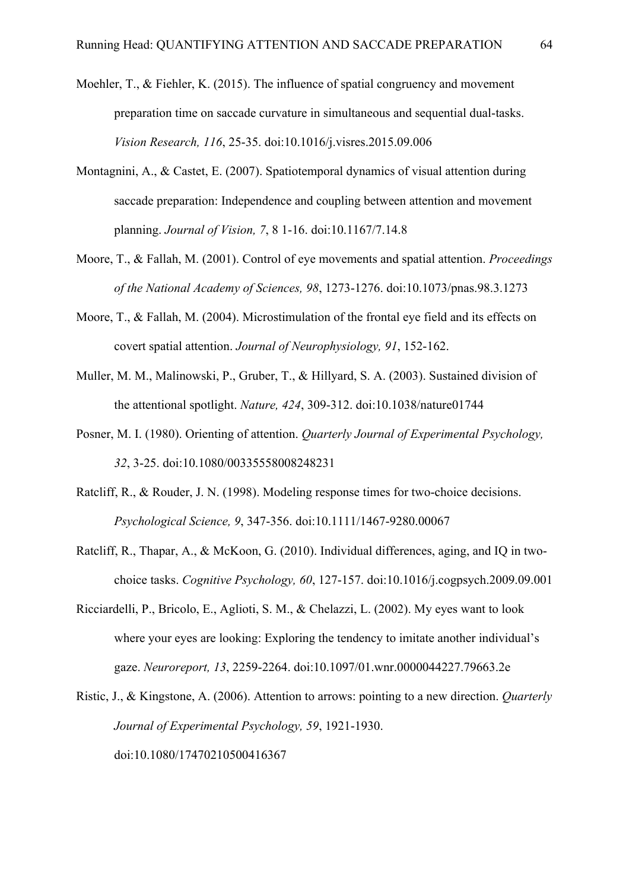Moehler, T., & Fiehler, K. (2015). The influence of spatial congruency and movement preparation time on saccade curvature in simultaneous and sequential dual-tasks. *Vision Research, 116*, 25-35. doi:10.1016/j.visres.2015.09.006

Montagnini, A., & Castet, E. (2007). Spatiotemporal dynamics of visual attention during saccade preparation: Independence and coupling between attention and movement planning. *Journal of Vision, 7*, 8 1-16. doi:10.1167/7.14.8

Moore, T., & Fallah, M. (2001). Control of eye movements and spatial attention. *Proceedings of the National Academy of Sciences, 98*, 1273-1276. doi:10.1073/pnas.98.3.1273

Moore, T., & Fallah, M. (2004). Microstimulation of the frontal eye field and its effects on covert spatial attention. *Journal of Neurophysiology, 91*, 152-162.

Muller, M. M., Malinowski, P., Gruber, T., & Hillyard, S. A. (2003). Sustained division of the attentional spotlight. *Nature, 424*, 309-312. doi:10.1038/nature01744

Posner, M. I. (1980). Orienting of attention. *Quarterly Journal of Experimental Psychology, 32*, 3-25. doi:10.1080/00335558008248231

Ratcliff, R., & Rouder, J. N. (1998). Modeling response times for two-choice decisions. *Psychological Science, 9*, 347-356. doi:10.1111/1467-9280.00067

Ratcliff, R., Thapar, A., & McKoon, G. (2010). Individual differences, aging, and IQ in two-choice tasks. *Cognitive Psychology, 60*, 127-157. doi:10.1016/j.cogpsych.2009.09.001

Ricciardelli, P., Bricolo, E., Aglioti, S. M., & Chelazzi, L. (2002). My eyes want to look where your eyes are looking: Exploring the tendency to imitate another individual's gaze. *Neuroreport, 13*, 2259-2264. doi:10.1097/01.wnr.0000044227.79663.2e

Ristic, J., & Kingstone, A. (2006). Attention to arrows: pointing to a new direction. *Quarterly Journal of Experimental Psychology, 59*, 1921-1930. doi:10.1080/17470210500416367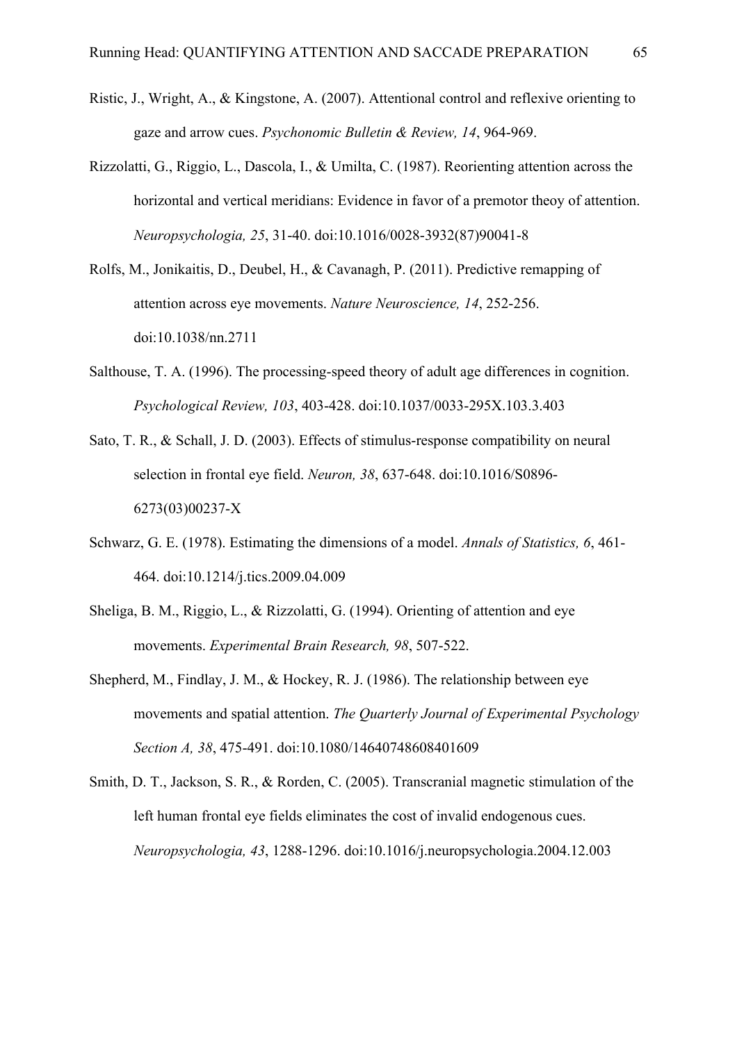Ristic, J., Wright, A., & Kingstone, A. (2007). Attentional control and reflexive orienting to gaze and arrow cues. *Psychonomic Bulletin & Review, 14*, 964-969.

Rizzolatti, G., Riggio, L., Dascola, I., & Umilta, C. (1987). Reorienting attention across the horizontal and vertical meridians: Evidence in favor of a premotor theoy of attention. *Neuropsychologia, 25*, 31-40. doi:10.1016/0028-3932(87)90041-8

Rolfs, M., Jonikaitis, D., Deubel, H., & Cavanagh, P. (2011). Predictive remapping of attention across eye movements. *Nature Neuroscience, 14*, 252-256. doi:10.1038/nn.2711

Salthouse, T. A. (1996). The processing-speed theory of adult age differences in cognition. *Psychological Review, 103*, 403-428. doi:10.1037/0033-295X.103.3.403

Sato, T. R., & Schall, J. D. (2003). Effects of stimulus-response compatibility on neural selection in frontal eye field. *Neuron, 38*, 637-648. doi:10.1016/S0896-6273(03)00237-X

Schwarz, G. E. (1978). Estimating the dimensions of a model. *Annals of Statistics, 6*, 461-464. doi:10.1214/j.tics.2009.04.009

Sheliga, B. M., Riggio, L., & Rizzolatti, G. (1994). Orienting of attention and eye movements. *Experimental Brain Research, 98*, 507-522.

Shepherd, M., Findlay, J. M., & Hockey, R. J. (1986). The relationship between eye movements and spatial attention. *The Quarterly Journal of Experimental Psychology Section A, 38*, 475-491. doi:10.1080/14640748608401609

Smith, D. T., Jackson, S. R., & Rorden, C. (2005). Transcranial magnetic stimulation of the left human frontal eye fields eliminates the cost of invalid endogenous cues. *Neuropsychologia, 43*, 1288-1296. doi:10.1016/j.neuropsychologia.2004.12.003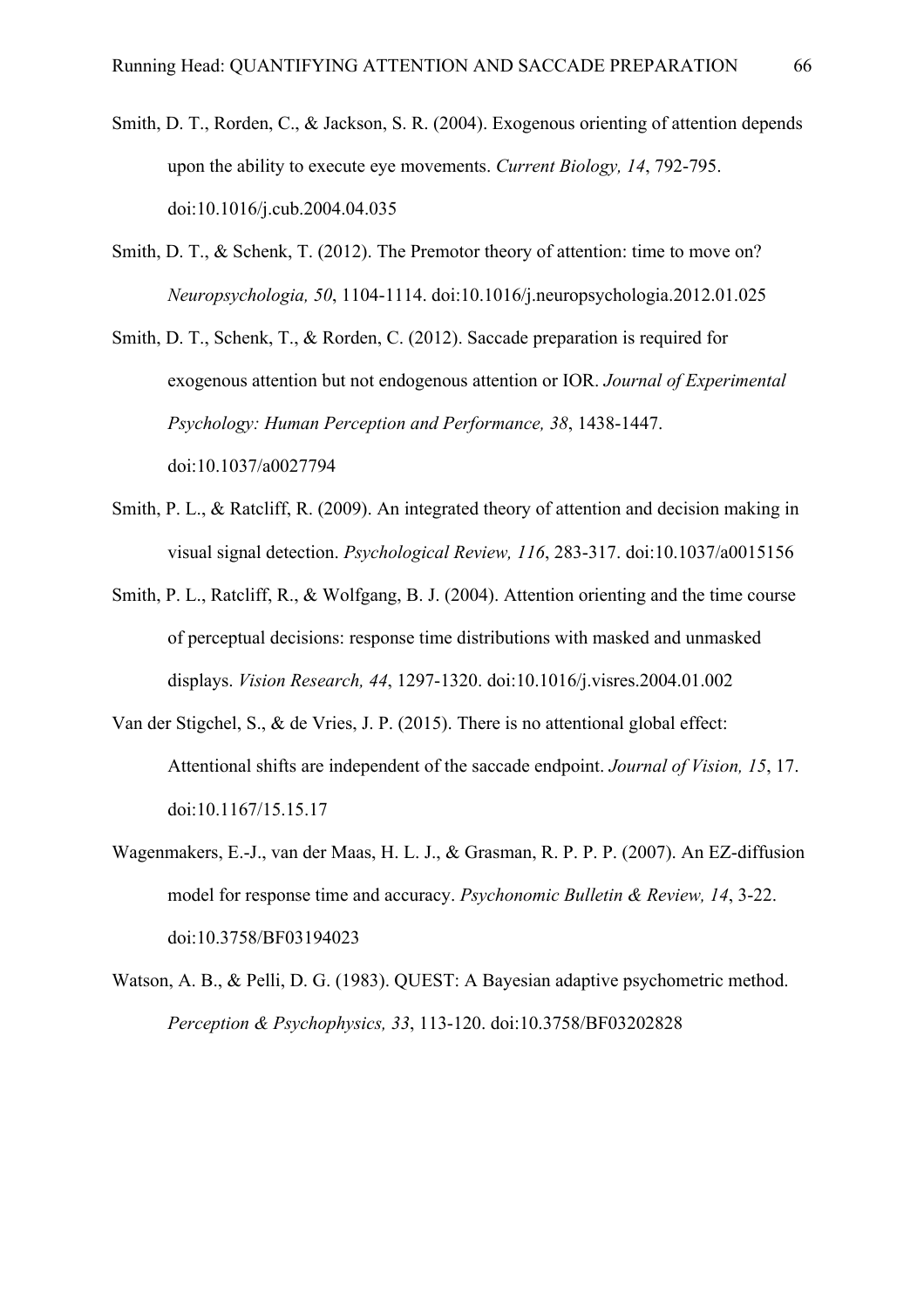Smith, D. T., Rorden, C., & Jackson, S. R. (2004). Exogenous orienting of attention depends upon the ability to execute eye movements. *Current Biology, 14*, 792-795. doi:10.1016/j.cub.2004.04.035

Smith, D. T., & Schenk, T. (2012). The Premotor theory of attention: time to move on? *Neuropsychologia, 50*, 1104-1114. doi:10.1016/j.neuropsychologia.2012.01.025

Smith, D. T., Schenk, T., & Rorden, C. (2012). Saccade preparation is required for exogenous attention but not endogenous attention or IOR. *Journal of Experimental Psychology: Human Perception and Performance, 38*, 1438-1447. doi:10.1037/a0027794

Smith, P. L., & Ratcliff, R. (2009). An integrated theory of attention and decision making in visual signal detection. *Psychological Review, 116*, 283-317. doi:10.1037/a0015156

Smith, P. L., Ratcliff, R., & Wolfgang, B. J. (2004). Attention orienting and the time course of perceptual decisions: response time distributions with masked and unmasked displays. *Vision Research, 44*, 1297-1320. doi:10.1016/j.visres.2004.01.002

Van der Stigchel, S., & de Vries, J. P. (2015). There is no attentional global effect: Attentional shifts are independent of the saccade endpoint. *Journal of Vision, 15*, 17. doi:10.1167/15.15.17

Wagenmakers, E.-J., van der Maas, H. L. J., & Grasman, R. P. P. P. (2007). An EZ-diffusion model for response time and accuracy. *Psychonomic Bulletin & Review, 14*, 3-22. doi:10.3758/BF03194023

Watson, A. B., & Pelli, D. G. (1983). QUEST: A Bayesian adaptive psychometric method. *Perception & Psychophysics, 33*, 113-120. doi:10.3758/BF03202828